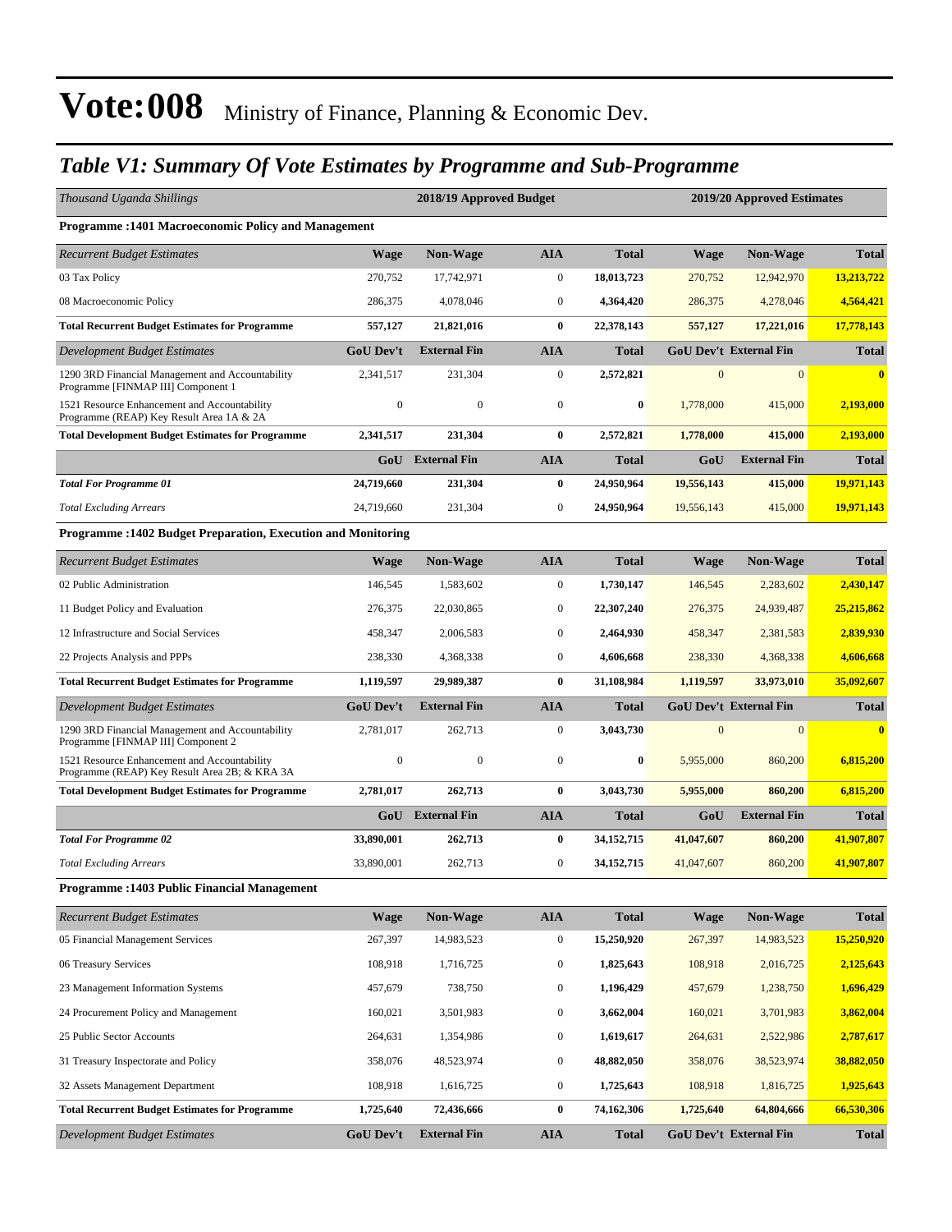# Vote:008 Ministry of Finance, Planning & Economic Dev.

## *Table V1: Summary Of Vote Estimates by Programme and Sub-Programme*

| *Thousand Uganda Shillings* | 2018/19 Approved Budget | | | | 2019/20 Approved Estimates | | |
|---|---|---|---|---|---|---|---|
| **Programme :1401 Macroeconomic Policy and Management** | | | | | | | |
| *Recurrent Budget Estimates* | **Wage** | **Non-Wage** | **AIA** | **Total** | **Wage** | **Non-Wage** | **Total** |
| 03 Tax Policy | 270,752 | 17,742,971 | 0 | **18,013,723** | 270,752 | 12,942,970 | **13,213,722** |
| 08 Macroeconomic Policy | 286,375 | 4,078,046 | 0 | **4,364,420** | 286,375 | 4,278,046 | **4,564,421** |
| **Total Recurrent Budget Estimates for Programme** | **557,127** | **21,821,016** | **0** | **22,378,143** | **557,127** | **17,221,016** | **17,778,143** |
| *Development Budget Estimates* | **GoU Dev't** | **External Fin** | **AIA** | **Total** | **GoU Dev't** | **External Fin** | **Total** |
| 1290 3RD Financial Management and Accountability Programme [FINMAP III] Component 1 | 2,341,517 | 231,304 | 0 | **2,572,821** | 0 | 0 | **0** |
| 1521 Resource Enhancement and Accountability Programme (REAP) Key Result Area 1A & 2A | 0 | 0 | 0 | **0** | 1,778,000 | 415,000 | **2,193,000** |
| **Total Development Budget Estimates for Programme** | **2,341,517** | **231,304** | **0** | **2,572,821** | **1,778,000** | **415,000** | **2,193,000** |
| | **GoU** | **External Fin** | **AIA** | **Total** | **GoU** | **External Fin** | **Total** |
| ***Total For Programme 01*** | **24,719,660** | **231,304** | **0** | **24,950,964** | **19,556,143** | **415,000** | **19,971,143** |
| *Total Excluding Arrears* | 24,719,660 | 231,304 | 0 | **24,950,964** | 19,556,143 | 415,000 | **19,971,143** |
| **Programme :1402 Budget Preparation, Execution and Monitoring** | | | | | | | |
| *Recurrent Budget Estimates* | **Wage** | **Non-Wage** | **AIA** | **Total** | **Wage** | **Non-Wage** | **Total** |
| 02 Public Administration | 146,545 | 1,583,602 | 0 | **1,730,147** | 146,545 | 2,283,602 | **2,430,147** |
| 11 Budget Policy and Evaluation | 276,375 | 22,030,865 | 0 | **22,307,240** | 276,375 | 24,939,487 | **25,215,862** |
| 12 Infrastructure and Social Services | 458,347 | 2,006,583 | 0 | **2,464,930** | 458,347 | 2,381,583 | **2,839,930** |
| 22 Projects Analysis and PPPs | 238,330 | 4,368,338 | 0 | **4,606,668** | 238,330 | 4,368,338 | **4,606,668** |
| **Total Recurrent Budget Estimates for Programme** | **1,119,597** | **29,989,387** | **0** | **31,108,984** | **1,119,597** | **33,973,010** | **35,092,607** |
| *Development Budget Estimates* | **GoU Dev't** | **External Fin** | **AIA** | **Total** | **GoU Dev't** | **External Fin** | **Total** |
| 1290 3RD Financial Management and Accountability Programme [FINMAP III] Component 2 | 2,781,017 | 262,713 | 0 | **3,043,730** | 0 | 0 | **0** |
| 1521 Resource Enhancement and Accountability Programme (REAP) Key Result Area 2B; & KRA 3A | 0 | 0 | 0 | **0** | 5,955,000 | 860,200 | **6,815,200** |
| **Total Development Budget Estimates for Programme** | **2,781,017** | **262,713** | **0** | **3,043,730** | **5,955,000** | **860,200** | **6,815,200** |
| | **GoU** | **External Fin** | **AIA** | **Total** | **GoU** | **External Fin** | **Total** |
| ***Total For Programme 02*** | **33,890,001** | **262,713** | **0** | **34,152,715** | **41,047,607** | **860,200** | **41,907,807** |
| *Total Excluding Arrears* | 33,890,001 | 262,713 | 0 | **34,152,715** | 41,047,607 | 860,200 | **41,907,807** |
| **Programme :1403 Public Financial Management** | | | | | | | |
| *Recurrent Budget Estimates* | **Wage** | **Non-Wage** | **AIA** | **Total** | **Wage** | **Non-Wage** | **Total** |
| 05 Financial Management Services | 267,397 | 14,983,523 | 0 | **15,250,920** | 267,397 | 14,983,523 | **15,250,920** |
| 06 Treasury Services | 108,918 | 1,716,725 | 0 | **1,825,643** | 108,918 | 2,016,725 | **2,125,643** |
| 23 Management Information Systems | 457,679 | 738,750 | 0 | **1,196,429** | 457,679 | 1,238,750 | **1,696,429** |
| 24 Procurement Policy and Management | 160,021 | 3,501,983 | 0 | **3,662,004** | 160,021 | 3,701,983 | **3,862,004** |
| 25 Public Sector Accounts | 264,631 | 1,354,986 | 0 | **1,619,617** | 264,631 | 2,522,986 | **2,787,617** |
| 31 Treasury Inspectorate and Policy | 358,076 | 48,523,974 | 0 | **48,882,050** | 358,076 | 38,523,974 | **38,882,050** |
| 32 Assets Management Department | 108,918 | 1,616,725 | 0 | **1,725,643** | 108,918 | 1,816,725 | **1,925,643** |
| **Total Recurrent Budget Estimates for Programme** | **1,725,640** | **72,436,666** | **0** | **74,162,306** | **1,725,640** | **64,804,666** | **66,530,306** |
| *Development Budget Estimates* | **GoU Dev't** | **External Fin** | **AIA** | **Total** | **GoU Dev't** | **External Fin** | **Total** |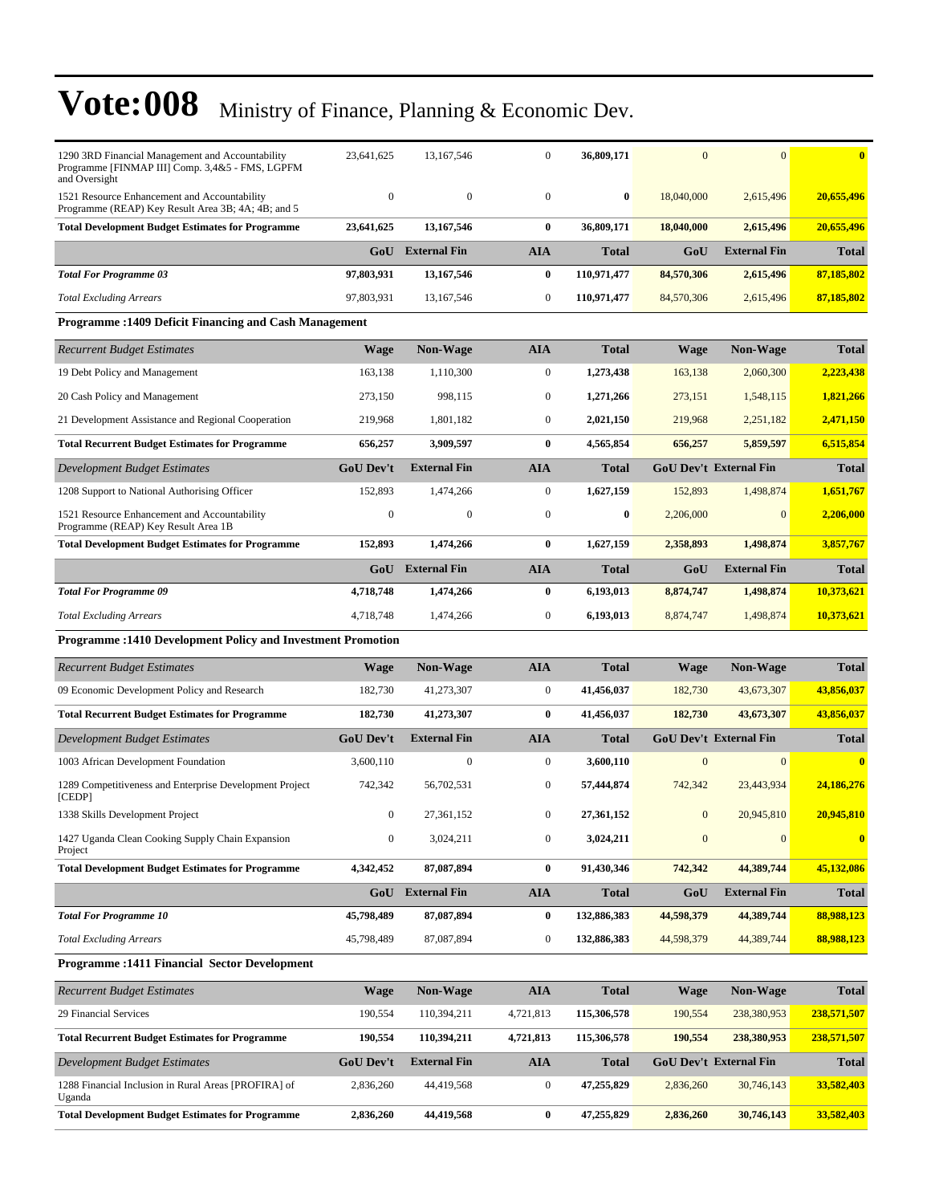# Vote:008 Ministry of Finance, Planning & Economic Dev.

| | | | | | | | |
|---|---|---|---|---|---|---|---|
| 1290 3RD Financial Management and Accountability Programme [FINMAP III] Comp. 3,4&5 - FMS, LGPFM and Oversight | 23,641,625 | 13,167,546 | 0 | **36,809,171** | 0 | 0 | **0** |
| 1521 Resource Enhancement and Accountability Programme (REAP) Key Result Area 3B; 4A; 4B; and 5 | 0 | 0 | 0 | **0** | 18,040,000 | 2,615,496 | **20,655,496** |
| **Total Development Budget Estimates for Programme** | **23,641,625** | **13,167,546** | **0** | **36,809,171** | **18,040,000** | **2,615,496** | **20,655,496** |
| | **GoU** | **External Fin** | **AIA** | **Total** | **GoU** | **External Fin** | **Total** |
| ***Total For Programme 03*** | **97,803,931** | **13,167,546** | **0** | **110,971,477** | **84,570,306** | **2,615,496** | **87,185,802** |
| *Total Excluding Arrears* | 97,803,931 | 13,167,546 | 0 | **110,971,477** | 84,570,306 | 2,615,496 | **87,185,802** |

**Programme :1409 Deficit Financing and Cash Management**

| *Recurrent Budget Estimates* | **Wage** | **Non-Wage** | **AIA** | **Total** | **Wage** | **Non-Wage** | **Total** |
|---|---|---|---|---|---|---|---|
| 19 Debt Policy and Management | 163,138 | 1,110,300 | 0 | **1,273,438** | 163,138 | 2,060,300 | **2,223,438** |
| 20 Cash Policy and Management | 273,150 | 998,115 | 0 | **1,271,266** | 273,151 | 1,548,115 | **1,821,266** |
| 21 Development Assistance and Regional Cooperation | 219,968 | 1,801,182 | 0 | **2,021,150** | 219,968 | 2,251,182 | **2,471,150** |
| **Total Recurrent Budget Estimates for Programme** | **656,257** | **3,909,597** | **0** | **4,565,854** | **656,257** | **5,859,597** | **6,515,854** |
| *Development Budget Estimates* | **GoU Dev't** | **External Fin** | **AIA** | **Total** | **GoU Dev't** | **External Fin** | **Total** |
| 1208 Support to National Authorising Officer | 152,893 | 1,474,266 | 0 | **1,627,159** | 152,893 | 1,498,874 | **1,651,767** |
| 1521 Resource Enhancement and Accountability Programme (REAP) Key Result Area 1B | 0 | 0 | 0 | **0** | 2,206,000 | 0 | **2,206,000** |
| **Total Development Budget Estimates for Programme** | **152,893** | **1,474,266** | **0** | **1,627,159** | **2,358,893** | **1,498,874** | **3,857,767** |
| | **GoU** | **External Fin** | **AIA** | **Total** | **GoU** | **External Fin** | **Total** |
| ***Total For Programme 09*** | **4,718,748** | **1,474,266** | **0** | **6,193,013** | **8,874,747** | **1,498,874** | **10,373,621** |
| *Total Excluding Arrears* | 4,718,748 | 1,474,266 | 0 | **6,193,013** | 8,874,747 | 1,498,874 | **10,373,621** |

**Programme :1410 Development Policy and Investment Promotion**

| *Recurrent Budget Estimates* | **Wage** | **Non-Wage** | **AIA** | **Total** | **Wage** | **Non-Wage** | **Total** |
|---|---|---|---|---|---|---|---|
| 09 Economic Development Policy and Research | 182,730 | 41,273,307 | 0 | **41,456,037** | 182,730 | 43,673,307 | **43,856,037** |
| **Total Recurrent Budget Estimates for Programme** | **182,730** | **41,273,307** | **0** | **41,456,037** | **182,730** | **43,673,307** | **43,856,037** |
| *Development Budget Estimates* | **GoU Dev't** | **External Fin** | **AIA** | **Total** | **GoU Dev't** | **External Fin** | **Total** |
| 1003 African Development Foundation | 3,600,110 | 0 | 0 | **3,600,110** | 0 | 0 | **0** |
| 1289 Competitiveness and Enterprise Development Project [CEDP] | 742,342 | 56,702,531 | 0 | **57,444,874** | 742,342 | 23,443,934 | **24,186,276** |
| 1338 Skills Development Project | 0 | 27,361,152 | 0 | **27,361,152** | 0 | 20,945,810 | **20,945,810** |
| 1427 Uganda Clean Cooking Supply Chain Expansion Project | 0 | 3,024,211 | 0 | **3,024,211** | 0 | 0 | **0** |
| **Total Development Budget Estimates for Programme** | **4,342,452** | **87,087,894** | **0** | **91,430,346** | **742,342** | **44,389,744** | **45,132,086** |
| | **GoU** | **External Fin** | **AIA** | **Total** | **GoU** | **External Fin** | **Total** |
| ***Total For Programme 10*** | **45,798,489** | **87,087,894** | **0** | **132,886,383** | **44,598,379** | **44,389,744** | **88,988,123** |
| *Total Excluding Arrears* | 45,798,489 | 87,087,894 | 0 | **132,886,383** | 44,598,379 | 44,389,744 | **88,988,123** |

**Programme :1411 Financial Sector Development**

| *Recurrent Budget Estimates* | **Wage** | **Non-Wage** | **AIA** | **Total** | **Wage** | **Non-Wage** | **Total** |
|---|---|---|---|---|---|---|---|
| 29 Financial Services | 190,554 | 110,394,211 | 4,721,813 | **115,306,578** | 190,554 | 238,380,953 | **238,571,507** |
| **Total Recurrent Budget Estimates for Programme** | **190,554** | **110,394,211** | **4,721,813** | **115,306,578** | **190,554** | **238,380,953** | **238,571,507** |
| *Development Budget Estimates* | **GoU Dev't** | **External Fin** | **AIA** | **Total** | **GoU Dev't** | **External Fin** | **Total** |
| 1288 Financial Inclusion in Rural Areas [PROFIRA] of Uganda | 2,836,260 | 44,419,568 | 0 | **47,255,829** | 2,836,260 | 30,746,143 | **33,582,403** |
| **Total Development Budget Estimates for Programme** | **2,836,260** | **44,419,568** | **0** | **47,255,829** | **2,836,260** | **30,746,143** | **33,582,403** |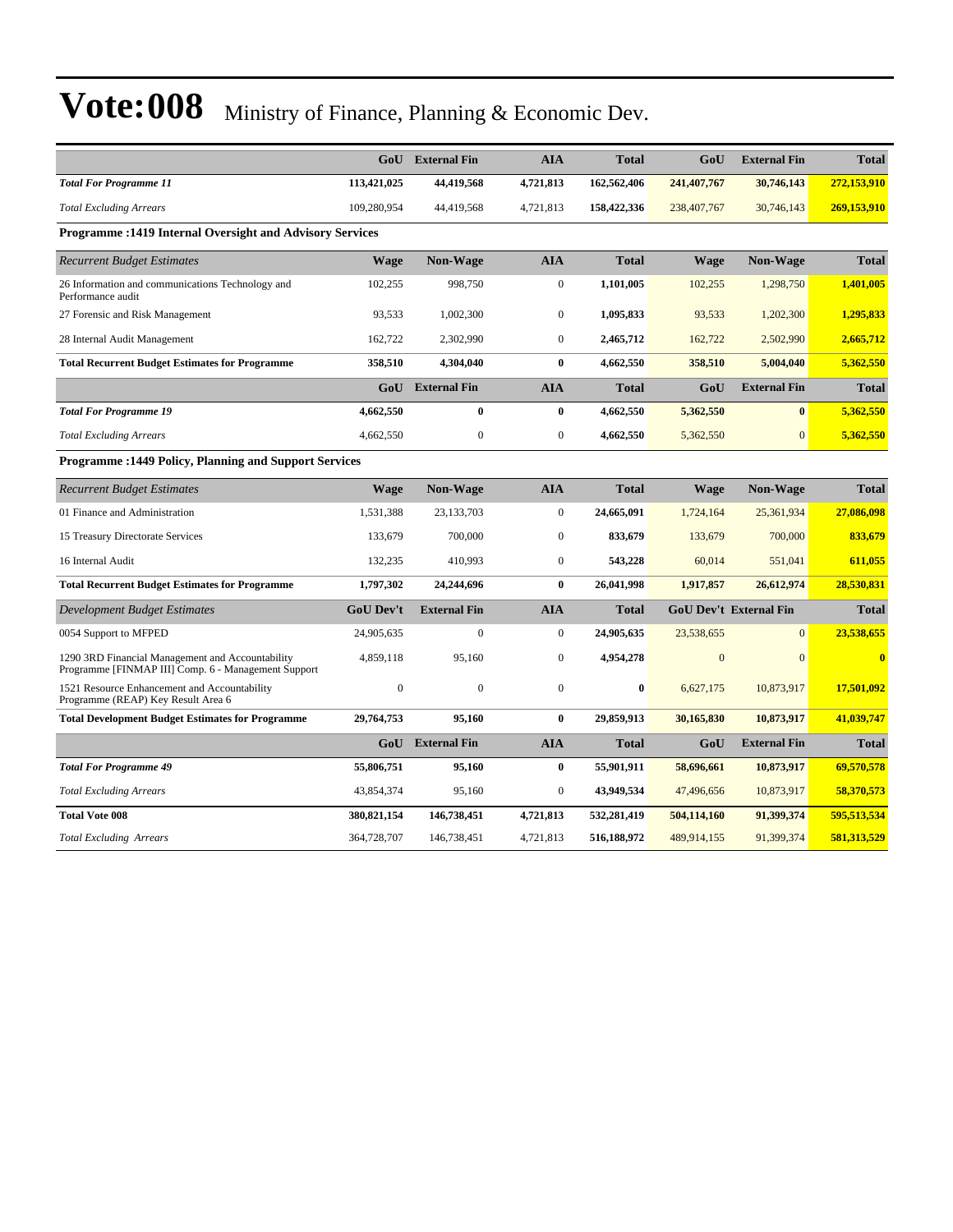# Vote:008 Ministry of Finance, Planning & Economic Dev.

| | GoU | External Fin | AIA | Total | GoU | External Fin | Total |
|---|---|---|---|---|---|---|---|
| ***Total For Programme 11*** | **113,421,025** | **44,419,568** | **4,721,813** | **162,562,406** | **241,407,767** | **30,746,143** | **272,153,910** |
| *Total Excluding Arrears* | 109,280,954 | 44,419,568 | 4,721,813 | **158,422,336** | 238,407,767 | 30,746,143 | **269,153,910** |

**Programme :1419 Internal Oversight and Advisory Services**

| *Recurrent Budget Estimates* | Wage | Non-Wage | AIA | Total | Wage | Non-Wage | Total |
|---|---|---|---|---|---|---|---|
| 26 Information and communications Technology and Performance audit | 102,255 | 998,750 | 0 | **1,101,005** | 102,255 | 1,298,750 | **1,401,005** |
| 27 Forensic and Risk Management | 93,533 | 1,002,300 | 0 | **1,095,833** | 93,533 | 1,202,300 | **1,295,833** |
| 28 Internal Audit Management | 162,722 | 2,302,990 | 0 | **2,465,712** | 162,722 | 2,502,990 | **2,665,712** |
| **Total Recurrent Budget Estimates for Programme** | **358,510** | **4,304,040** | **0** | **4,662,550** | **358,510** | **5,004,040** | **5,362,550** |

| | GoU | External Fin | AIA | Total | GoU | External Fin | Total |
|---|---|---|---|---|---|---|---|
| ***Total For Programme 19*** | **4,662,550** | **0** | **0** | **4,662,550** | **5,362,550** | **0** | **5,362,550** |
| *Total Excluding Arrears* | 4,662,550 | 0 | 0 | **4,662,550** | 5,362,550 | 0 | **5,362,550** |

**Programme :1449 Policy, Planning and Support Services**

| *Recurrent Budget Estimates* | Wage | Non-Wage | AIA | Total | Wage | Non-Wage | Total |
|---|---|---|---|---|---|---|---|
| 01 Finance and Administration | 1,531,388 | 23,133,703 | 0 | **24,665,091** | 1,724,164 | 25,361,934 | **27,086,098** |
| 15 Treasury Directorate Services | 133,679 | 700,000 | 0 | **833,679** | 133,679 | 700,000 | **833,679** |
| 16 Internal Audit | 132,235 | 410,993 | 0 | **543,228** | 60,014 | 551,041 | **611,055** |
| **Total Recurrent Budget Estimates for Programme** | **1,797,302** | **24,244,696** | **0** | **26,041,998** | **1,917,857** | **26,612,974** | **28,530,831** |

| *Development Budget Estimates* | GoU Dev't | External Fin | AIA | Total | GoU Dev't | External Fin | Total |
|---|---|---|---|---|---|---|---|
| 0054 Support to MFPED | 24,905,635 | 0 | 0 | **24,905,635** | 23,538,655 | 0 | **23,538,655** |
| 1290 3RD Financial Management and Accountability Programme [FINMAP III] Comp. 6 - Management Support | 4,859,118 | 95,160 | 0 | **4,954,278** | 0 | 0 | **0** |
| 1521 Resource Enhancement and Accountability Programme (REAP) Key Result Area 6 | 0 | 0 | 0 | **0** | 6,627,175 | 10,873,917 | **17,501,092** |
| **Total Development Budget Estimates for Programme** | **29,764,753** | **95,160** | **0** | **29,859,913** | **30,165,830** | **10,873,917** | **41,039,747** |

| | GoU | External Fin | AIA | Total | GoU | External Fin | Total |
|---|---|---|---|---|---|---|---|
| ***Total For Programme 49*** | **55,806,751** | **95,160** | **0** | **55,901,911** | **58,696,661** | **10,873,917** | **69,570,578** |
| *Total Excluding Arrears* | 43,854,374 | 95,160 | 0 | **43,949,534** | 47,496,656 | 10,873,917 | **58,370,573** |
| **Total Vote 008** | **380,821,154** | **146,738,451** | **4,721,813** | **532,281,419** | **504,114,160** | **91,399,374** | **595,513,534** |
| *Total Excluding Arrears* | 364,728,707 | 146,738,451 | 4,721,813 | **516,188,972** | 489,914,155 | 91,399,374 | **581,313,529** |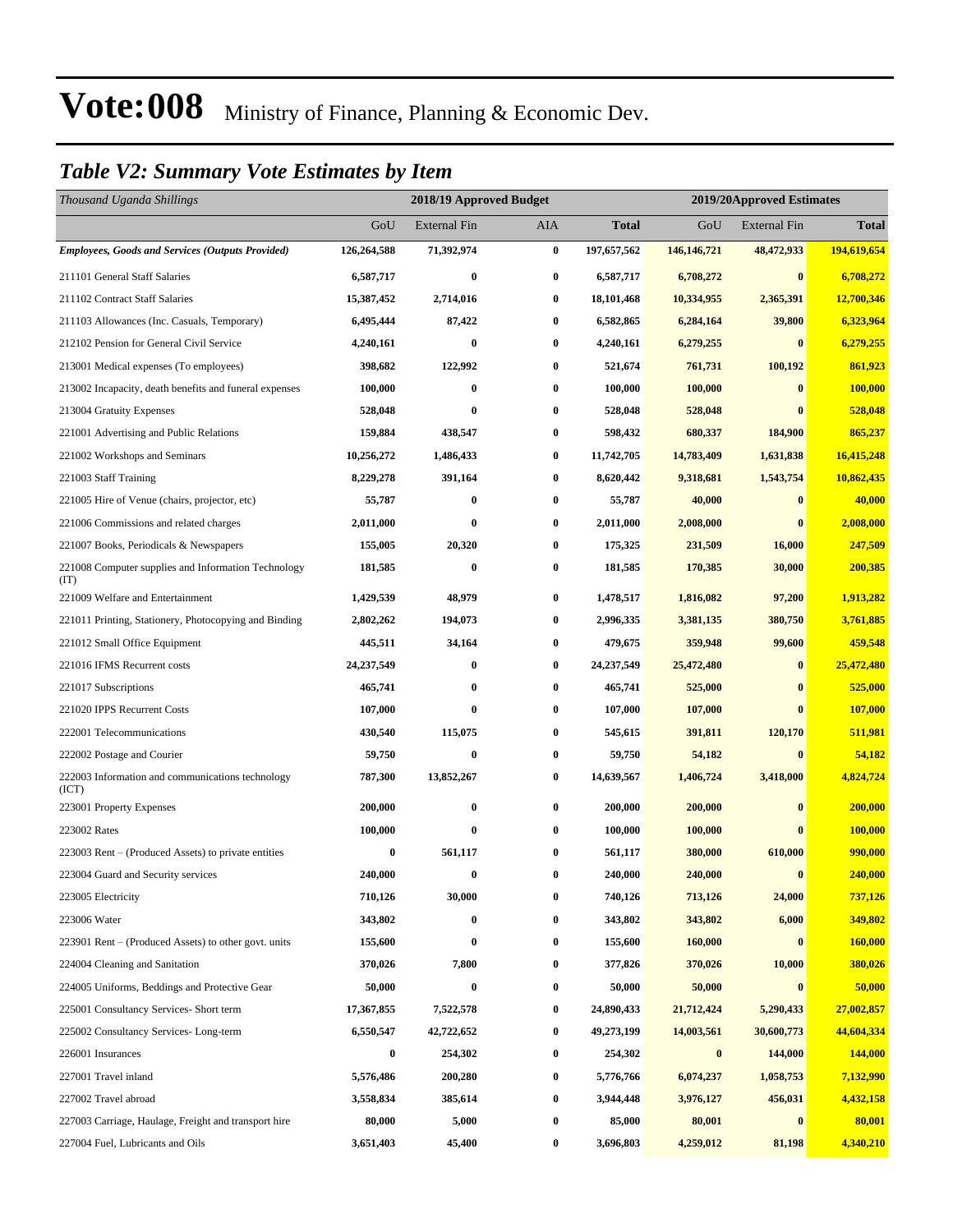# Vote:008 Ministry of Finance, Planning & Economic Dev.

## *Table V2: Summary Vote Estimates by Item*

| *Thousand Uganda Shillings* | 2018/19 Approved Budget | | | | 2019/20Approved Estimates | | |
|---|---|---|---|---|---|---|---|
| | GoU | External Fin | AIA | **Total** | GoU | External Fin | **Total** |
| ***Employees, Goods and Services (Outputs Provided)*** | **126,264,588** | **71,392,974** | **0** | **197,657,562** | **146,146,721** | **48,472,933** | **194,619,654** |
| 211101 General Staff Salaries | **6,587,717** | **0** | **0** | **6,587,717** | **6,708,272** | **0** | **6,708,272** |
| 211102 Contract Staff Salaries | **15,387,452** | **2,714,016** | **0** | **18,101,468** | **10,334,955** | **2,365,391** | **12,700,346** |
| 211103 Allowances (Inc. Casuals, Temporary) | **6,495,444** | **87,422** | **0** | **6,582,865** | **6,284,164** | **39,800** | **6,323,964** |
| 212102 Pension for General Civil Service | **4,240,161** | **0** | **0** | **4,240,161** | **6,279,255** | **0** | **6,279,255** |
| 213001 Medical expenses (To employees) | **398,682** | **122,992** | **0** | **521,674** | **761,731** | **100,192** | **861,923** |
| 213002 Incapacity, death benefits and funeral expenses | **100,000** | **0** | **0** | **100,000** | **100,000** | **0** | **100,000** |
| 213004 Gratuity Expenses | **528,048** | **0** | **0** | **528,048** | **528,048** | **0** | **528,048** |
| 221001 Advertising and Public Relations | **159,884** | **438,547** | **0** | **598,432** | **680,337** | **184,900** | **865,237** |
| 221002 Workshops and Seminars | **10,256,272** | **1,486,433** | **0** | **11,742,705** | **14,783,409** | **1,631,838** | **16,415,248** |
| 221003 Staff Training | **8,229,278** | **391,164** | **0** | **8,620,442** | **9,318,681** | **1,543,754** | **10,862,435** |
| 221005 Hire of Venue (chairs, projector, etc) | **55,787** | **0** | **0** | **55,787** | **40,000** | **0** | **40,000** |
| 221006 Commissions and related charges | **2,011,000** | **0** | **0** | **2,011,000** | **2,008,000** | **0** | **2,008,000** |
| 221007 Books, Periodicals & Newspapers | **155,005** | **20,320** | **0** | **175,325** | **231,509** | **16,000** | **247,509** |
| 221008 Computer supplies and Information Technology (IT) | **181,585** | **0** | **0** | **181,585** | **170,385** | **30,000** | **200,385** |
| 221009 Welfare and Entertainment | **1,429,539** | **48,979** | **0** | **1,478,517** | **1,816,082** | **97,200** | **1,913,282** |
| 221011 Printing, Stationery, Photocopying and Binding | **2,802,262** | **194,073** | **0** | **2,996,335** | **3,381,135** | **380,750** | **3,761,885** |
| 221012 Small Office Equipment | **445,511** | **34,164** | **0** | **479,675** | **359,948** | **99,600** | **459,548** |
| 221016 IFMS Recurrent costs | **24,237,549** | **0** | **0** | **24,237,549** | **25,472,480** | **0** | **25,472,480** |
| 221017 Subscriptions | **465,741** | **0** | **0** | **465,741** | **525,000** | **0** | **525,000** |
| 221020 IPPS Recurrent Costs | **107,000** | **0** | **0** | **107,000** | **107,000** | **0** | **107,000** |
| 222001 Telecommunications | **430,540** | **115,075** | **0** | **545,615** | **391,811** | **120,170** | **511,981** |
| 222002 Postage and Courier | **59,750** | **0** | **0** | **59,750** | **54,182** | **0** | **54,182** |
| 222003 Information and communications technology (ICT) | **787,300** | **13,852,267** | **0** | **14,639,567** | **1,406,724** | **3,418,000** | **4,824,724** |
| 223001 Property Expenses | **200,000** | **0** | **0** | **200,000** | **200,000** | **0** | **200,000** |
| 223002 Rates | **100,000** | **0** | **0** | **100,000** | **100,000** | **0** | **100,000** |
| 223003 Rent – (Produced Assets) to private entities | **0** | **561,117** | **0** | **561,117** | **380,000** | **610,000** | **990,000** |
| 223004 Guard and Security services | **240,000** | **0** | **0** | **240,000** | **240,000** | **0** | **240,000** |
| 223005 Electricity | **710,126** | **30,000** | **0** | **740,126** | **713,126** | **24,000** | **737,126** |
| 223006 Water | **343,802** | **0** | **0** | **343,802** | **343,802** | **6,000** | **349,802** |
| 223901 Rent – (Produced Assets) to other govt. units | **155,600** | **0** | **0** | **155,600** | **160,000** | **0** | **160,000** |
| 224004 Cleaning and Sanitation | **370,026** | **7,800** | **0** | **377,826** | **370,026** | **10,000** | **380,026** |
| 224005 Uniforms, Beddings and Protective Gear | **50,000** | **0** | **0** | **50,000** | **50,000** | **0** | **50,000** |
| 225001 Consultancy Services- Short term | **17,367,855** | **7,522,578** | **0** | **24,890,433** | **21,712,424** | **5,290,433** | **27,002,857** |
| 225002 Consultancy Services- Long-term | **6,550,547** | **42,722,652** | **0** | **49,273,199** | **14,003,561** | **30,600,773** | **44,604,334** |
| 226001 Insurances | **0** | **254,302** | **0** | **254,302** | **0** | **144,000** | **144,000** |
| 227001 Travel inland | **5,576,486** | **200,280** | **0** | **5,776,766** | **6,074,237** | **1,058,753** | **7,132,990** |
| 227002 Travel abroad | **3,558,834** | **385,614** | **0** | **3,944,448** | **3,976,127** | **456,031** | **4,432,158** |
| 227003 Carriage, Haulage, Freight and transport hire | **80,000** | **5,000** | **0** | **85,000** | **80,001** | **0** | **80,001** |
| 227004 Fuel, Lubricants and Oils | **3,651,403** | **45,400** | **0** | **3,696,803** | **4,259,012** | **81,198** | **4,340,210** |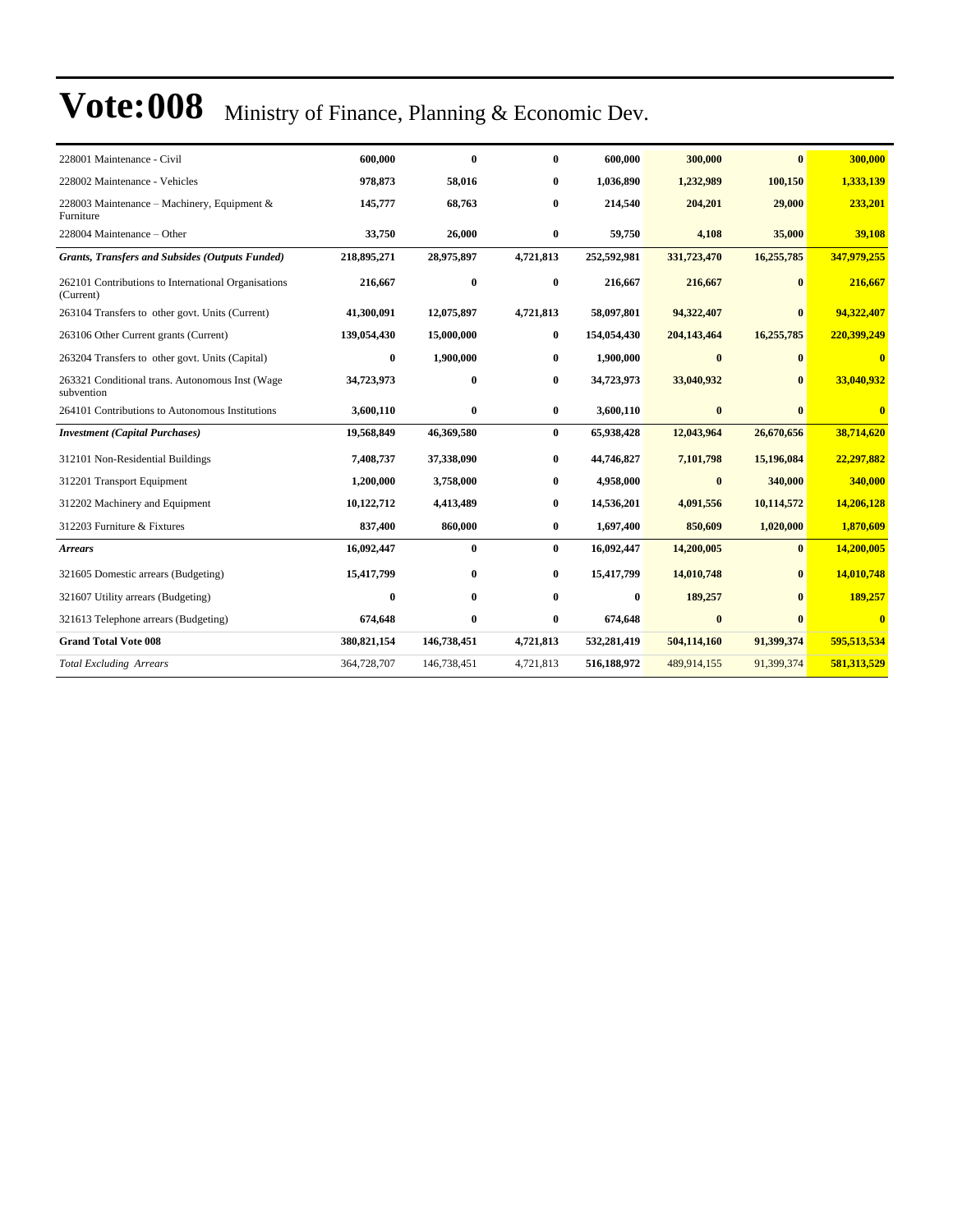# Vote:008 Ministry of Finance, Planning & Economic Dev.

| | | | | | | | |
|---|---|---|---|---|---|---|---|
| 228001 Maintenance - Civil | **600,000** | **0** | **0** | **600,000** | **300,000** | **0** | **300,000** |
| 228002 Maintenance - Vehicles | **978,873** | **58,016** | **0** | **1,036,890** | **1,232,989** | **100,150** | **1,333,139** |
| 228003 Maintenance – Machinery, Equipment & Furniture | **145,777** | **68,763** | **0** | **214,540** | **204,201** | **29,000** | **233,201** |
| 228004 Maintenance – Other | **33,750** | **26,000** | **0** | **59,750** | **4,108** | **35,000** | **39,108** |
| ***Grants, Transfers and Subsides (Outputs Funded)*** | **218,895,271** | **28,975,897** | **4,721,813** | **252,592,981** | **331,723,470** | **16,255,785** | **347,979,255** |
| 262101 Contributions to International Organisations (Current) | **216,667** | **0** | **0** | **216,667** | **216,667** | **0** | **216,667** |
| 263104 Transfers to other govt. Units (Current) | **41,300,091** | **12,075,897** | **4,721,813** | **58,097,801** | **94,322,407** | **0** | **94,322,407** |
| 263106 Other Current grants (Current) | **139,054,430** | **15,000,000** | **0** | **154,054,430** | **204,143,464** | **16,255,785** | **220,399,249** |
| 263204 Transfers to other govt. Units (Capital) | **0** | **1,900,000** | **0** | **1,900,000** | **0** | **0** | **0** |
| 263321 Conditional trans. Autonomous Inst (Wage subvention | **34,723,973** | **0** | **0** | **34,723,973** | **33,040,932** | **0** | **33,040,932** |
| 264101 Contributions to Autonomous Institutions | **3,600,110** | **0** | **0** | **3,600,110** | **0** | **0** | **0** |
| ***Investment (Capital Purchases)*** | **19,568,849** | **46,369,580** | **0** | **65,938,428** | **12,043,964** | **26,670,656** | **38,714,620** |
| 312101 Non-Residential Buildings | **7,408,737** | **37,338,090** | **0** | **44,746,827** | **7,101,798** | **15,196,084** | **22,297,882** |
| 312201 Transport Equipment | **1,200,000** | **3,758,000** | **0** | **4,958,000** | **0** | **340,000** | **340,000** |
| 312202 Machinery and Equipment | **10,122,712** | **4,413,489** | **0** | **14,536,201** | **4,091,556** | **10,114,572** | **14,206,128** |
| 312203 Furniture & Fixtures | **837,400** | **860,000** | **0** | **1,697,400** | **850,609** | **1,020,000** | **1,870,609** |
| ***Arrears*** | **16,092,447** | **0** | **0** | **16,092,447** | **14,200,005** | **0** | **14,200,005** |
| 321605 Domestic arrears (Budgeting) | **15,417,799** | **0** | **0** | **15,417,799** | **14,010,748** | **0** | **14,010,748** |
| 321607 Utility arrears (Budgeting) | **0** | **0** | **0** | **0** | **189,257** | **0** | **189,257** |
| 321613 Telephone arrears (Budgeting) | **674,648** | **0** | **0** | **674,648** | **0** | **0** | **0** |
| **Grand Total Vote 008** | **380,821,154** | **146,738,451** | **4,721,813** | **532,281,419** | **504,114,160** | **91,399,374** | **595,513,534** |
| *Total Excluding Arrears* | 364,728,707 | 146,738,451 | 4,721,813 | **516,188,972** | 489,914,155 | 91,399,374 | **581,313,529** |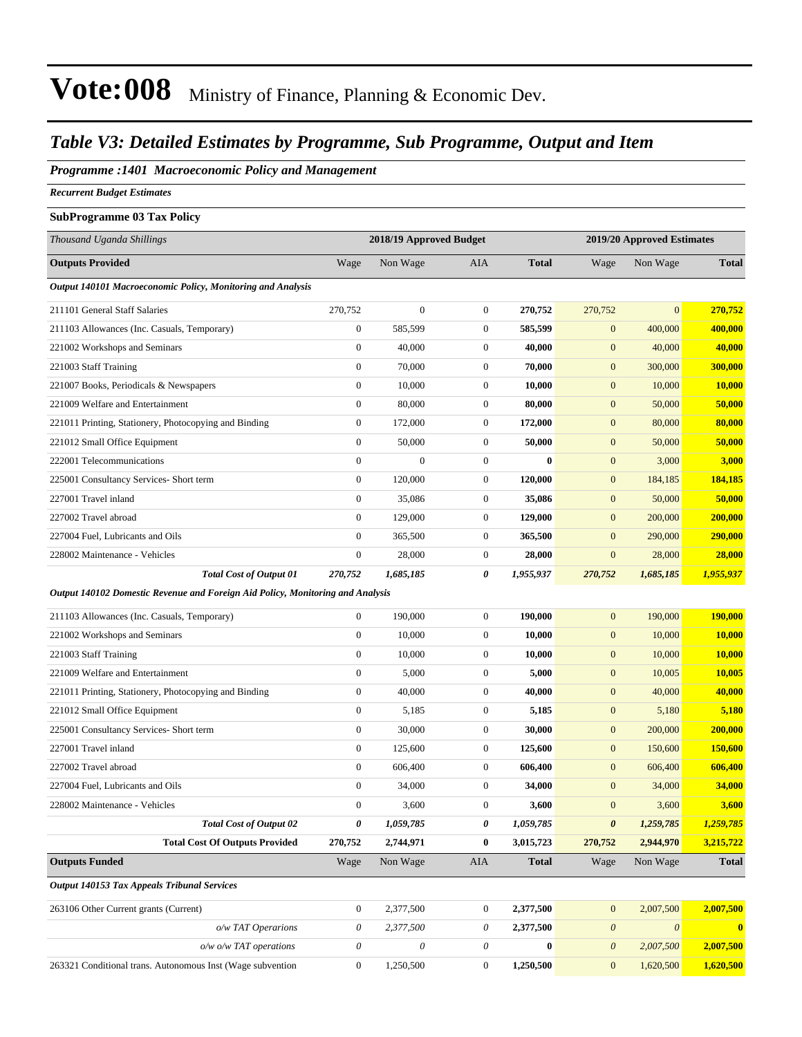# Vote:008 Ministry of Finance, Planning & Economic Dev.

## Table V3: Detailed Estimates by Programme, Sub Programme, Output and Item

### Programme :1401 Macroeconomic Policy and Management

*Recurrent Budget Estimates*

**SubProgramme 03 Tax Policy**

| *Thousand Uganda Shillings* | 2018/19 Approved Budget | | | | 2019/20 Approved Estimates | | |
|---|---|---|---|---|---|---|---|
| **Outputs Provided** | Wage | Non Wage | AIA | **Total** | Wage | Non Wage | **Total** |
| ***Output 140101 Macroeconomic Policy, Monitoring and Analysis*** | | | | | | | |
| 211101 General Staff Salaries | 270,752 | 0 | 0 | **270,752** | 270,752 | 0 | **270,752** |
| 211103 Allowances (Inc. Casuals, Temporary) | 0 | 585,599 | 0 | **585,599** | 0 | 400,000 | **400,000** |
| 221002 Workshops and Seminars | 0 | 40,000 | 0 | **40,000** | 0 | 40,000 | **40,000** |
| 221003 Staff Training | 0 | 70,000 | 0 | **70,000** | 0 | 300,000 | **300,000** |
| 221007 Books, Periodicals & Newspapers | 0 | 10,000 | 0 | **10,000** | 0 | 10,000 | **10,000** |
| 221009 Welfare and Entertainment | 0 | 80,000 | 0 | **80,000** | 0 | 50,000 | **50,000** |
| 221011 Printing, Stationery, Photocopying and Binding | 0 | 172,000 | 0 | **172,000** | 0 | 80,000 | **80,000** |
| 221012 Small Office Equipment | 0 | 50,000 | 0 | **50,000** | 0 | 50,000 | **50,000** |
| 222001 Telecommunications | 0 | 0 | 0 | **0** | 0 | 3,000 | **3,000** |
| 225001 Consultancy Services- Short term | 0 | 120,000 | 0 | **120,000** | 0 | 184,185 | **184,185** |
| 227001 Travel inland | 0 | 35,086 | 0 | **35,086** | 0 | 50,000 | **50,000** |
| 227002 Travel abroad | 0 | 129,000 | 0 | **129,000** | 0 | 200,000 | **200,000** |
| 227004 Fuel, Lubricants and Oils | 0 | 365,500 | 0 | **365,500** | 0 | 290,000 | **290,000** |
| 228002 Maintenance - Vehicles | 0 | 28,000 | 0 | **28,000** | 0 | 28,000 | **28,000** |
| ***Total Cost of Output 01*** | ***270,752*** | ***1,685,185*** | ***0*** | ***1,955,937*** | ***270,752*** | ***1,685,185*** | ***1,955,937*** |
| ***Output 140102 Domestic Revenue and Foreign Aid Policy, Monitoring and Analysis*** | | | | | | | |
| 211103 Allowances (Inc. Casuals, Temporary) | 0 | 190,000 | 0 | **190,000** | 0 | 190,000 | **190,000** |
| 221002 Workshops and Seminars | 0 | 10,000 | 0 | **10,000** | 0 | 10,000 | **10,000** |
| 221003 Staff Training | 0 | 10,000 | 0 | **10,000** | 0 | 10,000 | **10,000** |
| 221009 Welfare and Entertainment | 0 | 5,000 | 0 | **5,000** | 0 | 10,005 | **10,005** |
| 221011 Printing, Stationery, Photocopying and Binding | 0 | 40,000 | 0 | **40,000** | 0 | 40,000 | **40,000** |
| 221012 Small Office Equipment | 0 | 5,185 | 0 | **5,185** | 0 | 5,180 | **5,180** |
| 225001 Consultancy Services- Short term | 0 | 30,000 | 0 | **30,000** | 0 | 200,000 | **200,000** |
| 227001 Travel inland | 0 | 125,600 | 0 | **125,600** | 0 | 150,600 | **150,600** |
| 227002 Travel abroad | 0 | 606,400 | 0 | **606,400** | 0 | 606,400 | **606,400** |
| 227004 Fuel, Lubricants and Oils | 0 | 34,000 | 0 | **34,000** | 0 | 34,000 | **34,000** |
| 228002 Maintenance - Vehicles | 0 | 3,600 | 0 | **3,600** | 0 | 3,600 | **3,600** |
| ***Total Cost of Output 02*** | ***0*** | ***1,059,785*** | ***0*** | ***1,059,785*** | ***0*** | ***1,259,785*** | ***1,259,785*** |
| **Total Cost Of Outputs Provided** | **270,752** | **2,744,971** | **0** | **3,015,723** | **270,752** | **2,944,970** | **3,215,722** |
| **Outputs Funded** | Wage | Non Wage | AIA | **Total** | Wage | Non Wage | **Total** |
| ***Output 140153 Tax Appeals Tribunal Services*** | | | | | | | |
| 263106 Other Current grants (Current) | 0 | 2,377,500 | 0 | **2,377,500** | 0 | 2,007,500 | **2,007,500** |
| *o/w TAT Operarions* | *0* | *2,377,500* | *0* | **2,377,500** | *0* | *0* | **0** |
| *o/w o/w TAT operations* | *0* | *0* | *0* | **0** | *0* | *2,007,500* | **2,007,500** |
| 263321 Conditional trans. Autonomous Inst (Wage subvention | 0 | 1,250,500 | 0 | **1,250,500** | 0 | 1,620,500 | **1,620,500** |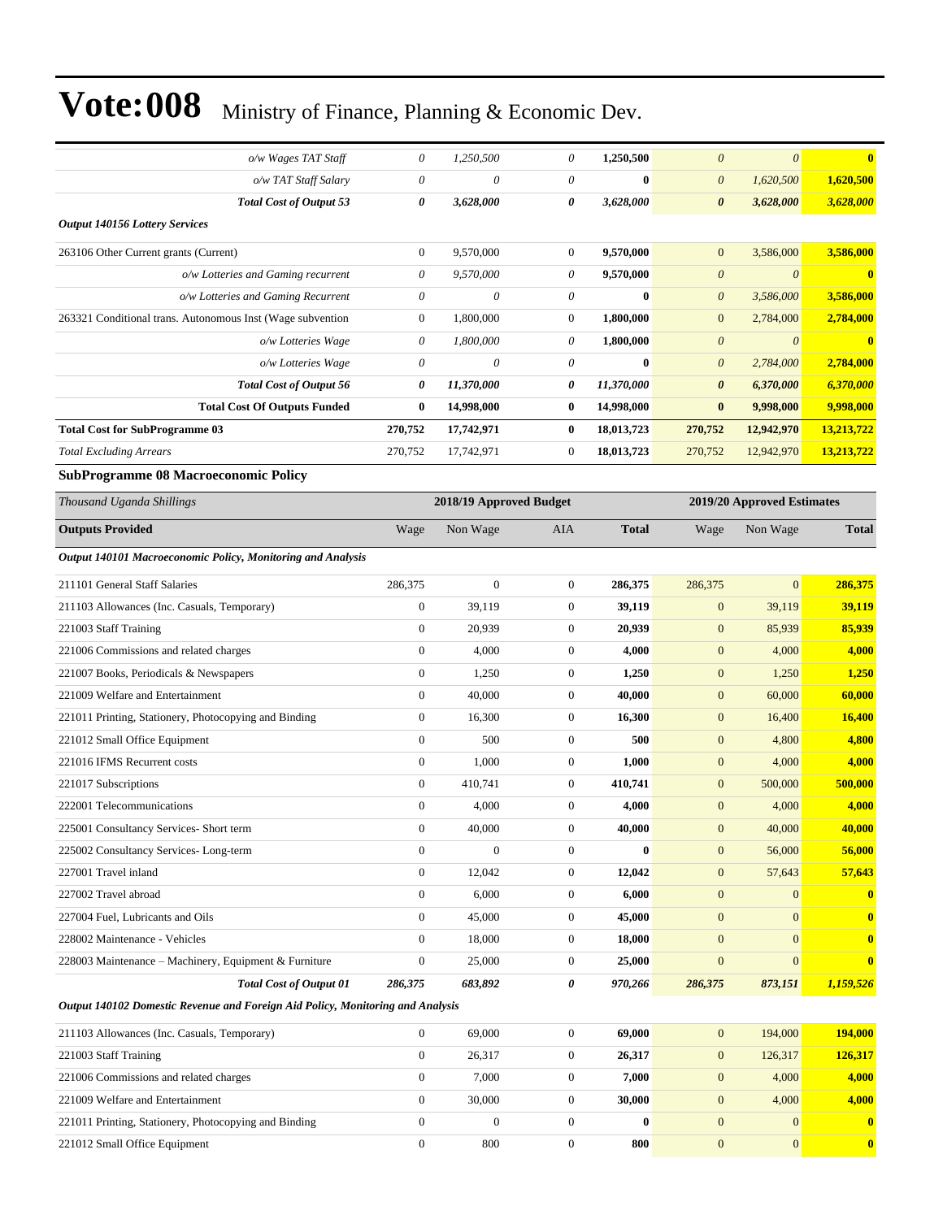# Vote:008 Ministry of Finance, Planning & Economic Dev.

| | | | | | | | |
|---|---|---|---|---|---|---|---|
| *o/w Wages TAT Staff* | *0* | *1,250,500* | *0* | **1,250,500** | *0* | *0* | **0** |
| *o/w TAT Staff Salary* | *0* | *0* | *0* | **0** | *0* | *1,620,500* | **1,620,500** |
| ***Total Cost of Output 53*** | ***0*** | ***3,628,000*** | ***0*** | ***3,628,000*** | ***0*** | ***3,628,000*** | ***3,628,000*** |
| ***Output 140156 Lottery Services*** | | | | | | | |
| 263106 Other Current grants (Current) | 0 | 9,570,000 | 0 | **9,570,000** | 0 | 3,586,000 | **3,586,000** |
| *o/w Lotteries and Gaming recurrent* | *0* | *9,570,000* | *0* | **9,570,000** | *0* | *0* | **0** |
| *o/w Lotteries and Gaming Recurrent* | *0* | *0* | *0* | **0** | *0* | *3,586,000* | **3,586,000** |
| 263321 Conditional trans. Autonomous Inst (Wage subvention | 0 | 1,800,000 | 0 | **1,800,000** | 0 | 2,784,000 | **2,784,000** |
| *o/w Lotteries Wage* | *0* | *1,800,000* | *0* | **1,800,000** | *0* | *0* | **0** |
| *o/w Lotteries Wage* | *0* | *0* | *0* | **0** | *0* | *2,784,000* | **2,784,000** |
| ***Total Cost of Output 56*** | ***0*** | ***11,370,000*** | ***0*** | ***11,370,000*** | ***0*** | ***6,370,000*** | ***6,370,000*** |
| **Total Cost Of Outputs Funded** | **0** | **14,998,000** | **0** | **14,998,000** | **0** | **9,998,000** | **9,998,000** |
| **Total Cost for SubProgramme 03** | **270,752** | **17,742,971** | **0** | **18,013,723** | **270,752** | **12,942,970** | **13,213,722** |
| *Total Excluding Arrears* | 270,752 | 17,742,971 | 0 | **18,013,723** | 270,752 | 12,942,970 | **13,213,722** |

### SubProgramme 08 Macroeconomic Policy

| *Thousand Uganda Shillings* | 2018/19 Approved Budget | | | | 2019/20 Approved Estimates | | |
|---|---|---|---|---|---|---|---|
| **Outputs Provided** | Wage | Non Wage | AIA | **Total** | Wage | Non Wage | **Total** |
| ***Output 140101 Macroeconomic Policy, Monitoring and Analysis*** | | | | | | | |
| 211101 General Staff Salaries | 286,375 | 0 | 0 | **286,375** | 286,375 | 0 | **286,375** |
| 211103 Allowances (Inc. Casuals, Temporary) | 0 | 39,119 | 0 | **39,119** | 0 | 39,119 | **39,119** |
| 221003 Staff Training | 0 | 20,939 | 0 | **20,939** | 0 | 85,939 | **85,939** |
| 221006 Commissions and related charges | 0 | 4,000 | 0 | **4,000** | 0 | 4,000 | **4,000** |
| 221007 Books, Periodicals & Newspapers | 0 | 1,250 | 0 | **1,250** | 0 | 1,250 | **1,250** |
| 221009 Welfare and Entertainment | 0 | 40,000 | 0 | **40,000** | 0 | 60,000 | **60,000** |
| 221011 Printing, Stationery, Photocopying and Binding | 0 | 16,300 | 0 | **16,300** | 0 | 16,400 | **16,400** |
| 221012 Small Office Equipment | 0 | 500 | 0 | **500** | 0 | 4,800 | **4,800** |
| 221016 IFMS Recurrent costs | 0 | 1,000 | 0 | **1,000** | 0 | 4,000 | **4,000** |
| 221017 Subscriptions | 0 | 410,741 | 0 | **410,741** | 0 | 500,000 | **500,000** |
| 222001 Telecommunications | 0 | 4,000 | 0 | **4,000** | 0 | 4,000 | **4,000** |
| 225001 Consultancy Services- Short term | 0 | 40,000 | 0 | **40,000** | 0 | 40,000 | **40,000** |
| 225002 Consultancy Services- Long-term | 0 | 0 | 0 | **0** | 0 | 56,000 | **56,000** |
| 227001 Travel inland | 0 | 12,042 | 0 | **12,042** | 0 | 57,643 | **57,643** |
| 227002 Travel abroad | 0 | 6,000 | 0 | **6,000** | 0 | 0 | **0** |
| 227004 Fuel, Lubricants and Oils | 0 | 45,000 | 0 | **45,000** | 0 | 0 | **0** |
| 228002 Maintenance - Vehicles | 0 | 18,000 | 0 | **18,000** | 0 | 0 | **0** |
| 228003 Maintenance – Machinery, Equipment & Furniture | 0 | 25,000 | 0 | **25,000** | 0 | 0 | **0** |
| ***Total Cost of Output 01*** | ***286,375*** | ***683,892*** | ***0*** | ***970,266*** | ***286,375*** | ***873,151*** | ***1,159,526*** |
| ***Output 140102 Domestic Revenue and Foreign Aid Policy, Monitoring and Analysis*** | | | | | | | |
| 211103 Allowances (Inc. Casuals, Temporary) | 0 | 69,000 | 0 | **69,000** | 0 | 194,000 | **194,000** |
| 221003 Staff Training | 0 | 26,317 | 0 | **26,317** | 0 | 126,317 | **126,317** |
| 221006 Commissions and related charges | 0 | 7,000 | 0 | **7,000** | 0 | 4,000 | **4,000** |
| 221009 Welfare and Entertainment | 0 | 30,000 | 0 | **30,000** | 0 | 4,000 | **4,000** |
| 221011 Printing, Stationery, Photocopying and Binding | 0 | 0 | 0 | **0** | 0 | 0 | **0** |
| 221012 Small Office Equipment | 0 | 800 | 0 | **800** | 0 | 0 | **0** |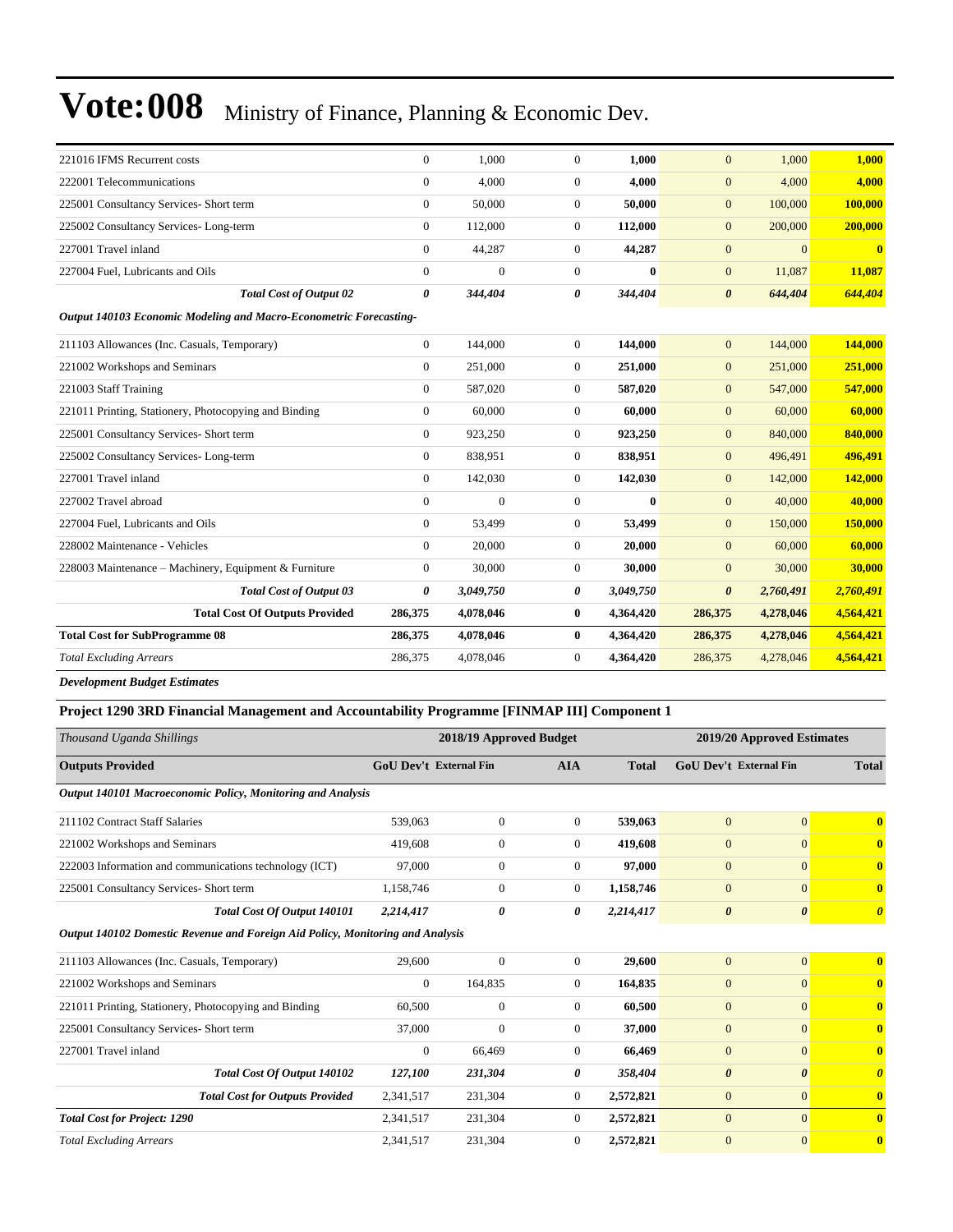| | | | | | | | |
|---|---|---|---|---|---|---|---|
| 221016 IFMS Recurrent costs | 0 | 1,000 | 0 | **1,000** | 0 | 1,000 | **1,000** |
| 222001 Telecommunications | 0 | 4,000 | 0 | **4,000** | 0 | 4,000 | **4,000** |
| 225001 Consultancy Services- Short term | 0 | 50,000 | 0 | **50,000** | 0 | 100,000 | **100,000** |
| 225002 Consultancy Services- Long-term | 0 | 112,000 | 0 | **112,000** | 0 | 200,000 | **200,000** |
| 227001 Travel inland | 0 | 44,287 | 0 | **44,287** | 0 | 0 | **0** |
| 227004 Fuel, Lubricants and Oils | 0 | 0 | 0 | **0** | 0 | 11,087 | **11,087** |
| ***Total Cost of Output 02*** | ***0*** | ***344,404*** | ***0*** | ***344,404*** | ***0*** | ***644,404*** | ***644,404*** |
| ***Output 140103 Economic Modeling and Macro-Econometric Forecasting-*** | | | | | | | |
| 211103 Allowances (Inc. Casuals, Temporary) | 0 | 144,000 | 0 | **144,000** | 0 | 144,000 | **144,000** |
| 221002 Workshops and Seminars | 0 | 251,000 | 0 | **251,000** | 0 | 251,000 | **251,000** |
| 221003 Staff Training | 0 | 587,020 | 0 | **587,020** | 0 | 547,000 | **547,000** |
| 221011 Printing, Stationery, Photocopying and Binding | 0 | 60,000 | 0 | **60,000** | 0 | 60,000 | **60,000** |
| 225001 Consultancy Services- Short term | 0 | 923,250 | 0 | **923,250** | 0 | 840,000 | **840,000** |
| 225002 Consultancy Services- Long-term | 0 | 838,951 | 0 | **838,951** | 0 | 496,491 | **496,491** |
| 227001 Travel inland | 0 | 142,030 | 0 | **142,030** | 0 | 142,000 | **142,000** |
| 227002 Travel abroad | 0 | 0 | 0 | **0** | 0 | 40,000 | **40,000** |
| 227004 Fuel, Lubricants and Oils | 0 | 53,499 | 0 | **53,499** | 0 | 150,000 | **150,000** |
| 228002 Maintenance - Vehicles | 0 | 20,000 | 0 | **20,000** | 0 | 60,000 | **60,000** |
| 228003 Maintenance – Machinery, Equipment & Furniture | 0 | 30,000 | 0 | **30,000** | 0 | 30,000 | **30,000** |
| ***Total Cost of Output 03*** | ***0*** | ***3,049,750*** | ***0*** | ***3,049,750*** | ***0*** | ***2,760,491*** | ***2,760,491*** |
| **Total Cost Of Outputs Provided** | **286,375** | **4,078,046** | **0** | **4,364,420** | **286,375** | **4,278,046** | **4,564,421** |
| **Total Cost for SubProgramme 08** | **286,375** | **4,078,046** | **0** | **4,364,420** | **286,375** | **4,278,046** | **4,564,421** |
| *Total Excluding Arrears* | 286,375 | 4,078,046 | 0 | **4,364,420** | 286,375 | 4,278,046 | **4,564,421** |

***Development Budget Estimates***

**Project 1290 3RD Financial Management and Accountability Programme [FINMAP III] Component 1**

| *Thousand Uganda Shillings* | 2018/19 Approved Budget | | | | 2019/20 Approved Estimates | | |
|---|---|---|---|---|---|---|---|
| **Outputs Provided** | **GoU Dev't** | **External Fin** | **AIA** | **Total** | **GoU Dev't** | **External Fin** | **Total** |
| ***Output 140101 Macroeconomic Policy, Monitoring and Analysis*** | | | | | | | |
| 211102 Contract Staff Salaries | 539,063 | 0 | 0 | **539,063** | 0 | 0 | **0** |
| 221002 Workshops and Seminars | 419,608 | 0 | 0 | **419,608** | 0 | 0 | **0** |
| 222003 Information and communications technology (ICT) | 97,000 | 0 | 0 | **97,000** | 0 | 0 | **0** |
| 225001 Consultancy Services- Short term | 1,158,746 | 0 | 0 | **1,158,746** | 0 | 0 | **0** |
| ***Total Cost Of Output 140101*** | ***2,214,417*** | ***0*** | ***0*** | ***2,214,417*** | ***0*** | ***0*** | ***0*** |
| ***Output 140102 Domestic Revenue and Foreign Aid Policy, Monitoring and Analysis*** | | | | | | | |
| 211103 Allowances (Inc. Casuals, Temporary) | 29,600 | 0 | 0 | **29,600** | 0 | 0 | **0** |
| 221002 Workshops and Seminars | 0 | 164,835 | 0 | **164,835** | 0 | 0 | **0** |
| 221011 Printing, Stationery, Photocopying and Binding | 60,500 | 0 | 0 | **60,500** | 0 | 0 | **0** |
| 225001 Consultancy Services- Short term | 37,000 | 0 | 0 | **37,000** | 0 | 0 | **0** |
| 227001 Travel inland | 0 | 66,469 | 0 | **66,469** | 0 | 0 | **0** |
| ***Total Cost Of Output 140102*** | ***127,100*** | ***231,304*** | ***0*** | ***358,404*** | ***0*** | ***0*** | ***0*** |
| ***Total Cost for Outputs Provided*** | 2,341,517 | 231,304 | 0 | **2,572,821** | 0 | 0 | **0** |
| ***Total Cost for Project: 1290*** | 2,341,517 | 231,304 | 0 | **2,572,821** | 0 | 0 | **0** |
| *Total Excluding Arrears* | 2,341,517 | 231,304 | 0 | **2,572,821** | 0 | 0 | **0** |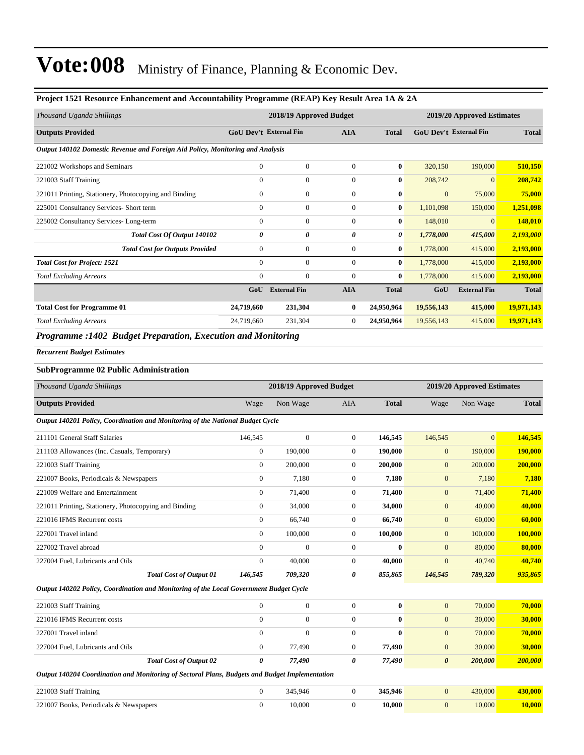# Vote:008 Ministry of Finance, Planning & Economic Dev.

### Project 1521 Resource Enhancement and Accountability Programme (REAP) Key Result Area 1A & 2A

| *Thousand Uganda Shillings* | 2018/19 Approved Budget | | | | 2019/20 Approved Estimates | | |
|---|---|---|---|---|---|---|---|
| **Outputs Provided** | **GoU Dev't** | **External Fin** | **AIA** | **Total** | **GoU Dev't** | **External Fin** | **Total** |
| ***Output 140102 Domestic Revenue and Foreign Aid Policy, Monitoring and Analysis*** | | | | | | | |
| 221002 Workshops and Seminars | 0 | 0 | 0 | **0** | 320,150 | 190,000 | **510,150** |
| 221003 Staff Training | 0 | 0 | 0 | **0** | 208,742 | 0 | **208,742** |
| 221011 Printing, Stationery, Photocopying and Binding | 0 | 0 | 0 | **0** | 0 | 75,000 | **75,000** |
| 225001 Consultancy Services- Short term | 0 | 0 | 0 | **0** | 1,101,098 | 150,000 | **1,251,098** |
| 225002 Consultancy Services- Long-term | 0 | 0 | 0 | **0** | 148,010 | 0 | **148,010** |
| ***Total Cost Of Output 140102*** | ***0*** | ***0*** | ***0*** | ***0*** | ***1,778,000*** | ***415,000*** | ***2,193,000*** |
| ***Total Cost for Outputs Provided*** | 0 | 0 | 0 | **0** | 1,778,000 | 415,000 | **2,193,000** |
| ***Total Cost for Project: 1521*** | 0 | 0 | 0 | **0** | 1,778,000 | 415,000 | **2,193,000** |
| *Total Excluding Arrears* | 0 | 0 | 0 | **0** | 1,778,000 | 415,000 | **2,193,000** |
| | **GoU** | **External Fin** | **AIA** | **Total** | **GoU** | **External Fin** | **Total** |
| **Total Cost for Programme 01** | **24,719,660** | **231,304** | **0** | **24,950,964** | **19,556,143** | **415,000** | **19,971,143** |
| *Total Excluding Arrears* | 24,719,660 | 231,304 | 0 | **24,950,964** | 19,556,143 | 415,000 | **19,971,143** |

## *Programme :1402 Budget Preparation, Execution and Monitoring*

***Recurrent Budget Estimates***

### SubProgramme 02 Public Administration

| *Thousand Uganda Shillings* | 2018/19 Approved Budget | | | | 2019/20 Approved Estimates | | |
|---|---|---|---|---|---|---|---|
| **Outputs Provided** | Wage | Non Wage | AIA | **Total** | Wage | Non Wage | **Total** |
| ***Output 140201 Policy, Coordination and Monitoring of the National Budget Cycle*** | | | | | | | |
| 211101 General Staff Salaries | 146,545 | 0 | 0 | **146,545** | 146,545 | 0 | **146,545** |
| 211103 Allowances (Inc. Casuals, Temporary) | 0 | 190,000 | 0 | **190,000** | 0 | 190,000 | **190,000** |
| 221003 Staff Training | 0 | 200,000 | 0 | **200,000** | 0 | 200,000 | **200,000** |
| 221007 Books, Periodicals & Newspapers | 0 | 7,180 | 0 | **7,180** | 0 | 7,180 | **7,180** |
| 221009 Welfare and Entertainment | 0 | 71,400 | 0 | **71,400** | 0 | 71,400 | **71,400** |
| 221011 Printing, Stationery, Photocopying and Binding | 0 | 34,000 | 0 | **34,000** | 0 | 40,000 | **40,000** |
| 221016 IFMS Recurrent costs | 0 | 66,740 | 0 | **66,740** | 0 | 60,000 | **60,000** |
| 227001 Travel inland | 0 | 100,000 | 0 | **100,000** | 0 | 100,000 | **100,000** |
| 227002 Travel abroad | 0 | 0 | 0 | **0** | 0 | 80,000 | **80,000** |
| 227004 Fuel, Lubricants and Oils | 0 | 40,000 | 0 | **40,000** | 0 | 40,740 | **40,740** |
| ***Total Cost of Output 01*** | ***146,545*** | ***709,320*** | ***0*** | ***855,865*** | ***146,545*** | ***789,320*** | ***935,865*** |
| ***Output 140202 Policy, Coordination and Monitoring of the Local Government Budget Cycle*** | | | | | | | |
| 221003 Staff Training | 0 | 0 | 0 | **0** | 0 | 70,000 | **70,000** |
| 221016 IFMS Recurrent costs | 0 | 0 | 0 | **0** | 0 | 30,000 | **30,000** |
| 227001 Travel inland | 0 | 0 | 0 | **0** | 0 | 70,000 | **70,000** |
| 227004 Fuel, Lubricants and Oils | 0 | 77,490 | 0 | **77,490** | 0 | 30,000 | **30,000** |
| ***Total Cost of Output 02*** | ***0*** | ***77,490*** | ***0*** | ***77,490*** | ***0*** | ***200,000*** | ***200,000*** |
| ***Output 140204 Coordination and Monitoring of Sectoral Plans, Budgets and Budget Implementation*** | | | | | | | |
| 221003 Staff Training | 0 | 345,946 | 0 | **345,946** | 0 | 430,000 | **430,000** |
| 221007 Books, Periodicals & Newspapers | 0 | 10,000 | 0 | **10,000** | 0 | 10,000 | **10,000** |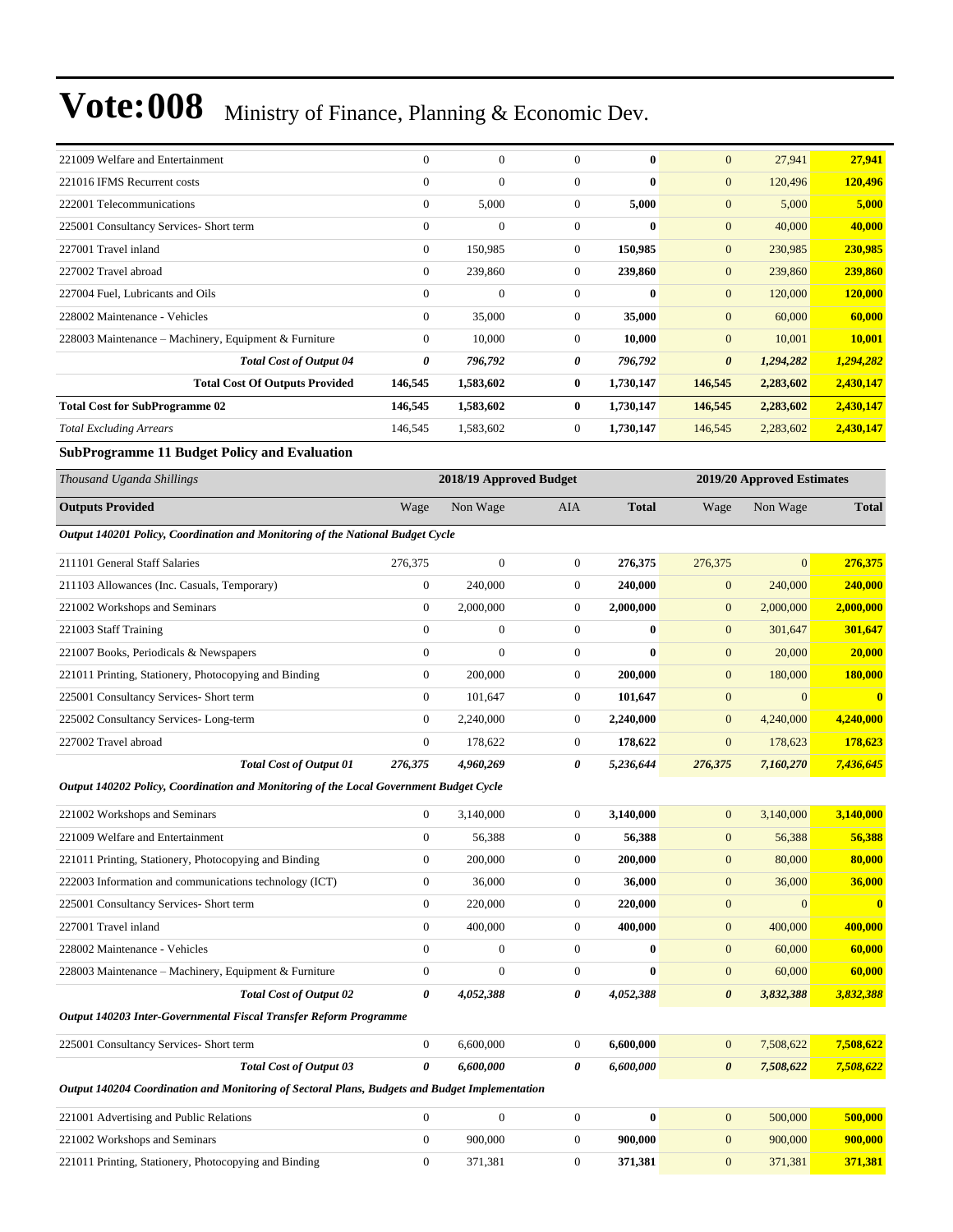| | | | | | | | |
|---|---|---|---|---|---|---|---|
| 221009 Welfare and Entertainment | 0 | 0 | 0 | **0** | 0 | 27,941 | **27,941** |
| 221016 IFMS Recurrent costs | 0 | 0 | 0 | **0** | 0 | 120,496 | **120,496** |
| 222001 Telecommunications | 0 | 5,000 | 0 | **5,000** | 0 | 5,000 | **5,000** |
| 225001 Consultancy Services- Short term | 0 | 0 | 0 | **0** | 0 | 40,000 | **40,000** |
| 227001 Travel inland | 0 | 150,985 | 0 | **150,985** | 0 | 230,985 | **230,985** |
| 227002 Travel abroad | 0 | 239,860 | 0 | **239,860** | 0 | 239,860 | **239,860** |
| 227004 Fuel, Lubricants and Oils | 0 | 0 | 0 | **0** | 0 | 120,000 | **120,000** |
| 228002 Maintenance - Vehicles | 0 | 35,000 | 0 | **35,000** | 0 | 60,000 | **60,000** |
| 228003 Maintenance – Machinery, Equipment & Furniture | 0 | 10,000 | 0 | **10,000** | 0 | 10,001 | **10,001** |
| ***Total Cost of Output 04*** | ***0*** | ***796,792*** | ***0*** | ***796,792*** | ***0*** | ***1,294,282*** | ***1,294,282*** |
| **Total Cost Of Outputs Provided** | **146,545** | **1,583,602** | **0** | **1,730,147** | **146,545** | **2,283,602** | **2,430,147** |
| **Total Cost for SubProgramme 02** | **146,545** | **1,583,602** | **0** | **1,730,147** | **146,545** | **2,283,602** | **2,430,147** |
| *Total Excluding Arrears* | 146,545 | 1,583,602 | 0 | **1,730,147** | 146,545 | 2,283,602 | **2,430,147** |

**SubProgramme 11 Budget Policy and Evaluation**

| *Thousand Uganda Shillings* | 2018/19 Approved Budget | | | | 2019/20 Approved Estimates | | |
|---|---|---|---|---|---|---|---|
| **Outputs Provided** | Wage | Non Wage | AIA | **Total** | Wage | Non Wage | **Total** |
| ***Output 140201 Policy, Coordination and Monitoring of the National Budget Cycle*** | | | | | | | |
| 211101 General Staff Salaries | 276,375 | 0 | 0 | **276,375** | 276,375 | 0 | **276,375** |
| 211103 Allowances (Inc. Casuals, Temporary) | 0 | 240,000 | 0 | **240,000** | 0 | 240,000 | **240,000** |
| 221002 Workshops and Seminars | 0 | 2,000,000 | 0 | **2,000,000** | 0 | 2,000,000 | **2,000,000** |
| 221003 Staff Training | 0 | 0 | 0 | **0** | 0 | 301,647 | **301,647** |
| 221007 Books, Periodicals & Newspapers | 0 | 0 | 0 | **0** | 0 | 20,000 | **20,000** |
| 221011 Printing, Stationery, Photocopying and Binding | 0 | 200,000 | 0 | **200,000** | 0 | 180,000 | **180,000** |
| 225001 Consultancy Services- Short term | 0 | 101,647 | 0 | **101,647** | 0 | 0 | **0** |
| 225002 Consultancy Services- Long-term | 0 | 2,240,000 | 0 | **2,240,000** | 0 | 4,240,000 | **4,240,000** |
| 227002 Travel abroad | 0 | 178,622 | 0 | **178,622** | 0 | 178,623 | **178,623** |
| ***Total Cost of Output 01*** | ***276,375*** | ***4,960,269*** | ***0*** | ***5,236,644*** | ***276,375*** | ***7,160,270*** | ***7,436,645*** |
| ***Output 140202 Policy, Coordination and Monitoring of the Local Government Budget Cycle*** | | | | | | | |
| 221002 Workshops and Seminars | 0 | 3,140,000 | 0 | **3,140,000** | 0 | 3,140,000 | **3,140,000** |
| 221009 Welfare and Entertainment | 0 | 56,388 | 0 | **56,388** | 0 | 56,388 | **56,388** |
| 221011 Printing, Stationery, Photocopying and Binding | 0 | 200,000 | 0 | **200,000** | 0 | 80,000 | **80,000** |
| 222003 Information and communications technology (ICT) | 0 | 36,000 | 0 | **36,000** | 0 | 36,000 | **36,000** |
| 225001 Consultancy Services- Short term | 0 | 220,000 | 0 | **220,000** | 0 | 0 | **0** |
| 227001 Travel inland | 0 | 400,000 | 0 | **400,000** | 0 | 400,000 | **400,000** |
| 228002 Maintenance - Vehicles | 0 | 0 | 0 | **0** | 0 | 60,000 | **60,000** |
| 228003 Maintenance – Machinery, Equipment & Furniture | 0 | 0 | 0 | **0** | 0 | 60,000 | **60,000** |
| ***Total Cost of Output 02*** | ***0*** | ***4,052,388*** | ***0*** | ***4,052,388*** | ***0*** | ***3,832,388*** | ***3,832,388*** |
| ***Output 140203 Inter-Governmental Fiscal Transfer Reform Programme*** | | | | | | | |
| 225001 Consultancy Services- Short term | 0 | 6,600,000 | 0 | **6,600,000** | 0 | 7,508,622 | **7,508,622** |
| ***Total Cost of Output 03*** | ***0*** | ***6,600,000*** | ***0*** | ***6,600,000*** | ***0*** | ***7,508,622*** | ***7,508,622*** |
| ***Output 140204 Coordination and Monitoring of Sectoral Plans, Budgets and Budget Implementation*** | | | | | | | |
| 221001 Advertising and Public Relations | 0 | 0 | 0 | **0** | 0 | 500,000 | **500,000** |
| 221002 Workshops and Seminars | 0 | 900,000 | 0 | **900,000** | 0 | 900,000 | **900,000** |
| 221011 Printing, Stationery, Photocopying and Binding | 0 | 371,381 | 0 | **371,381** | 0 | 371,381 | **371,381** |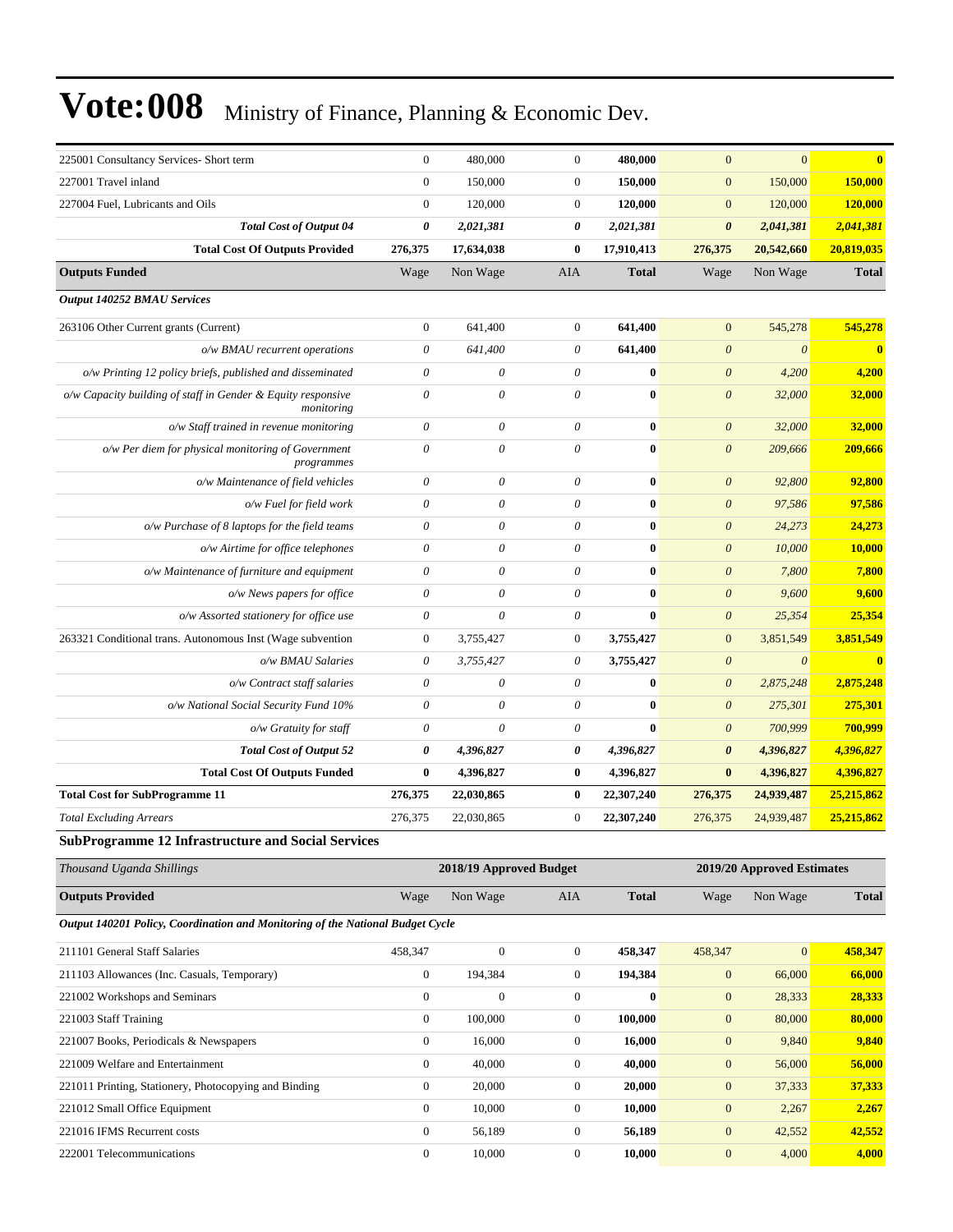| | | | | | | | |
|---|---|---|---|---|---|---|---|
| 225001 Consultancy Services- Short term | 0 | 480,000 | 0 | **480,000** | 0 | 0 | **0** |
| 227001 Travel inland | 0 | 150,000 | 0 | **150,000** | 0 | 150,000 | **150,000** |
| 227004 Fuel, Lubricants and Oils | 0 | 120,000 | 0 | **120,000** | 0 | 120,000 | **120,000** |
| ***Total Cost of Output 04*** | ***0*** | ***2,021,381*** | ***0*** | ***2,021,381*** | ***0*** | ***2,041,381*** | ***2,041,381*** |
| **Total Cost Of Outputs Provided** | **276,375** | **17,634,038** | **0** | **17,910,413** | **276,375** | **20,542,660** | **20,819,035** |
| **Outputs Funded** | Wage | Non Wage | AIA | **Total** | Wage | Non Wage | **Total** |
| ***Output 140252 BMAU Services*** | | | | | | | |
| 263106 Other Current grants (Current) | 0 | 641,400 | 0 | **641,400** | 0 | 545,278 | **545,278** |
| *o/w BMAU recurrent operations* | *0* | *641,400* | *0* | **641,400** | *0* | *0* | **0** |
| *o/w Printing 12 policy briefs, published and disseminated* | *0* | *0* | *0* | **0** | *0* | *4,200* | **4,200** |
| *o/w Capacity building of staff in Gender & Equity responsive monitoring* | *0* | *0* | *0* | **0** | *0* | *32,000* | **32,000** |
| *o/w Staff trained in revenue monitoring* | *0* | *0* | *0* | **0** | *0* | *32,000* | **32,000** |
| *o/w Per diem for physical monitoring of Government programmes* | *0* | *0* | *0* | **0** | *0* | *209,666* | **209,666** |
| *o/w Maintenance of field vehicles* | *0* | *0* | *0* | **0** | *0* | *92,800* | **92,800** |
| *o/w Fuel for field work* | *0* | *0* | *0* | **0** | *0* | *97,586* | **97,586** |
| *o/w Purchase of 8 laptops for the field teams* | *0* | *0* | *0* | **0** | *0* | *24,273* | **24,273** |
| *o/w Airtime for office telephones* | *0* | *0* | *0* | **0** | *0* | *10,000* | **10,000** |
| *o/w Maintenance of furniture and equipment* | *0* | *0* | *0* | **0** | *0* | *7,800* | **7,800** |
| *o/w News papers for office* | *0* | *0* | *0* | **0** | *0* | *9,600* | **9,600** |
| *o/w Assorted stationery for office use* | *0* | *0* | *0* | **0** | *0* | *25,354* | **25,354** |
| 263321 Conditional trans. Autonomous Inst (Wage subvention | 0 | 3,755,427 | 0 | **3,755,427** | 0 | 3,851,549 | **3,851,549** |
| *o/w BMAU Salaries* | *0* | *3,755,427* | *0* | **3,755,427** | *0* | *0* | **0** |
| *o/w Contract staff salaries* | *0* | *0* | *0* | **0** | *0* | *2,875,248* | **2,875,248** |
| *o/w National Social Security Fund 10%* | *0* | *0* | *0* | **0** | *0* | *275,301* | **275,301** |
| *o/w Gratuity for staff* | *0* | *0* | *0* | **0** | *0* | *700,999* | **700,999** |
| ***Total Cost of Output 52*** | ***0*** | ***4,396,827*** | ***0*** | ***4,396,827*** | ***0*** | ***4,396,827*** | ***4,396,827*** |
| **Total Cost Of Outputs Funded** | **0** | **4,396,827** | **0** | **4,396,827** | **0** | **4,396,827** | **4,396,827** |
| **Total Cost for SubProgramme 11** | **276,375** | **22,030,865** | **0** | **22,307,240** | **276,375** | **24,939,487** | **25,215,862** |
| *Total Excluding Arrears* | 276,375 | 22,030,865 | 0 | **22,307,240** | 276,375 | 24,939,487 | **25,215,862** |

**SubProgramme 12 Infrastructure and Social Services**

| *Thousand Uganda Shillings* | 2018/19 Approved Budget | | | | 2019/20 Approved Estimates | | |
|---|---|---|---|---|---|---|---|
| **Outputs Provided** | Wage | Non Wage | AIA | **Total** | Wage | Non Wage | **Total** |
| ***Output 140201 Policy, Coordination and Monitoring of the National Budget Cycle*** | | | | | | | |
| 211101 General Staff Salaries | 458,347 | 0 | 0 | **458,347** | 458,347 | 0 | **458,347** |
| 211103 Allowances (Inc. Casuals, Temporary) | 0 | 194,384 | 0 | **194,384** | 0 | 66,000 | **66,000** |
| 221002 Workshops and Seminars | 0 | 0 | 0 | **0** | 0 | 28,333 | **28,333** |
| 221003 Staff Training | 0 | 100,000 | 0 | **100,000** | 0 | 80,000 | **80,000** |
| 221007 Books, Periodicals & Newspapers | 0 | 16,000 | 0 | **16,000** | 0 | 9,840 | **9,840** |
| 221009 Welfare and Entertainment | 0 | 40,000 | 0 | **40,000** | 0 | 56,000 | **56,000** |
| 221011 Printing, Stationery, Photocopying and Binding | 0 | 20,000 | 0 | **20,000** | 0 | 37,333 | **37,333** |
| 221012 Small Office Equipment | 0 | 10,000 | 0 | **10,000** | 0 | 2,267 | **2,267** |
| 221016 IFMS Recurrent costs | 0 | 56,189 | 0 | **56,189** | 0 | 42,552 | **42,552** |
| 222001 Telecommunications | 0 | 10,000 | 0 | **10,000** | 0 | 4,000 | **4,000** |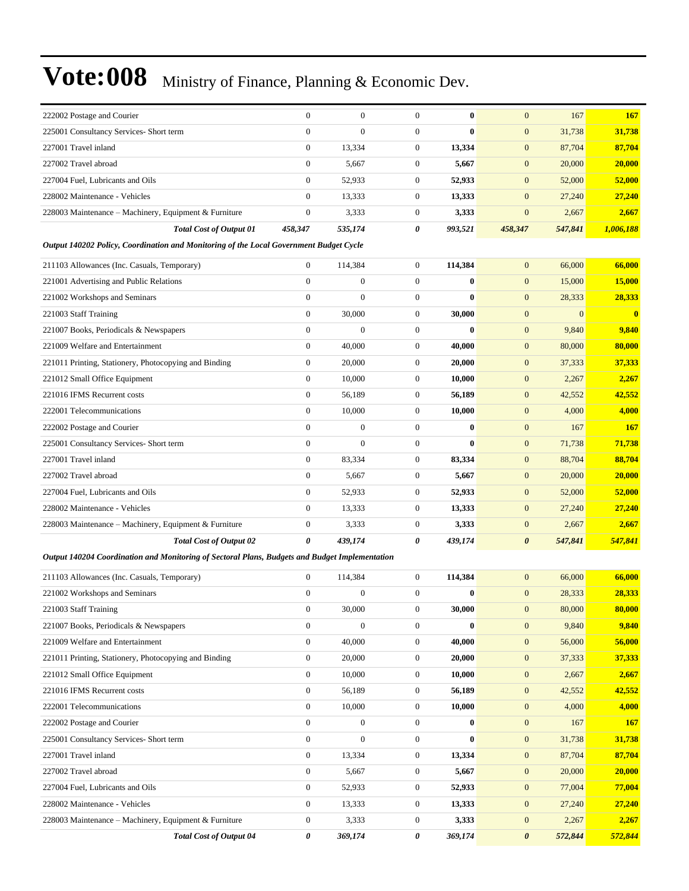# Vote:008 Ministry of Finance, Planning & Economic Dev.

| | | | | | | | |
|---|---|---|---|---|---|---|---|
| 222002 Postage and Courier | 0 | 0 | 0 | **0** | 0 | 167 | **167** |
| 225001 Consultancy Services- Short term | 0 | 0 | 0 | **0** | 0 | 31,738 | **31,738** |
| 227001 Travel inland | 0 | 13,334 | 0 | **13,334** | 0 | 87,704 | **87,704** |
| 227002 Travel abroad | 0 | 5,667 | 0 | **5,667** | 0 | 20,000 | **20,000** |
| 227004 Fuel, Lubricants and Oils | 0 | 52,933 | 0 | **52,933** | 0 | 52,000 | **52,000** |
| 228002 Maintenance - Vehicles | 0 | 13,333 | 0 | **13,333** | 0 | 27,240 | **27,240** |
| 228003 Maintenance – Machinery, Equipment & Furniture | 0 | 3,333 | 0 | **3,333** | 0 | 2,667 | **2,667** |
| ***Total Cost of Output 01*** | ***458,347*** | ***535,174*** | ***0*** | ***993,521*** | ***458,347*** | ***547,841*** | ***1,006,188*** |
| ***Output 140202 Policy, Coordination and Monitoring of the Local Government Budget Cycle*** | | | | | | | |
| 211103 Allowances (Inc. Casuals, Temporary) | 0 | 114,384 | 0 | **114,384** | 0 | 66,000 | **66,000** |
| 221001 Advertising and Public Relations | 0 | 0 | 0 | **0** | 0 | 15,000 | **15,000** |
| 221002 Workshops and Seminars | 0 | 0 | 0 | **0** | 0 | 28,333 | **28,333** |
| 221003 Staff Training | 0 | 30,000 | 0 | **30,000** | 0 | 0 | **0** |
| 221007 Books, Periodicals & Newspapers | 0 | 0 | 0 | **0** | 0 | 9,840 | **9,840** |
| 221009 Welfare and Entertainment | 0 | 40,000 | 0 | **40,000** | 0 | 80,000 | **80,000** |
| 221011 Printing, Stationery, Photocopying and Binding | 0 | 20,000 | 0 | **20,000** | 0 | 37,333 | **37,333** |
| 221012 Small Office Equipment | 0 | 10,000 | 0 | **10,000** | 0 | 2,267 | **2,267** |
| 221016 IFMS Recurrent costs | 0 | 56,189 | 0 | **56,189** | 0 | 42,552 | **42,552** |
| 222001 Telecommunications | 0 | 10,000 | 0 | **10,000** | 0 | 4,000 | **4,000** |
| 222002 Postage and Courier | 0 | 0 | 0 | **0** | 0 | 167 | **167** |
| 225001 Consultancy Services- Short term | 0 | 0 | 0 | **0** | 0 | 71,738 | **71,738** |
| 227001 Travel inland | 0 | 83,334 | 0 | **83,334** | 0 | 88,704 | **88,704** |
| 227002 Travel abroad | 0 | 5,667 | 0 | **5,667** | 0 | 20,000 | **20,000** |
| 227004 Fuel, Lubricants and Oils | 0 | 52,933 | 0 | **52,933** | 0 | 52,000 | **52,000** |
| 228002 Maintenance - Vehicles | 0 | 13,333 | 0 | **13,333** | 0 | 27,240 | **27,240** |
| 228003 Maintenance – Machinery, Equipment & Furniture | 0 | 3,333 | 0 | **3,333** | 0 | 2,667 | **2,667** |
| ***Total Cost of Output 02*** | ***0*** | ***439,174*** | ***0*** | ***439,174*** | ***0*** | ***547,841*** | ***547,841*** |
| ***Output 140204 Coordination and Monitoring of Sectoral Plans, Budgets and Budget Implementation*** | | | | | | | |
| 211103 Allowances (Inc. Casuals, Temporary) | 0 | 114,384 | 0 | **114,384** | 0 | 66,000 | **66,000** |
| 221002 Workshops and Seminars | 0 | 0 | 0 | **0** | 0 | 28,333 | **28,333** |
| 221003 Staff Training | 0 | 30,000 | 0 | **30,000** | 0 | 80,000 | **80,000** |
| 221007 Books, Periodicals & Newspapers | 0 | 0 | 0 | **0** | 0 | 9,840 | **9,840** |
| 221009 Welfare and Entertainment | 0 | 40,000 | 0 | **40,000** | 0 | 56,000 | **56,000** |
| 221011 Printing, Stationery, Photocopying and Binding | 0 | 20,000 | 0 | **20,000** | 0 | 37,333 | **37,333** |
| 221012 Small Office Equipment | 0 | 10,000 | 0 | **10,000** | 0 | 2,667 | **2,667** |
| 221016 IFMS Recurrent costs | 0 | 56,189 | 0 | **56,189** | 0 | 42,552 | **42,552** |
| 222001 Telecommunications | 0 | 10,000 | 0 | **10,000** | 0 | 4,000 | **4,000** |
| 222002 Postage and Courier | 0 | 0 | 0 | **0** | 0 | 167 | **167** |
| 225001 Consultancy Services- Short term | 0 | 0 | 0 | **0** | 0 | 31,738 | **31,738** |
| 227001 Travel inland | 0 | 13,334 | 0 | **13,334** | 0 | 87,704 | **87,704** |
| 227002 Travel abroad | 0 | 5,667 | 0 | **5,667** | 0 | 20,000 | **20,000** |
| 227004 Fuel, Lubricants and Oils | 0 | 52,933 | 0 | **52,933** | 0 | 77,004 | **77,004** |
| 228002 Maintenance - Vehicles | 0 | 13,333 | 0 | **13,333** | 0 | 27,240 | **27,240** |
| 228003 Maintenance – Machinery, Equipment & Furniture | 0 | 3,333 | 0 | **3,333** | 0 | 2,267 | **2,267** |
| ***Total Cost of Output 04*** | ***0*** | ***369,174*** | ***0*** | ***369,174*** | ***0*** | ***572,844*** | ***572,844*** |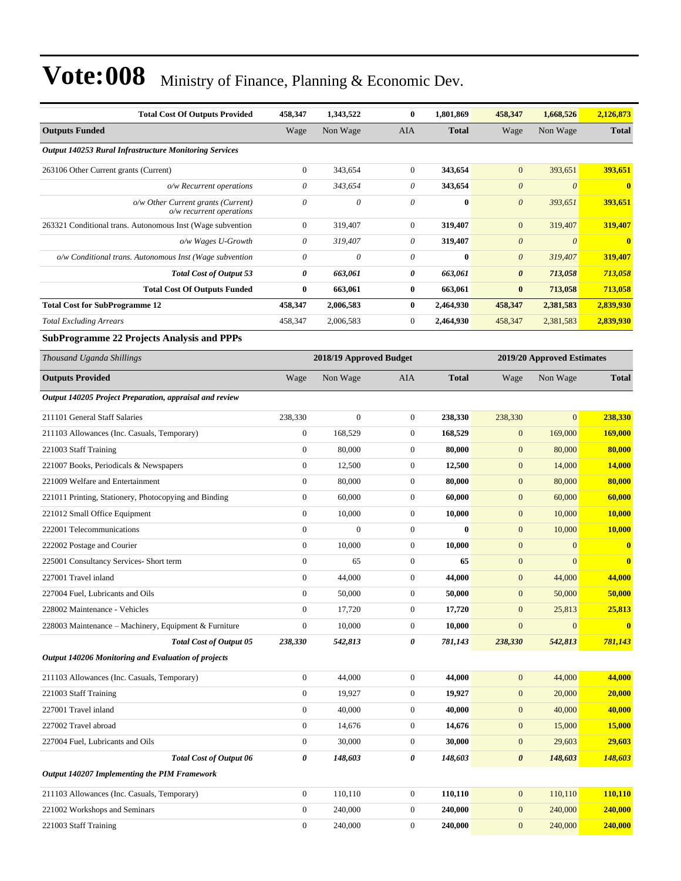# Vote:008 Ministry of Finance, Planning & Economic Dev.

| | Wage | Non Wage | AIA | Total | Wage | Non Wage | Total |
|---|---|---|---|---|---|---|---|
| **Total Cost Of Outputs Provided** | **458,347** | **1,343,522** | **0** | **1,801,869** | **458,347** | **1,668,526** | **2,126,873** |
| **Outputs Funded** | Wage | Non Wage | AIA | **Total** | Wage | Non Wage | **Total** |
| ***Output 140253 Rural Infrastructure Monitoring Services*** | | | | | | | |
| 263106 Other Current grants (Current) | 0 | 343,654 | 0 | **343,654** | 0 | 393,651 | **393,651** |
| *o/w Recurrent operations* | *0* | *343,654* | *0* | **343,654** | *0* | *0* | **0** |
| *o/w Other Current grants (Current) o/w recurrent operations* | *0* | *0* | *0* | **0** | *0* | *393,651* | **393,651** |
| 263321 Conditional trans. Autonomous Inst (Wage subvention | 0 | 319,407 | 0 | **319,407** | 0 | 319,407 | **319,407** |
| *o/w Wages U-Growth* | *0* | *319,407* | *0* | **319,407** | *0* | *0* | **0** |
| *o/w Conditional trans. Autonomous Inst (Wage subvention* | *0* | *0* | *0* | **0** | *0* | *319,407* | **319,407** |
| ***Total Cost of Output 53*** | ***0*** | ***663,061*** | ***0*** | ***663,061*** | ***0*** | ***713,058*** | ***713,058*** |
| **Total Cost Of Outputs Funded** | **0** | **663,061** | **0** | **663,061** | **0** | **713,058** | **713,058** |
| **Total Cost for SubProgramme 12** | **458,347** | **2,006,583** | **0** | **2,464,930** | **458,347** | **2,381,583** | **2,839,930** |
| *Total Excluding Arrears* | 458,347 | 2,006,583 | 0 | **2,464,930** | 458,347 | 2,381,583 | **2,839,930** |

### SubProgramme 22 Projects Analysis and PPPs

| *Thousand Uganda Shillings* | 2018/19 Approved Budget | | | | 2019/20 Approved Estimates | | |
|---|---|---|---|---|---|---|---|
| **Outputs Provided** | Wage | Non Wage | AIA | **Total** | Wage | Non Wage | **Total** |
| ***Output 140205 Project Preparation, appraisal and review*** | | | | | | | |
| 211101 General Staff Salaries | 238,330 | 0 | 0 | **238,330** | 238,330 | 0 | **238,330** |
| 211103 Allowances (Inc. Casuals, Temporary) | 0 | 168,529 | 0 | **168,529** | 0 | 169,000 | **169,000** |
| 221003 Staff Training | 0 | 80,000 | 0 | **80,000** | 0 | 80,000 | **80,000** |
| 221007 Books, Periodicals & Newspapers | 0 | 12,500 | 0 | **12,500** | 0 | 14,000 | **14,000** |
| 221009 Welfare and Entertainment | 0 | 80,000 | 0 | **80,000** | 0 | 80,000 | **80,000** |
| 221011 Printing, Stationery, Photocopying and Binding | 0 | 60,000 | 0 | **60,000** | 0 | 60,000 | **60,000** |
| 221012 Small Office Equipment | 0 | 10,000 | 0 | **10,000** | 0 | 10,000 | **10,000** |
| 222001 Telecommunications | 0 | 0 | 0 | **0** | 0 | 10,000 | **10,000** |
| 222002 Postage and Courier | 0 | 10,000 | 0 | **10,000** | 0 | 0 | **0** |
| 225001 Consultancy Services- Short term | 0 | 65 | 0 | **65** | 0 | 0 | **0** |
| 227001 Travel inland | 0 | 44,000 | 0 | **44,000** | 0 | 44,000 | **44,000** |
| 227004 Fuel, Lubricants and Oils | 0 | 50,000 | 0 | **50,000** | 0 | 50,000 | **50,000** |
| 228002 Maintenance - Vehicles | 0 | 17,720 | 0 | **17,720** | 0 | 25,813 | **25,813** |
| 228003 Maintenance – Machinery, Equipment & Furniture | 0 | 10,000 | 0 | **10,000** | 0 | 0 | **0** |
| ***Total Cost of Output 05*** | ***238,330*** | ***542,813*** | ***0*** | ***781,143*** | ***238,330*** | ***542,813*** | ***781,143*** |
| ***Output 140206 Monitoring and Evaluation of projects*** | | | | | | | |
| 211103 Allowances (Inc. Casuals, Temporary) | 0 | 44,000 | 0 | **44,000** | 0 | 44,000 | **44,000** |
| 221003 Staff Training | 0 | 19,927 | 0 | **19,927** | 0 | 20,000 | **20,000** |
| 227001 Travel inland | 0 | 40,000 | 0 | **40,000** | 0 | 40,000 | **40,000** |
| 227002 Travel abroad | 0 | 14,676 | 0 | **14,676** | 0 | 15,000 | **15,000** |
| 227004 Fuel, Lubricants and Oils | 0 | 30,000 | 0 | **30,000** | 0 | 29,603 | **29,603** |
| ***Total Cost of Output 06*** | ***0*** | ***148,603*** | ***0*** | ***148,603*** | ***0*** | ***148,603*** | ***148,603*** |
| ***Output 140207 Implementing the PIM Framework*** | | | | | | | |
| 211103 Allowances (Inc. Casuals, Temporary) | 0 | 110,110 | 0 | **110,110** | 0 | 110,110 | **110,110** |
| 221002 Workshops and Seminars | 0 | 240,000 | 0 | **240,000** | 0 | 240,000 | **240,000** |
| 221003 Staff Training | 0 | 240,000 | 0 | **240,000** | 0 | 240,000 | **240,000** |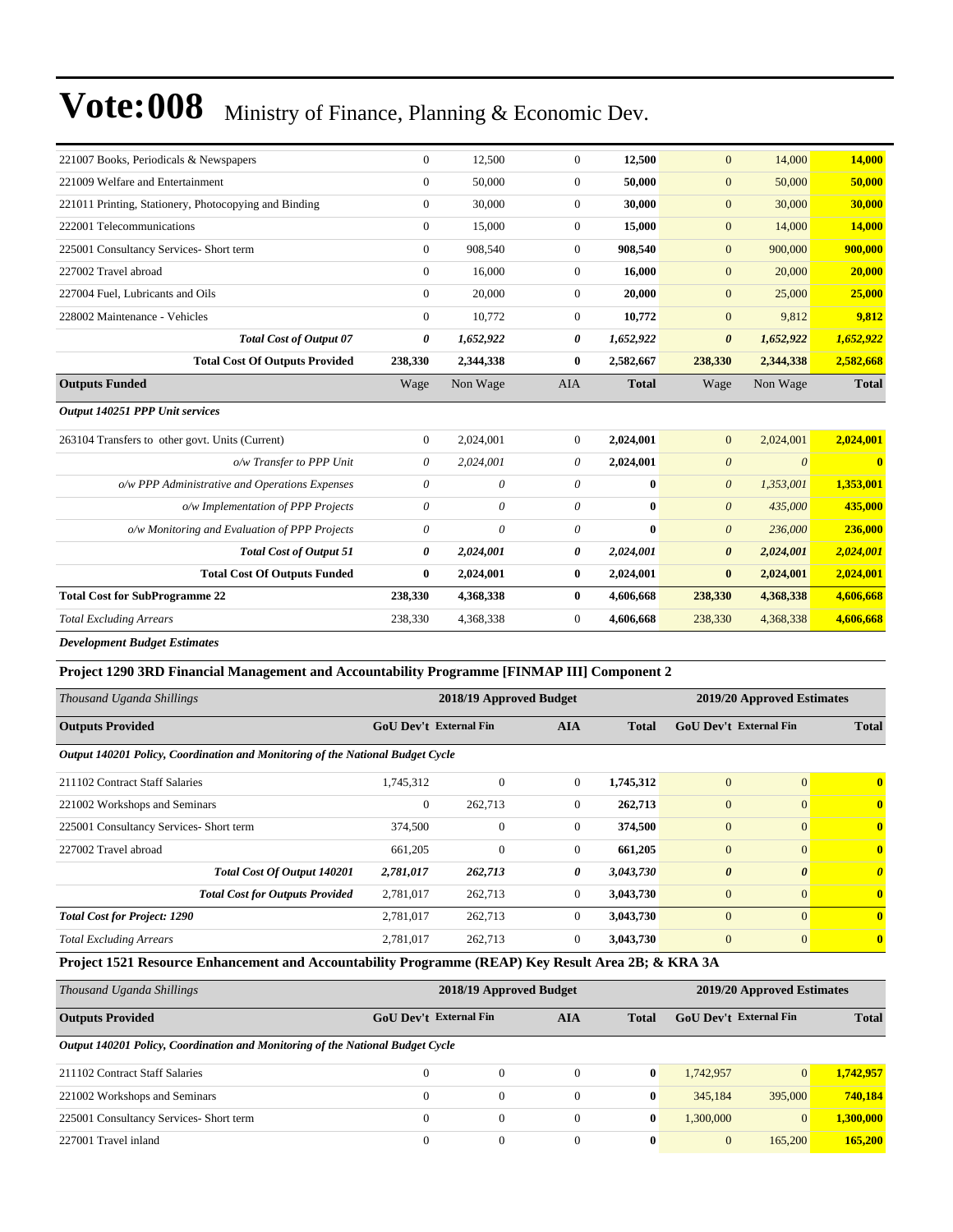# Vote:008 Ministry of Finance, Planning & Economic Dev.

| | | | | | | | |
|---|---|---|---|---|---|---|---|
| 221007 Books, Periodicals & Newspapers | 0 | 12,500 | 0 | **12,500** | 0 | 14,000 | **14,000** |
| 221009 Welfare and Entertainment | 0 | 50,000 | 0 | **50,000** | 0 | 50,000 | **50,000** |
| 221011 Printing, Stationery, Photocopying and Binding | 0 | 30,000 | 0 | **30,000** | 0 | 30,000 | **30,000** |
| 222001 Telecommunications | 0 | 15,000 | 0 | **15,000** | 0 | 14,000 | **14,000** |
| 225001 Consultancy Services- Short term | 0 | 908,540 | 0 | **908,540** | 0 | 900,000 | **900,000** |
| 227002 Travel abroad | 0 | 16,000 | 0 | **16,000** | 0 | 20,000 | **20,000** |
| 227004 Fuel, Lubricants and Oils | 0 | 20,000 | 0 | **20,000** | 0 | 25,000 | **25,000** |
| 228002 Maintenance - Vehicles | 0 | 10,772 | 0 | **10,772** | 0 | 9,812 | **9,812** |
| ***Total Cost of Output 07*** | ***0*** | ***1,652,922*** | ***0*** | ***1,652,922*** | ***0*** | ***1,652,922*** | ***1,652,922*** |
| **Total Cost Of Outputs Provided** | **238,330** | **2,344,338** | **0** | **2,582,667** | **238,330** | **2,344,338** | **2,582,668** |
| **Outputs Funded** | Wage | Non Wage | AIA | **Total** | Wage | Non Wage | **Total** |
| ***Output 140251 PPP Unit services*** | | | | | | | |
| 263104 Transfers to other govt. Units (Current) | 0 | 2,024,001 | 0 | **2,024,001** | 0 | 2,024,001 | **2,024,001** |
| *o/w Transfer to PPP Unit* | *0* | *2,024,001* | *0* | **2,024,001** | *0* | *0* | **0** |
| *o/w PPP Administrative and Operations Expenses* | *0* | *0* | *0* | **0** | *0* | *1,353,001* | **1,353,001** |
| *o/w Implementation of PPP Projects* | *0* | *0* | *0* | **0** | *0* | *435,000* | **435,000** |
| *o/w Monitoring and Evaluation of PPP Projects* | *0* | *0* | *0* | **0** | *0* | *236,000* | **236,000** |
| ***Total Cost of Output 51*** | ***0*** | ***2,024,001*** | ***0*** | ***2,024,001*** | ***0*** | ***2,024,001*** | ***2,024,001*** |
| **Total Cost Of Outputs Funded** | **0** | **2,024,001** | **0** | **2,024,001** | **0** | **2,024,001** | **2,024,001** |
| **Total Cost for SubProgramme 22** | **238,330** | **4,368,338** | **0** | **4,606,668** | **238,330** | **4,368,338** | **4,606,668** |
| *Total Excluding Arrears* | 238,330 | 4,368,338 | 0 | **4,606,668** | 238,330 | 4,368,338 | **4,606,668** |

***Development Budget Estimates***

### Project 1290 3RD Financial Management and Accountability Programme [FINMAP III] Component 2

| *Thousand Uganda Shillings* | 2018/19 Approved Budget | | | | 2019/20 Approved Estimates | | |
|---|---|---|---|---|---|---|---|
| **Outputs Provided** | **GoU Dev't** | **External Fin** | **AIA** | **Total** | **GoU Dev't** | **External Fin** | **Total** |
| ***Output 140201 Policy, Coordination and Monitoring of the National Budget Cycle*** | | | | | | | |
| 211102 Contract Staff Salaries | 1,745,312 | 0 | 0 | **1,745,312** | 0 | 0 | **0** |
| 221002 Workshops and Seminars | 0 | 262,713 | 0 | **262,713** | 0 | 0 | **0** |
| 225001 Consultancy Services- Short term | 374,500 | 0 | 0 | **374,500** | 0 | 0 | **0** |
| 227002 Travel abroad | 661,205 | 0 | 0 | **661,205** | 0 | 0 | **0** |
| ***Total Cost Of Output 140201*** | ***2,781,017*** | ***262,713*** | ***0*** | ***3,043,730*** | ***0*** | ***0*** | ***0*** |
| ***Total Cost for Outputs Provided*** | 2,781,017 | 262,713 | 0 | **3,043,730** | 0 | 0 | **0** |
| ***Total Cost for Project: 1290*** | 2,781,017 | 262,713 | 0 | **3,043,730** | 0 | 0 | **0** |
| *Total Excluding Arrears* | 2,781,017 | 262,713 | 0 | **3,043,730** | 0 | 0 | **0** |

### Project 1521 Resource Enhancement and Accountability Programme (REAP) Key Result Area 2B; & KRA 3A

| *Thousand Uganda Shillings* | 2018/19 Approved Budget | | | | 2019/20 Approved Estimates | | |
|---|---|---|---|---|---|---|---|
| **Outputs Provided** | **GoU Dev't** | **External Fin** | **AIA** | **Total** | **GoU Dev't** | **External Fin** | **Total** |
| ***Output 140201 Policy, Coordination and Monitoring of the National Budget Cycle*** | | | | | | | |
| 211102 Contract Staff Salaries | 0 | 0 | 0 | **0** | 1,742,957 | 0 | **1,742,957** |
| 221002 Workshops and Seminars | 0 | 0 | 0 | **0** | 345,184 | 395,000 | **740,184** |
| 225001 Consultancy Services- Short term | 0 | 0 | 0 | **0** | 1,300,000 | 0 | **1,300,000** |
| 227001 Travel inland | 0 | 0 | 0 | **0** | 0 | 165,200 | **165,200** |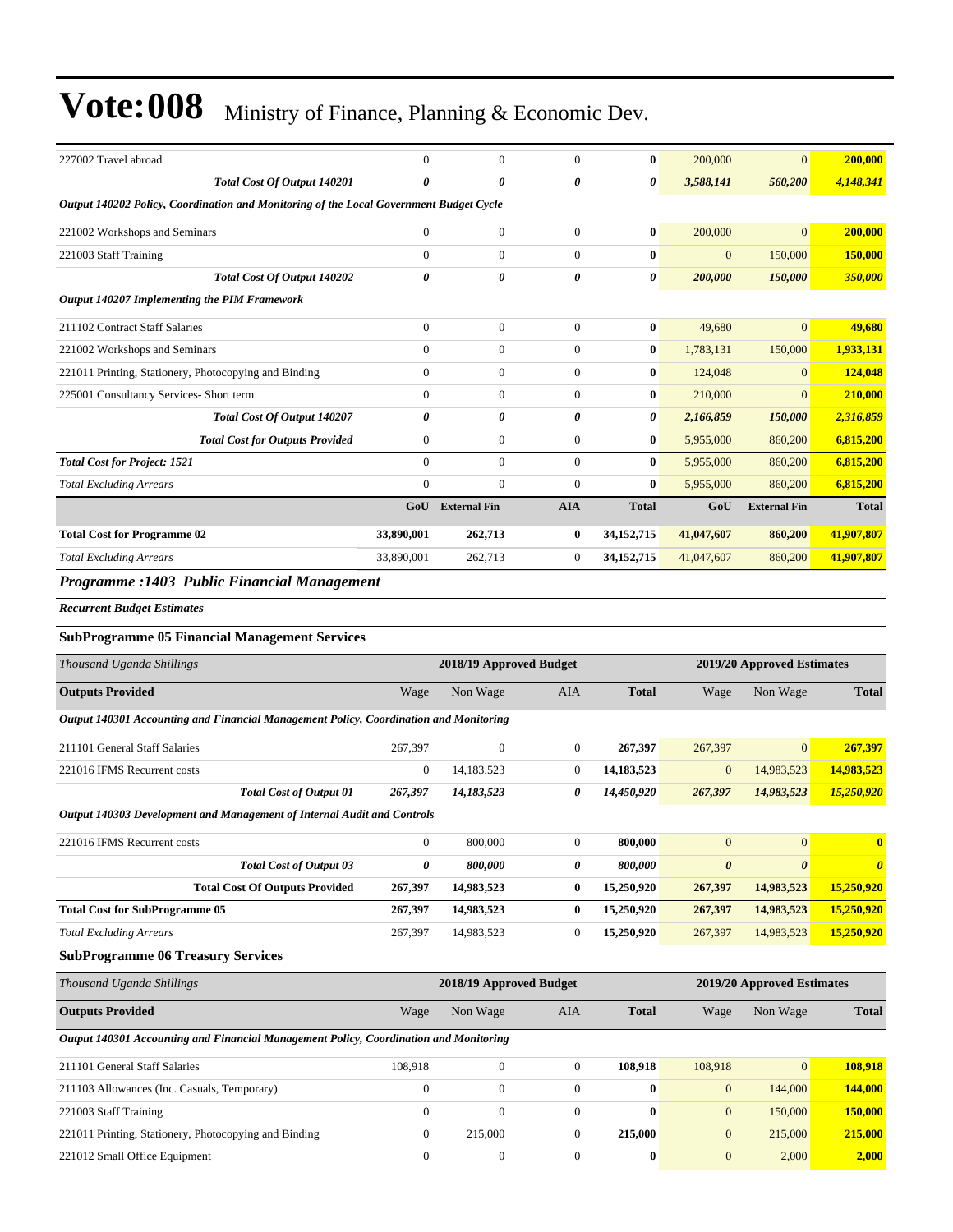# Vote:008 Ministry of Finance, Planning & Economic Dev.

| | | | | | | | |
|---|---|---|---|---|---|---|---|
| 227002 Travel abroad | 0 | 0 | 0 | **0** | 200,000 | 0 | **200,000** |
| ***Total Cost Of Output 140201*** | ***0*** | ***0*** | ***0*** | ***0*** | ***3,588,141*** | ***560,200*** | ***4,148,341*** |
| ***Output 140202 Policy, Coordination and Monitoring of the Local Government Budget Cycle*** | | | | | | | |
| 221002 Workshops and Seminars | 0 | 0 | 0 | **0** | 200,000 | 0 | **200,000** |
| 221003 Staff Training | 0 | 0 | 0 | **0** | 0 | 150,000 | **150,000** |
| ***Total Cost Of Output 140202*** | ***0*** | ***0*** | ***0*** | ***0*** | ***200,000*** | ***150,000*** | ***350,000*** |
| ***Output 140207 Implementing the PIM Framework*** | | | | | | | |
| 211102 Contract Staff Salaries | 0 | 0 | 0 | **0** | 49,680 | 0 | **49,680** |
| 221002 Workshops and Seminars | 0 | 0 | 0 | **0** | 1,783,131 | 150,000 | **1,933,131** |
| 221011 Printing, Stationery, Photocopying and Binding | 0 | 0 | 0 | **0** | 124,048 | 0 | **124,048** |
| 225001 Consultancy Services- Short term | 0 | 0 | 0 | **0** | 210,000 | 0 | **210,000** |
| ***Total Cost Of Output 140207*** | ***0*** | ***0*** | ***0*** | ***0*** | ***2,166,859*** | ***150,000*** | ***2,316,859*** |
| ***Total Cost for Outputs Provided*** | 0 | 0 | 0 | **0** | 5,955,000 | 860,200 | **6,815,200** |
| ***Total Cost for Project: 1521*** | 0 | 0 | 0 | **0** | 5,955,000 | 860,200 | **6,815,200** |
| *Total Excluding Arrears* | 0 | 0 | 0 | **0** | 5,955,000 | 860,200 | **6,815,200** |
| | **GoU** | **External Fin** | **AIA** | **Total** | **GoU** | **External Fin** | **Total** |
| **Total Cost for Programme 02** | **33,890,001** | **262,713** | **0** | **34,152,715** | **41,047,607** | **860,200** | **41,907,807** |
| *Total Excluding Arrears* | 33,890,001 | 262,713 | 0 | 34,152,715 | 41,047,607 | 860,200 | 41,907,807 |

## *Programme :1403 Public Financial Management*

***Recurrent Budget Estimates***

### SubProgramme 05 Financial Management Services

| *Thousand Uganda Shillings* | 2018/19 Approved Budget | | | | 2019/20 Approved Estimates | | |
|---|---|---|---|---|---|---|---|
| **Outputs Provided** | Wage | Non Wage | AIA | **Total** | Wage | Non Wage | **Total** |
| ***Output 140301 Accounting and Financial Management Policy, Coordination and Monitoring*** | | | | | | | |
| 211101 General Staff Salaries | 267,397 | 0 | 0 | **267,397** | 267,397 | 0 | **267,397** |
| 221016 IFMS Recurrent costs | 0 | 14,183,523 | 0 | **14,183,523** | 0 | 14,983,523 | **14,983,523** |
| ***Total Cost of Output 01*** | ***267,397*** | ***14,183,523*** | ***0*** | ***14,450,920*** | ***267,397*** | ***14,983,523*** | ***15,250,920*** |
| ***Output 140303 Development and Management of Internal Audit and Controls*** | | | | | | | |
| 221016 IFMS Recurrent costs | 0 | 800,000 | 0 | **800,000** | 0 | 0 | **0** |
| ***Total Cost of Output 03*** | ***0*** | ***800,000*** | ***0*** | ***800,000*** | ***0*** | ***0*** | ***0*** |
| **Total Cost Of Outputs Provided** | **267,397** | **14,983,523** | **0** | **15,250,920** | **267,397** | **14,983,523** | **15,250,920** |
| **Total Cost for SubProgramme 05** | **267,397** | **14,983,523** | **0** | **15,250,920** | **267,397** | **14,983,523** | **15,250,920** |
| *Total Excluding Arrears* | 267,397 | 14,983,523 | 0 | **15,250,920** | 267,397 | 14,983,523 | **15,250,920** |

### SubProgramme 06 Treasury Services

| *Thousand Uganda Shillings* | 2018/19 Approved Budget | | | | 2019/20 Approved Estimates | | |
|---|---|---|---|---|---|---|---|
| **Outputs Provided** | Wage | Non Wage | AIA | **Total** | Wage | Non Wage | **Total** |
| ***Output 140301 Accounting and Financial Management Policy, Coordination and Monitoring*** | | | | | | | |
| 211101 General Staff Salaries | 108,918 | 0 | 0 | **108,918** | 108,918 | 0 | **108,918** |
| 211103 Allowances (Inc. Casuals, Temporary) | 0 | 0 | 0 | **0** | 0 | 144,000 | **144,000** |
| 221003 Staff Training | 0 | 0 | 0 | **0** | 0 | 150,000 | **150,000** |
| 221011 Printing, Stationery, Photocopying and Binding | 0 | 215,000 | 0 | **215,000** | 0 | 215,000 | **215,000** |
| 221012 Small Office Equipment | 0 | 0 | 0 | **0** | 0 | 2,000 | **2,000** |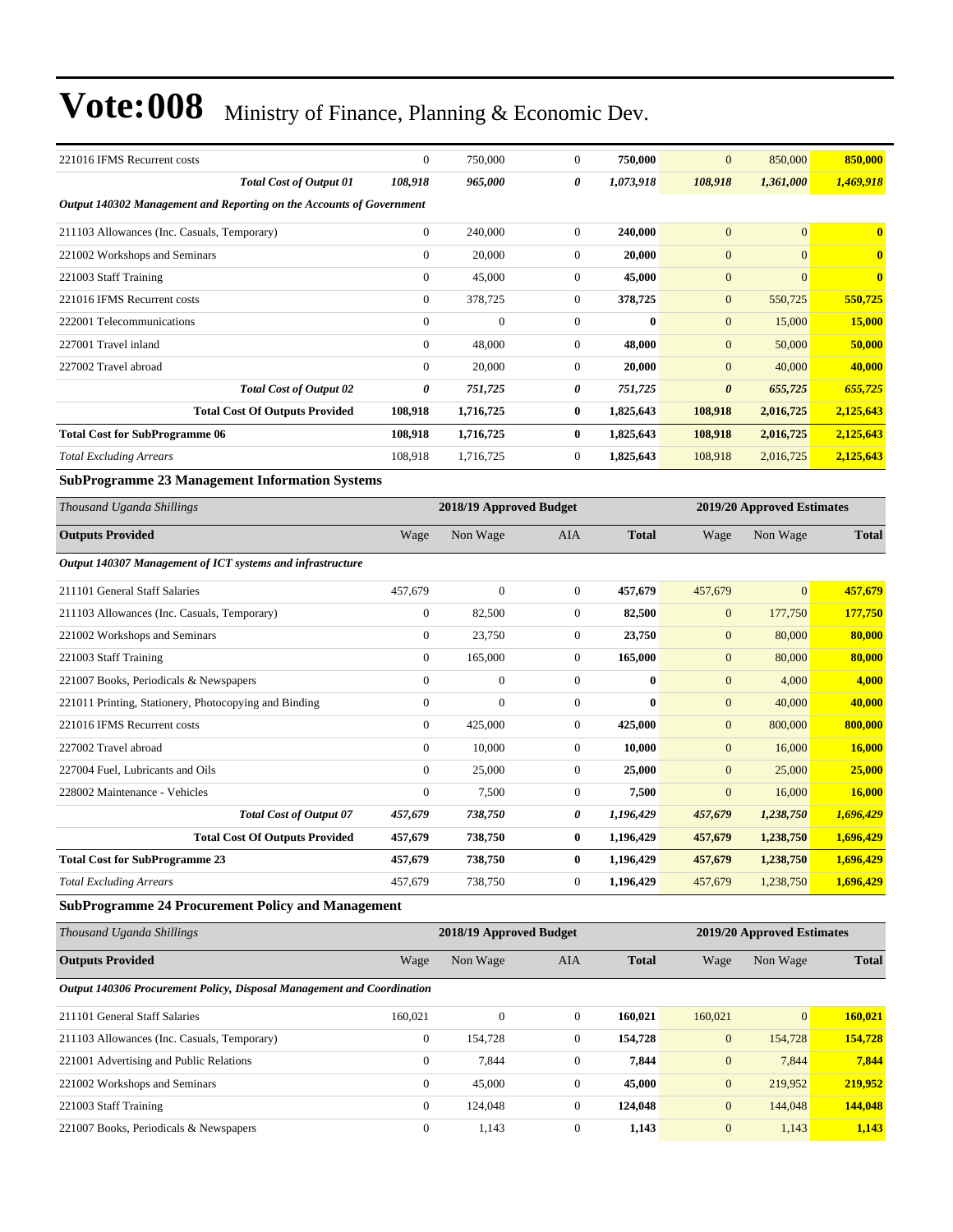| | | | | | | | |
|---|---|---|---|---|---|---|---|
| 221016 IFMS Recurrent costs | 0 | 750,000 | 0 | **750,000** | 0 | 850,000 | **850,000** |
| ***Total Cost of Output 01*** | ***108,918*** | ***965,000*** | ***0*** | ***1,073,918*** | ***108,918*** | ***1,361,000*** | ***1,469,918*** |
| ***Output 140302 Management and Reporting on the Accounts of Government*** | | | | | | | |
| 211103 Allowances (Inc. Casuals, Temporary) | 0 | 240,000 | 0 | **240,000** | 0 | 0 | **0** |
| 221002 Workshops and Seminars | 0 | 20,000 | 0 | **20,000** | 0 | 0 | **0** |
| 221003 Staff Training | 0 | 45,000 | 0 | **45,000** | 0 | 0 | **0** |
| 221016 IFMS Recurrent costs | 0 | 378,725 | 0 | **378,725** | 0 | 550,725 | **550,725** |
| 222001 Telecommunications | 0 | 0 | 0 | **0** | 0 | 15,000 | **15,000** |
| 227001 Travel inland | 0 | 48,000 | 0 | **48,000** | 0 | 50,000 | **50,000** |
| 227002 Travel abroad | 0 | 20,000 | 0 | **20,000** | 0 | 40,000 | **40,000** |
| ***Total Cost of Output 02*** | ***0*** | ***751,725*** | ***0*** | ***751,725*** | ***0*** | ***655,725*** | ***655,725*** |
| **Total Cost Of Outputs Provided** | **108,918** | **1,716,725** | **0** | **1,825,643** | **108,918** | **2,016,725** | **2,125,643** |
| **Total Cost for SubProgramme 06** | **108,918** | **1,716,725** | **0** | **1,825,643** | **108,918** | **2,016,725** | **2,125,643** |
| *Total Excluding Arrears* | 108,918 | 1,716,725 | 0 | **1,825,643** | 108,918 | 2,016,725 | **2,125,643** |

### SubProgramme 23 Management Information Systems

| *Thousand Uganda Shillings* | 2018/19 Approved Budget | | | | 2019/20 Approved Estimates | | |
|---|---|---|---|---|---|---|---|
| **Outputs Provided** | Wage | Non Wage | AIA | **Total** | Wage | Non Wage | **Total** |
| ***Output 140307 Management of ICT systems and infrastructure*** | | | | | | | |
| 211101 General Staff Salaries | 457,679 | 0 | 0 | **457,679** | 457,679 | 0 | **457,679** |
| 211103 Allowances (Inc. Casuals, Temporary) | 0 | 82,500 | 0 | **82,500** | 0 | 177,750 | **177,750** |
| 221002 Workshops and Seminars | 0 | 23,750 | 0 | **23,750** | 0 | 80,000 | **80,000** |
| 221003 Staff Training | 0 | 165,000 | 0 | **165,000** | 0 | 80,000 | **80,000** |
| 221007 Books, Periodicals & Newspapers | 0 | 0 | 0 | **0** | 0 | 4,000 | **4,000** |
| 221011 Printing, Stationery, Photocopying and Binding | 0 | 0 | 0 | **0** | 0 | 40,000 | **40,000** |
| 221016 IFMS Recurrent costs | 0 | 425,000 | 0 | **425,000** | 0 | 800,000 | **800,000** |
| 227002 Travel abroad | 0 | 10,000 | 0 | **10,000** | 0 | 16,000 | **16,000** |
| 227004 Fuel, Lubricants and Oils | 0 | 25,000 | 0 | **25,000** | 0 | 25,000 | **25,000** |
| 228002 Maintenance - Vehicles | 0 | 7,500 | 0 | **7,500** | 0 | 16,000 | **16,000** |
| ***Total Cost of Output 07*** | ***457,679*** | ***738,750*** | ***0*** | ***1,196,429*** | ***457,679*** | ***1,238,750*** | ***1,696,429*** |
| **Total Cost Of Outputs Provided** | **457,679** | **738,750** | **0** | **1,196,429** | **457,679** | **1,238,750** | **1,696,429** |
| **Total Cost for SubProgramme 23** | **457,679** | **738,750** | **0** | **1,196,429** | **457,679** | **1,238,750** | **1,696,429** |
| *Total Excluding Arrears* | 457,679 | 738,750 | 0 | **1,196,429** | 457,679 | 1,238,750 | **1,696,429** |

### SubProgramme 24 Procurement Policy and Management

| *Thousand Uganda Shillings* | 2018/19 Approved Budget | | | | 2019/20 Approved Estimates | | |
|---|---|---|---|---|---|---|---|
| **Outputs Provided** | Wage | Non Wage | AIA | **Total** | Wage | Non Wage | **Total** |
| ***Output 140306 Procurement Policy, Disposal Management and Coordination*** | | | | | | | |
| 211101 General Staff Salaries | 160,021 | 0 | 0 | **160,021** | 160,021 | 0 | **160,021** |
| 211103 Allowances (Inc. Casuals, Temporary) | 0 | 154,728 | 0 | **154,728** | 0 | 154,728 | **154,728** |
| 221001 Advertising and Public Relations | 0 | 7,844 | 0 | **7,844** | 0 | 7,844 | **7,844** |
| 221002 Workshops and Seminars | 0 | 45,000 | 0 | **45,000** | 0 | 219,952 | **219,952** |
| 221003 Staff Training | 0 | 124,048 | 0 | **124,048** | 0 | 144,048 | **144,048** |
| 221007 Books, Periodicals & Newspapers | 0 | 1,143 | 0 | **1,143** | 0 | 1,143 | **1,143** |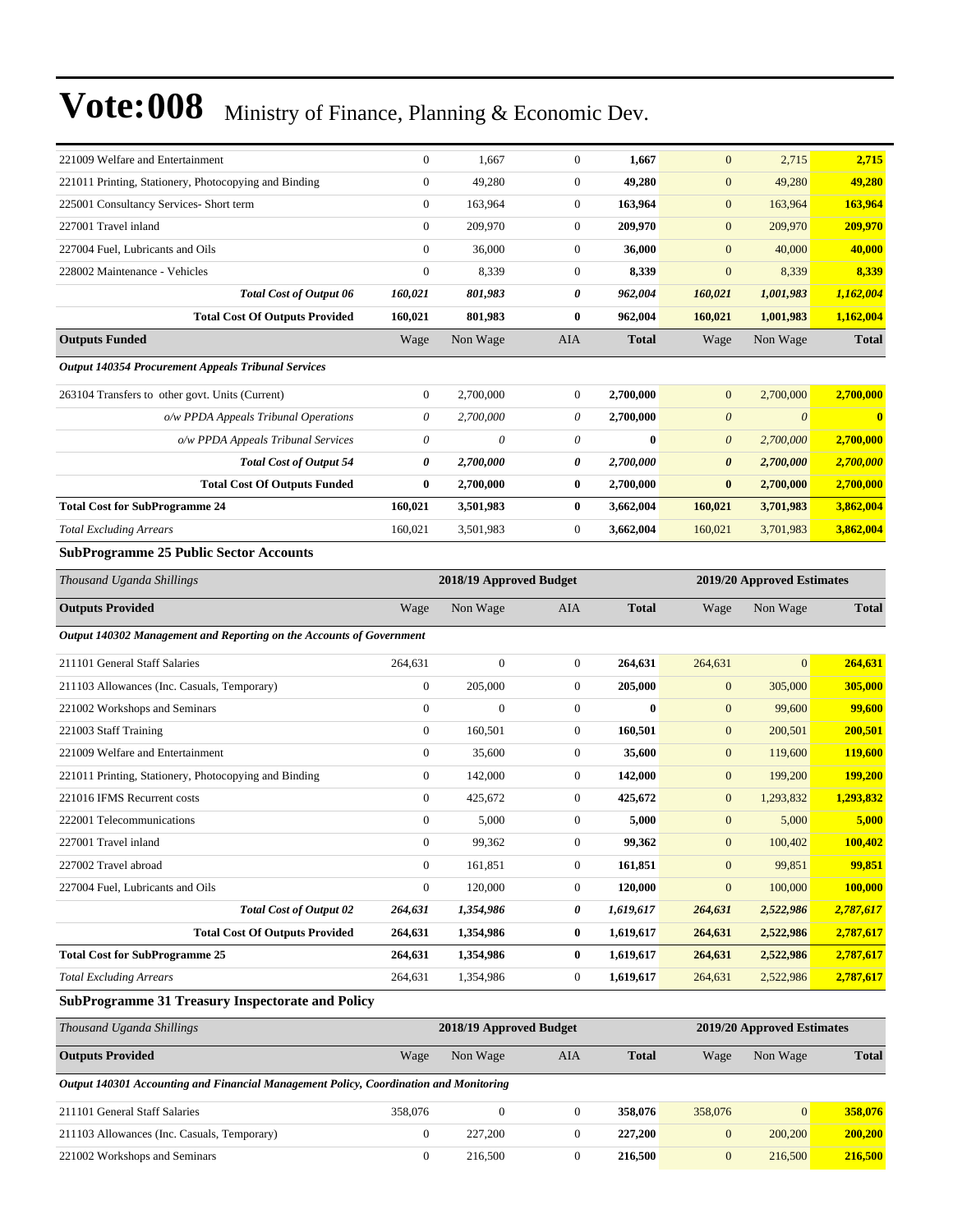| | Wage | Non Wage | AIA | Total | Wage | Non Wage | Total |
|---|---|---|---|---|---|---|---|
| 221009 Welfare and Entertainment | 0 | 1,667 | 0 | **1,667** | 0 | 2,715 | **2,715** |
| 221011 Printing, Stationery, Photocopying and Binding | 0 | 49,280 | 0 | **49,280** | 0 | 49,280 | **49,280** |
| 225001 Consultancy Services- Short term | 0 | 163,964 | 0 | **163,964** | 0 | 163,964 | **163,964** |
| 227001 Travel inland | 0 | 209,970 | 0 | **209,970** | 0 | 209,970 | **209,970** |
| 227004 Fuel, Lubricants and Oils | 0 | 36,000 | 0 | **36,000** | 0 | 40,000 | **40,000** |
| 228002 Maintenance - Vehicles | 0 | 8,339 | 0 | **8,339** | 0 | 8,339 | **8,339** |
| ***Total Cost of Output 06*** | ***160,021*** | ***801,983*** | ***0*** | ***962,004*** | ***160,021*** | ***1,001,983*** | ***1,162,004*** |
| **Total Cost Of Outputs Provided** | **160,021** | **801,983** | **0** | **962,004** | **160,021** | **1,001,983** | **1,162,004** |
| **Outputs Funded** | Wage | Non Wage | AIA | **Total** | Wage | Non Wage | **Total** |
| ***Output 140354 Procurement Appeals Tribunal Services*** | | | | | | | |
| 263104 Transfers to other govt. Units (Current) | 0 | 2,700,000 | 0 | **2,700,000** | 0 | 2,700,000 | **2,700,000** |
| *o/w PPDA Appeals Tribunal Operations* | *0* | *2,700,000* | *0* | ***2,700,000*** | *0* | *0* | **0** |
| *o/w PPDA Appeals Tribunal Services* | *0* | *0* | *0* | **0** | *0* | *2,700,000* | **2,700,000** |
| ***Total Cost of Output 54*** | ***0*** | ***2,700,000*** | ***0*** | ***2,700,000*** | ***0*** | ***2,700,000*** | ***2,700,000*** |
| **Total Cost Of Outputs Funded** | **0** | **2,700,000** | **0** | **2,700,000** | **0** | **2,700,000** | **2,700,000** |
| **Total Cost for SubProgramme 24** | **160,021** | **3,501,983** | **0** | **3,662,004** | **160,021** | **3,701,983** | **3,862,004** |
| *Total Excluding Arrears* | 160,021 | 3,501,983 | 0 | **3,662,004** | 160,021 | 3,701,983 | **3,862,004** |

### SubProgramme 25 Public Sector Accounts

| *Thousand Uganda Shillings* | | **2018/19 Approved Budget** | | | | **2019/20 Approved Estimates** | |
|---|---|---|---|---|---|---|---|
| **Outputs Provided** | Wage | Non Wage | AIA | **Total** | Wage | Non Wage | **Total** |
| ***Output 140302 Management and Reporting on the Accounts of Government*** | | | | | | | |
| 211101 General Staff Salaries | 264,631 | 0 | 0 | **264,631** | 264,631 | 0 | **264,631** |
| 211103 Allowances (Inc. Casuals, Temporary) | 0 | 205,000 | 0 | **205,000** | 0 | 305,000 | **305,000** |
| 221002 Workshops and Seminars | 0 | 0 | 0 | **0** | 0 | 99,600 | **99,600** |
| 221003 Staff Training | 0 | 160,501 | 0 | **160,501** | 0 | 200,501 | **200,501** |
| 221009 Welfare and Entertainment | 0 | 35,600 | 0 | **35,600** | 0 | 119,600 | **119,600** |
| 221011 Printing, Stationery, Photocopying and Binding | 0 | 142,000 | 0 | **142,000** | 0 | 199,200 | **199,200** |
| 221016 IFMS Recurrent costs | 0 | 425,672 | 0 | **425,672** | 0 | 1,293,832 | **1,293,832** |
| 222001 Telecommunications | 0 | 5,000 | 0 | **5,000** | 0 | 5,000 | **5,000** |
| 227001 Travel inland | 0 | 99,362 | 0 | **99,362** | 0 | 100,402 | **100,402** |
| 227002 Travel abroad | 0 | 161,851 | 0 | **161,851** | 0 | 99,851 | **99,851** |
| 227004 Fuel, Lubricants and Oils | 0 | 120,000 | 0 | **120,000** | 0 | 100,000 | **100,000** |
| ***Total Cost of Output 02*** | ***264,631*** | ***1,354,986*** | ***0*** | ***1,619,617*** | ***264,631*** | ***2,522,986*** | ***2,787,617*** |
| **Total Cost Of Outputs Provided** | **264,631** | **1,354,986** | **0** | **1,619,617** | **264,631** | **2,522,986** | **2,787,617** |
| **Total Cost for SubProgramme 25** | **264,631** | **1,354,986** | **0** | **1,619,617** | **264,631** | **2,522,986** | **2,787,617** |
| *Total Excluding Arrears* | 264,631 | 1,354,986 | 0 | **1,619,617** | 264,631 | 2,522,986 | **2,787,617** |

### SubProgramme 31 Treasury Inspectorate and Policy

| *Thousand Uganda Shillings* | | **2018/19 Approved Budget** | | | | **2019/20 Approved Estimates** | |
|---|---|---|---|---|---|---|---|
| **Outputs Provided** | Wage | Non Wage | AIA | **Total** | Wage | Non Wage | **Total** |
| ***Output 140301 Accounting and Financial Management Policy, Coordination and Monitoring*** | | | | | | | |
| 211101 General Staff Salaries | 358,076 | 0 | 0 | **358,076** | 358,076 | 0 | **358,076** |
| 211103 Allowances (Inc. Casuals, Temporary) | 0 | 227,200 | 0 | **227,200** | 0 | 200,200 | **200,200** |
| 221002 Workshops and Seminars | 0 | 216,500 | 0 | **216,500** | 0 | 216,500 | **216,500** |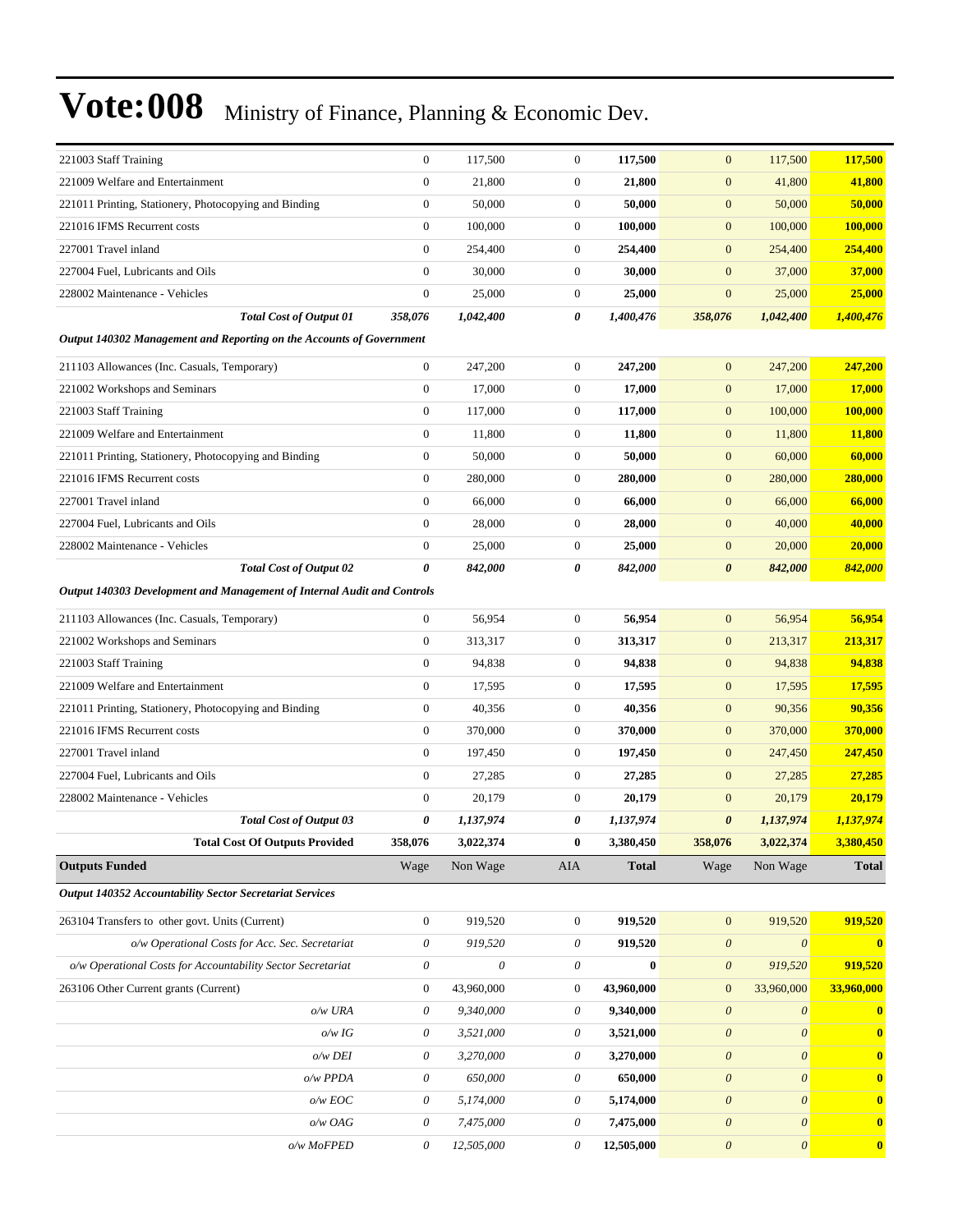# Vote:008 Ministry of Finance, Planning & Economic Dev.

| | | | | | | | |
|---|---|---|---|---|---|---|---|
| 221003 Staff Training | 0 | 117,500 | 0 | **117,500** | 0 | 117,500 | **117,500** |
| 221009 Welfare and Entertainment | 0 | 21,800 | 0 | **21,800** | 0 | 41,800 | **41,800** |
| 221011 Printing, Stationery, Photocopying and Binding | 0 | 50,000 | 0 | **50,000** | 0 | 50,000 | **50,000** |
| 221016 IFMS Recurrent costs | 0 | 100,000 | 0 | **100,000** | 0 | 100,000 | **100,000** |
| 227001 Travel inland | 0 | 254,400 | 0 | **254,400** | 0 | 254,400 | **254,400** |
| 227004 Fuel, Lubricants and Oils | 0 | 30,000 | 0 | **30,000** | 0 | 37,000 | **37,000** |
| 228002 Maintenance - Vehicles | 0 | 25,000 | 0 | **25,000** | 0 | 25,000 | **25,000** |
| ***Total Cost of Output 01*** | ***358,076*** | ***1,042,400*** | ***0*** | ***1,400,476*** | ***358,076*** | ***1,042,400*** | ***1,400,476*** |
| ***Output 140302 Management and Reporting on the Accounts of Government*** | | | | | | | |
| 211103 Allowances (Inc. Casuals, Temporary) | 0 | 247,200 | 0 | **247,200** | 0 | 247,200 | **247,200** |
| 221002 Workshops and Seminars | 0 | 17,000 | 0 | **17,000** | 0 | 17,000 | **17,000** |
| 221003 Staff Training | 0 | 117,000 | 0 | **117,000** | 0 | 100,000 | **100,000** |
| 221009 Welfare and Entertainment | 0 | 11,800 | 0 | **11,800** | 0 | 11,800 | **11,800** |
| 221011 Printing, Stationery, Photocopying and Binding | 0 | 50,000 | 0 | **50,000** | 0 | 60,000 | **60,000** |
| 221016 IFMS Recurrent costs | 0 | 280,000 | 0 | **280,000** | 0 | 280,000 | **280,000** |
| 227001 Travel inland | 0 | 66,000 | 0 | **66,000** | 0 | 66,000 | **66,000** |
| 227004 Fuel, Lubricants and Oils | 0 | 28,000 | 0 | **28,000** | 0 | 40,000 | **40,000** |
| 228002 Maintenance - Vehicles | 0 | 25,000 | 0 | **25,000** | 0 | 20,000 | **20,000** |
| ***Total Cost of Output 02*** | ***0*** | ***842,000*** | ***0*** | ***842,000*** | ***0*** | ***842,000*** | ***842,000*** |
| ***Output 140303 Development and Management of Internal Audit and Controls*** | | | | | | | |
| 211103 Allowances (Inc. Casuals, Temporary) | 0 | 56,954 | 0 | **56,954** | 0 | 56,954 | **56,954** |
| 221002 Workshops and Seminars | 0 | 313,317 | 0 | **313,317** | 0 | 213,317 | **213,317** |
| 221003 Staff Training | 0 | 94,838 | 0 | **94,838** | 0 | 94,838 | **94,838** |
| 221009 Welfare and Entertainment | 0 | 17,595 | 0 | **17,595** | 0 | 17,595 | **17,595** |
| 221011 Printing, Stationery, Photocopying and Binding | 0 | 40,356 | 0 | **40,356** | 0 | 90,356 | **90,356** |
| 221016 IFMS Recurrent costs | 0 | 370,000 | 0 | **370,000** | 0 | 370,000 | **370,000** |
| 227001 Travel inland | 0 | 197,450 | 0 | **197,450** | 0 | 247,450 | **247,450** |
| 227004 Fuel, Lubricants and Oils | 0 | 27,285 | 0 | **27,285** | 0 | 27,285 | **27,285** |
| 228002 Maintenance - Vehicles | 0 | 20,179 | 0 | **20,179** | 0 | 20,179 | **20,179** |
| ***Total Cost of Output 03*** | ***0*** | ***1,137,974*** | ***0*** | ***1,137,974*** | ***0*** | ***1,137,974*** | ***1,137,974*** |
| **Total Cost Of Outputs Provided** | **358,076** | **3,022,374** | **0** | **3,380,450** | **358,076** | **3,022,374** | **3,380,450** |
| **Outputs Funded** | Wage | Non Wage | AIA | **Total** | Wage | Non Wage | **Total** |
| ***Output 140352 Accountability Sector Secretariat Services*** | | | | | | | |
| 263104 Transfers to other govt. Units (Current) | 0 | 919,520 | 0 | **919,520** | 0 | 919,520 | **919,520** |
| *o/w Operational Costs for Acc. Sec. Secretariat* | *0* | *919,520* | *0* | **919,520** | *0* | *0* | **0** |
| *o/w Operational Costs for Accountability Sector Secretariat* | *0* | *0* | *0* | **0** | *0* | *919,520* | **919,520** |
| 263106 Other Current grants (Current) | 0 | 43,960,000 | 0 | **43,960,000** | 0 | 33,960,000 | **33,960,000** |
| *o/w URA* | *0* | *9,340,000* | *0* | **9,340,000** | *0* | *0* | **0** |
| *o/w IG* | *0* | *3,521,000* | *0* | **3,521,000** | *0* | *0* | **0** |
| *o/w DEI* | *0* | *3,270,000* | *0* | **3,270,000** | *0* | *0* | **0** |
| *o/w PPDA* | *0* | *650,000* | *0* | **650,000** | *0* | *0* | **0** |
| *o/w EOC* | *0* | *5,174,000* | *0* | **5,174,000** | *0* | *0* | **0** |
| *o/w OAG* | *0* | *7,475,000* | *0* | **7,475,000** | *0* | *0* | **0** |
| *o/w MoFPED* | *0* | *12,505,000* | *0* | **12,505,000** | *0* | *0* | **0** |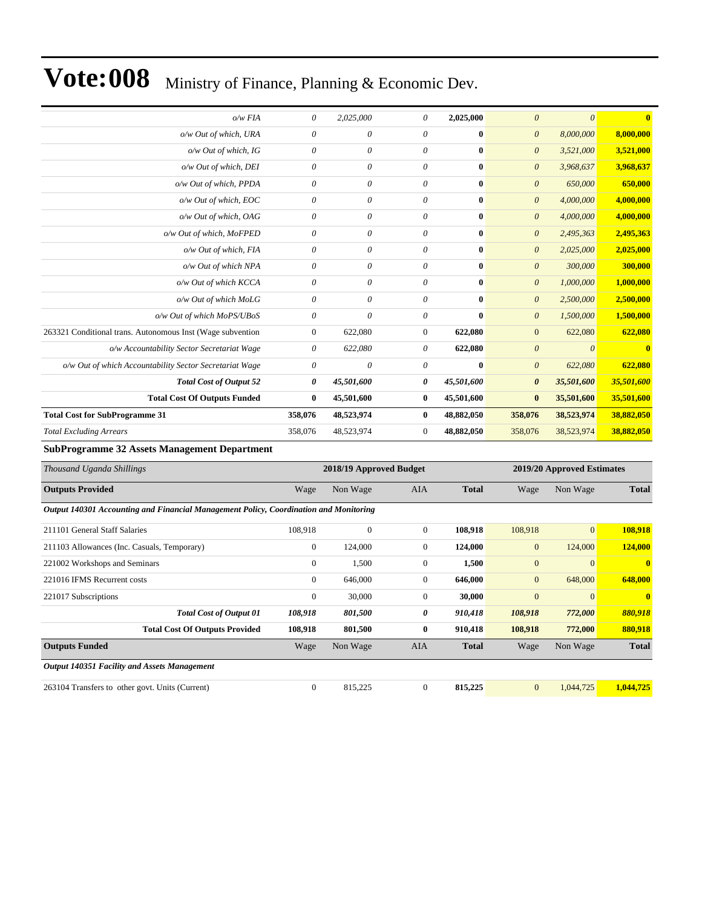# Vote:008 Ministry of Finance, Planning & Economic Dev.

| | | | | | | | |
|---|---|---|---|---|---|---|---|
| *o/w FIA* | *0* | *2,025,000* | *0* | **2,025,000** | *0* | *0* | **0** |
| *o/w Out of which, URA* | *0* | *0* | *0* | **0** | *0* | *8,000,000* | **8,000,000** |
| *o/w Out of which, IG* | *0* | *0* | *0* | **0** | *0* | *3,521,000* | **3,521,000** |
| *o/w Out of which, DEI* | *0* | *0* | *0* | **0** | *0* | *3,968,637* | **3,968,637** |
| *o/w Out of which, PPDA* | *0* | *0* | *0* | **0** | *0* | *650,000* | **650,000** |
| *o/w Out of which, EOC* | *0* | *0* | *0* | **0** | *0* | *4,000,000* | **4,000,000** |
| *o/w Out of which, OAG* | *0* | *0* | *0* | **0** | *0* | *4,000,000* | **4,000,000** |
| *o/w Out of which, MoFPED* | *0* | *0* | *0* | **0** | *0* | *2,495,363* | **2,495,363** |
| *o/w Out of which, FIA* | *0* | *0* | *0* | **0** | *0* | *2,025,000* | **2,025,000** |
| *o/w Out of which NPA* | *0* | *0* | *0* | **0** | *0* | *300,000* | **300,000** |
| *o/w Out of which KCCA* | *0* | *0* | *0* | **0** | *0* | *1,000,000* | **1,000,000** |
| *o/w Out of which MoLG* | *0* | *0* | *0* | **0** | *0* | *2,500,000* | **2,500,000** |
| *o/w Out of which MoPS/UBoS* | *0* | *0* | *0* | **0** | *0* | *1,500,000* | **1,500,000** |
| 263321 Conditional trans. Autonomous Inst (Wage subvention | 0 | 622,080 | 0 | **622,080** | 0 | 622,080 | **622,080** |
| *o/w Accountability Sector Secretariat Wage* | *0* | *622,080* | *0* | **622,080** | *0* | *0* | **0** |
| *o/w Out of which Accountability Sector Secretariat Wage* | *0* | *0* | *0* | **0** | *0* | *622,080* | **622,080** |
| ***Total Cost of Output 52*** | ***0*** | ***45,501,600*** | ***0*** | ***45,501,600*** | ***0*** | ***35,501,600*** | ***35,501,600*** |
| **Total Cost Of Outputs Funded** | **0** | **45,501,600** | **0** | **45,501,600** | **0** | **35,501,600** | **35,501,600** |
| **Total Cost for SubProgramme 31** | **358,076** | **48,523,974** | **0** | **48,882,050** | **358,076** | **38,523,974** | **38,882,050** |
| *Total Excluding Arrears* | 358,076 | 48,523,974 | 0 | **48,882,050** | 358,076 | 38,523,974 | **38,882,050** |

### SubProgramme 32 Assets Management Department

| *Thousand Uganda Shillings* | 2018/19 Approved Budget | | | | 2019/20 Approved Estimates | | |
|---|---|---|---|---|---|---|---|
| **Outputs Provided** | Wage | Non Wage | AIA | **Total** | Wage | Non Wage | **Total** |
| ***Output 140301 Accounting and Financial Management Policy, Coordination and Monitoring*** | | | | | | | |
| 211101 General Staff Salaries | 108,918 | 0 | 0 | **108,918** | 108,918 | 0 | **108,918** |
| 211103 Allowances (Inc. Casuals, Temporary) | 0 | 124,000 | 0 | **124,000** | 0 | 124,000 | **124,000** |
| 221002 Workshops and Seminars | 0 | 1,500 | 0 | **1,500** | 0 | 0 | **0** |
| 221016 IFMS Recurrent costs | 0 | 646,000 | 0 | **646,000** | 0 | 648,000 | **648,000** |
| 221017 Subscriptions | 0 | 30,000 | 0 | **30,000** | 0 | 0 | **0** |
| ***Total Cost of Output 01*** | ***108,918*** | ***801,500*** | ***0*** | ***910,418*** | ***108,918*** | ***772,000*** | ***880,918*** |
| **Total Cost Of Outputs Provided** | **108,918** | **801,500** | **0** | **910,418** | **108,918** | **772,000** | **880,918** |
| **Outputs Funded** | Wage | Non Wage | AIA | **Total** | Wage | Non Wage | **Total** |
| ***Output 140351 Facility and Assets Management*** | | | | | | | |
| 263104 Transfers to other govt. Units (Current) | 0 | 815,225 | 0 | **815,225** | 0 | 1,044,725 | **1,044,725** |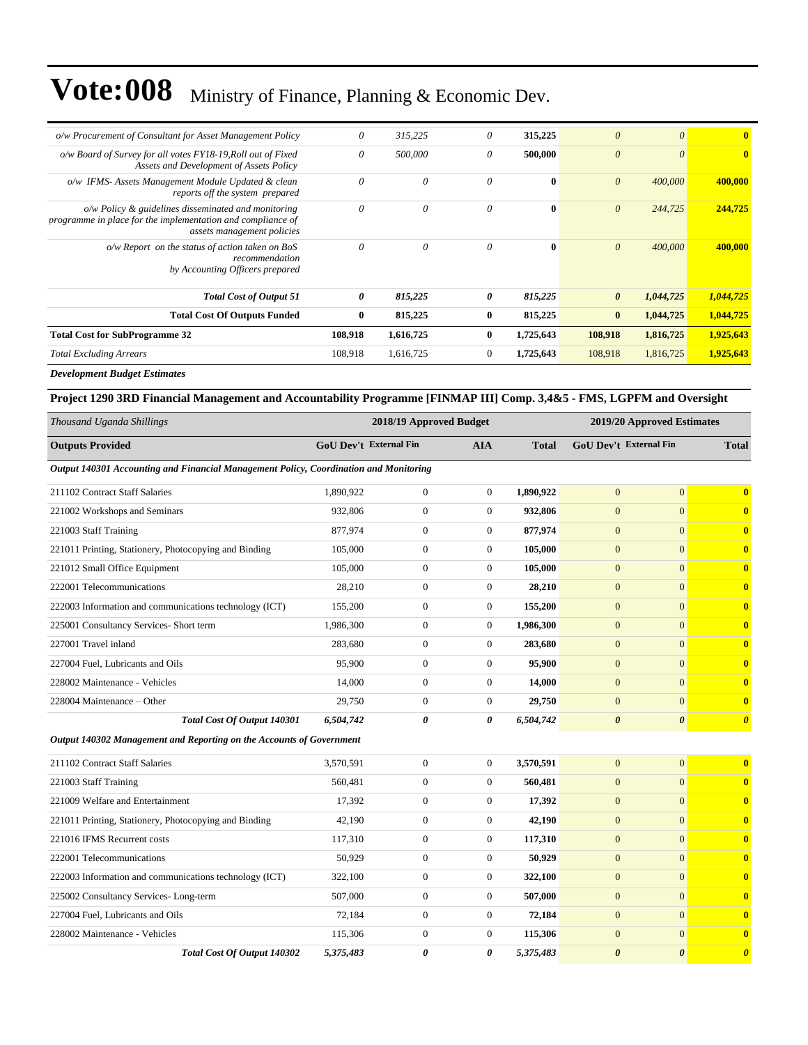| | | | | | | | |
|---|---|---|---|---|---|---|---|
| *o/w Procurement of Consultant for Asset Management Policy* | *0* | *315,225* | *0* | **315,225** | *0* | *0* | **0** |
| *o/w Board of Survey for all votes FY18-19,Roll out of Fixed Assets and Development of Assets Policy* | *0* | *500,000* | *0* | **500,000** | *0* | *0* | **0** |
| *o/w IFMS- Assets Management Module Updated & clean reports off the system prepared* | *0* | *0* | *0* | **0** | *0* | *400,000* | **400,000** |
| *o/w Policy & guidelines disseminated and monitoring programme in place for the implementation and compliance of assets management policies* | *0* | *0* | *0* | **0** | *0* | *244,725* | **244,725** |
| *o/w Report on the status of action taken on BoS recommendation by Accounting Officers prepared* | *0* | *0* | *0* | **0** | *0* | *400,000* | **400,000** |
| ***Total Cost of Output 51*** | ***0*** | ***815,225*** | ***0*** | ***815,225*** | ***0*** | ***1,044,725*** | ***1,044,725*** |
| **Total Cost Of Outputs Funded** | **0** | **815,225** | **0** | **815,225** | **0** | **1,044,725** | **1,044,725** |
| **Total Cost for SubProgramme 32** | **108,918** | **1,616,725** | **0** | **1,725,643** | **108,918** | **1,816,725** | **1,925,643** |
| *Total Excluding Arrears* | 108,918 | 1,616,725 | 0 | **1,725,643** | 108,918 | 1,816,725 | **1,925,643** |

***Development Budget Estimates***

**Project 1290 3RD Financial Management and Accountability Programme [FINMAP III] Comp. 3,4&5 - FMS, LGPFM and Oversight**

| *Thousand Uganda Shillings* | 2018/19 Approved Budget | | | | 2019/20 Approved Estimates | | |
|---|---|---|---|---|---|---|---|
| **Outputs Provided** | **GoU Dev't** | **External Fin** | **AIA** | **Total** | **GoU Dev't** | **External Fin** | **Total** |
| ***Output 140301 Accounting and Financial Management Policy, Coordination and Monitoring*** | | | | | | | |
| 211102 Contract Staff Salaries | 1,890,922 | 0 | 0 | **1,890,922** | 0 | 0 | **0** |
| 221002 Workshops and Seminars | 932,806 | 0 | 0 | **932,806** | 0 | 0 | **0** |
| 221003 Staff Training | 877,974 | 0 | 0 | **877,974** | 0 | 0 | **0** |
| 221011 Printing, Stationery, Photocopying and Binding | 105,000 | 0 | 0 | **105,000** | 0 | 0 | **0** |
| 221012 Small Office Equipment | 105,000 | 0 | 0 | **105,000** | 0 | 0 | **0** |
| 222001 Telecommunications | 28,210 | 0 | 0 | **28,210** | 0 | 0 | **0** |
| 222003 Information and communications technology (ICT) | 155,200 | 0 | 0 | **155,200** | 0 | 0 | **0** |
| 225001 Consultancy Services- Short term | 1,986,300 | 0 | 0 | **1,986,300** | 0 | 0 | **0** |
| 227001 Travel inland | 283,680 | 0 | 0 | **283,680** | 0 | 0 | **0** |
| 227004 Fuel, Lubricants and Oils | 95,900 | 0 | 0 | **95,900** | 0 | 0 | **0** |
| 228002 Maintenance - Vehicles | 14,000 | 0 | 0 | **14,000** | 0 | 0 | **0** |
| 228004 Maintenance – Other | 29,750 | 0 | 0 | **29,750** | 0 | 0 | **0** |
| ***Total Cost Of Output 140301*** | ***6,504,742*** | ***0*** | ***0*** | ***6,504,742*** | ***0*** | ***0*** | ***0*** |
| ***Output 140302 Management and Reporting on the Accounts of Government*** | | | | | | | |
| 211102 Contract Staff Salaries | 3,570,591 | 0 | 0 | **3,570,591** | 0 | 0 | **0** |
| 221003 Staff Training | 560,481 | 0 | 0 | **560,481** | 0 | 0 | **0** |
| 221009 Welfare and Entertainment | 17,392 | 0 | 0 | **17,392** | 0 | 0 | **0** |
| 221011 Printing, Stationery, Photocopying and Binding | 42,190 | 0 | 0 | **42,190** | 0 | 0 | **0** |
| 221016 IFMS Recurrent costs | 117,310 | 0 | 0 | **117,310** | 0 | 0 | **0** |
| 222001 Telecommunications | 50,929 | 0 | 0 | **50,929** | 0 | 0 | **0** |
| 222003 Information and communications technology (ICT) | 322,100 | 0 | 0 | **322,100** | 0 | 0 | **0** |
| 225002 Consultancy Services- Long-term | 507,000 | 0 | 0 | **507,000** | 0 | 0 | **0** |
| 227004 Fuel, Lubricants and Oils | 72,184 | 0 | 0 | **72,184** | 0 | 0 | **0** |
| 228002 Maintenance - Vehicles | 115,306 | 0 | 0 | **115,306** | 0 | 0 | **0** |
| ***Total Cost Of Output 140302*** | ***5,375,483*** | ***0*** | ***0*** | ***5,375,483*** | ***0*** | ***0*** | ***0*** |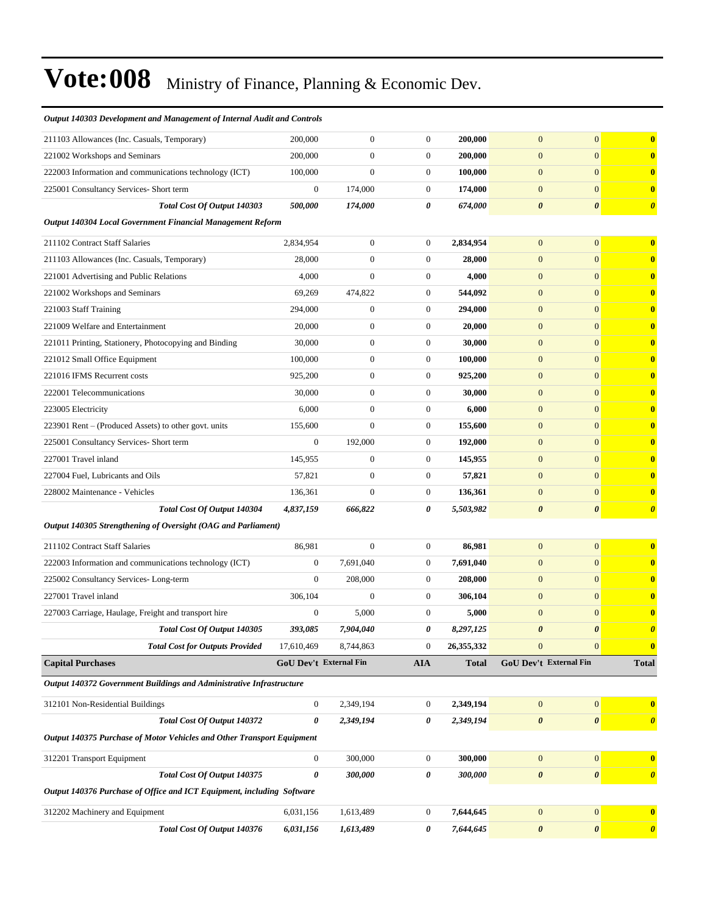| | | | | | | | |
|---|---|---|---|---|---|---|---|
| ***Output 140303 Development and Management of Internal Audit and Controls*** | | | | | | | |
| 211103 Allowances (Inc. Casuals, Temporary) | 200,000 | 0 | 0 | **200,000** | 0 | 0 | **0** |
| 221002 Workshops and Seminars | 200,000 | 0 | 0 | **200,000** | 0 | 0 | **0** |
| 222003 Information and communications technology (ICT) | 100,000 | 0 | 0 | **100,000** | 0 | 0 | **0** |
| 225001 Consultancy Services- Short term | 0 | 174,000 | 0 | **174,000** | 0 | 0 | **0** |
| ***Total Cost Of Output 140303*** | ***500,000*** | ***174,000*** | ***0*** | ***674,000*** | ***0*** | ***0*** | ***0*** |
| ***Output 140304 Local Government Financial Management Reform*** | | | | | | | |
| 211102 Contract Staff Salaries | 2,834,954 | 0 | 0 | **2,834,954** | 0 | 0 | **0** |
| 211103 Allowances (Inc. Casuals, Temporary) | 28,000 | 0 | 0 | **28,000** | 0 | 0 | **0** |
| 221001 Advertising and Public Relations | 4,000 | 0 | 0 | **4,000** | 0 | 0 | **0** |
| 221002 Workshops and Seminars | 69,269 | 474,822 | 0 | **544,092** | 0 | 0 | **0** |
| 221003 Staff Training | 294,000 | 0 | 0 | **294,000** | 0 | 0 | **0** |
| 221009 Welfare and Entertainment | 20,000 | 0 | 0 | **20,000** | 0 | 0 | **0** |
| 221011 Printing, Stationery, Photocopying and Binding | 30,000 | 0 | 0 | **30,000** | 0 | 0 | **0** |
| 221012 Small Office Equipment | 100,000 | 0 | 0 | **100,000** | 0 | 0 | **0** |
| 221016 IFMS Recurrent costs | 925,200 | 0 | 0 | **925,200** | 0 | 0 | **0** |
| 222001 Telecommunications | 30,000 | 0 | 0 | **30,000** | 0 | 0 | **0** |
| 223005 Electricity | 6,000 | 0 | 0 | **6,000** | 0 | 0 | **0** |
| 223901 Rent – (Produced Assets) to other govt. units | 155,600 | 0 | 0 | **155,600** | 0 | 0 | **0** |
| 225001 Consultancy Services- Short term | 0 | 192,000 | 0 | **192,000** | 0 | 0 | **0** |
| 227001 Travel inland | 145,955 | 0 | 0 | **145,955** | 0 | 0 | **0** |
| 227004 Fuel, Lubricants and Oils | 57,821 | 0 | 0 | **57,821** | 0 | 0 | **0** |
| 228002 Maintenance - Vehicles | 136,361 | 0 | 0 | **136,361** | 0 | 0 | **0** |
| ***Total Cost Of Output 140304*** | ***4,837,159*** | ***666,822*** | ***0*** | ***5,503,982*** | ***0*** | ***0*** | ***0*** |
| ***Output 140305 Strengthening of Oversight (OAG and Parliament)*** | | | | | | | |
| 211102 Contract Staff Salaries | 86,981 | 0 | 0 | **86,981** | 0 | 0 | **0** |
| 222003 Information and communications technology (ICT) | 0 | 7,691,040 | 0 | **7,691,040** | 0 | 0 | **0** |
| 225002 Consultancy Services- Long-term | 0 | 208,000 | 0 | **208,000** | 0 | 0 | **0** |
| 227001 Travel inland | 306,104 | 0 | 0 | **306,104** | 0 | 0 | **0** |
| 227003 Carriage, Haulage, Freight and transport hire | 0 | 5,000 | 0 | **5,000** | 0 | 0 | **0** |
| ***Total Cost Of Output 140305*** | ***393,085*** | ***7,904,040*** | ***0*** | ***8,297,125*** | ***0*** | ***0*** | ***0*** |
| ***Total Cost for Outputs Provided*** | 17,610,469 | 8,744,863 | 0 | **26,355,332** | 0 | 0 | **0** |
| **Capital Purchases** | **GoU Dev't** | **External Fin** | **AIA** | **Total** | **GoU Dev't** | **External Fin** | **Total** |
| ***Output 140372 Government Buildings and Administrative Infrastructure*** | | | | | | | |
| 312101 Non-Residential Buildings | 0 | 2,349,194 | 0 | **2,349,194** | 0 | 0 | **0** |
| ***Total Cost Of Output 140372*** | ***0*** | ***2,349,194*** | ***0*** | ***2,349,194*** | ***0*** | ***0*** | ***0*** |
| ***Output 140375 Purchase of Motor Vehicles and Other Transport Equipment*** | | | | | | | |
| 312201 Transport Equipment | 0 | 300,000 | 0 | **300,000** | 0 | 0 | **0** |
| ***Total Cost Of Output 140375*** | ***0*** | ***300,000*** | ***0*** | ***300,000*** | ***0*** | ***0*** | ***0*** |
| ***Output 140376 Purchase of Office and ICT Equipment, including Software*** | | | | | | | |
| 312202 Machinery and Equipment | 6,031,156 | 1,613,489 | 0 | **7,644,645** | 0 | 0 | **0** |
| ***Total Cost Of Output 140376*** | ***6,031,156*** | ***1,613,489*** | ***0*** | ***7,644,645*** | ***0*** | ***0*** | ***0*** |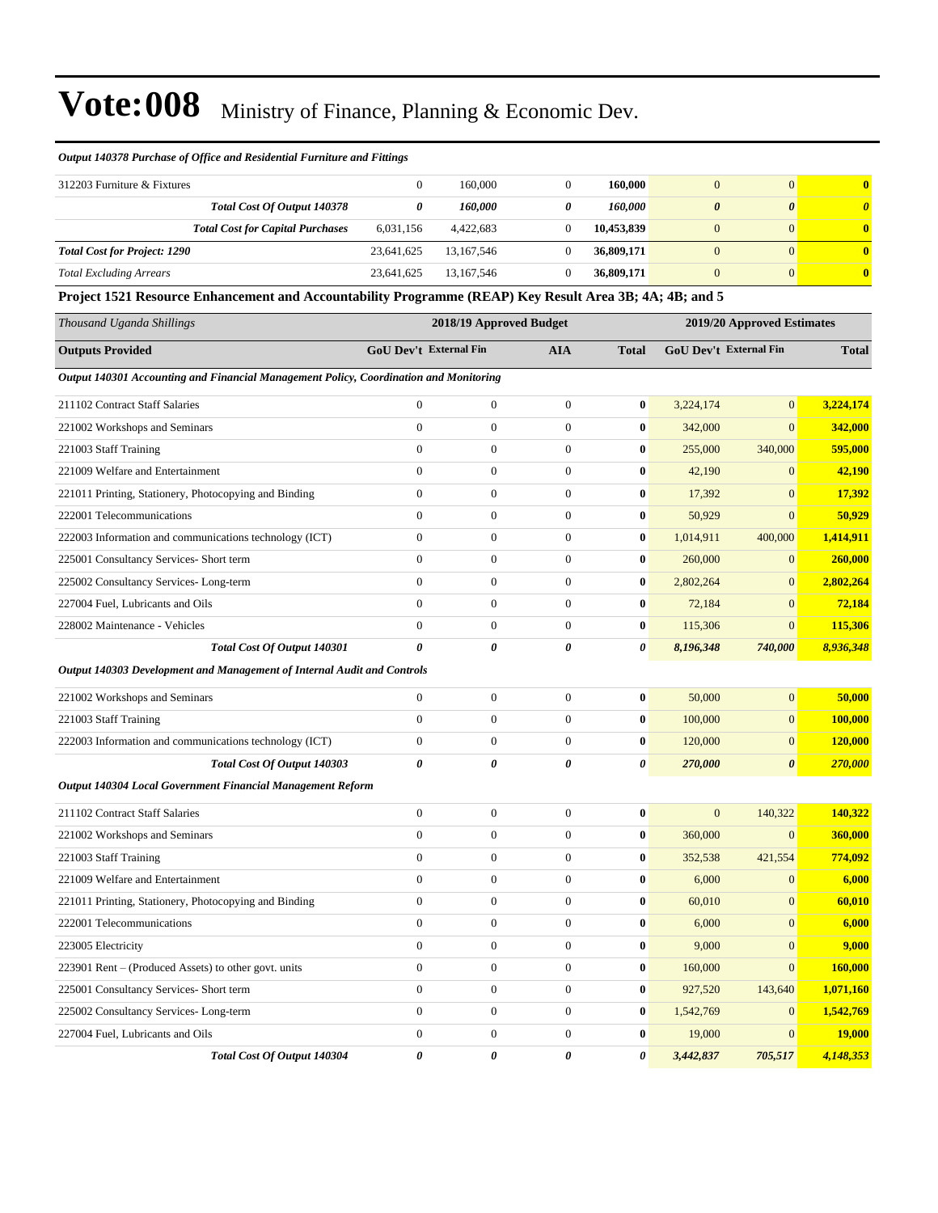# Vote:008 Ministry of Finance, Planning & Economic Dev.

*Output 140378 Purchase of Office and Residential Furniture and Fittings*

| | | | | | | | |
|---|---|---|---|---|---|---|---|
| 312203 Furniture & Fixtures | 0 | 160,000 | 0 | **160,000** | 0 | 0 | **0** |
| ***Total Cost Of Output 140378*** | ***0*** | ***160,000*** | ***0*** | ***160,000*** | ***0*** | ***0*** | ***0*** |
| ***Total Cost for Capital Purchases*** | 6,031,156 | 4,422,683 | 0 | **10,453,839** | 0 | 0 | **0** |
| ***Total Cost for Project: 1290*** | 23,641,625 | 13,167,546 | 0 | **36,809,171** | 0 | 0 | **0** |
| *Total Excluding Arrears* | 23,641,625 | 13,167,546 | 0 | **36,809,171** | 0 | 0 | **0** |

**Project 1521 Resource Enhancement and Accountability Programme (REAP) Key Result Area 3B; 4A; 4B; and 5**

| *Thousand Uganda Shillings* | 2018/19 Approved Budget | | | | 2019/20 Approved Estimates | | |
|---|---|---|---|---|---|---|---|
| **Outputs Provided** | **GoU Dev't** | **External Fin** | **AIA** | **Total** | **GoU Dev't** | **External Fin** | **Total** |
| ***Output 140301 Accounting and Financial Management Policy, Coordination and Monitoring*** | | | | | | | |
| 211102 Contract Staff Salaries | 0 | 0 | 0 | **0** | 3,224,174 | 0 | **3,224,174** |
| 221002 Workshops and Seminars | 0 | 0 | 0 | **0** | 342,000 | 0 | **342,000** |
| 221003 Staff Training | 0 | 0 | 0 | **0** | 255,000 | 340,000 | **595,000** |
| 221009 Welfare and Entertainment | 0 | 0 | 0 | **0** | 42,190 | 0 | **42,190** |
| 221011 Printing, Stationery, Photocopying and Binding | 0 | 0 | 0 | **0** | 17,392 | 0 | **17,392** |
| 222001 Telecommunications | 0 | 0 | 0 | **0** | 50,929 | 0 | **50,929** |
| 222003 Information and communications technology (ICT) | 0 | 0 | 0 | **0** | 1,014,911 | 400,000 | **1,414,911** |
| 225001 Consultancy Services- Short term | 0 | 0 | 0 | **0** | 260,000 | 0 | **260,000** |
| 225002 Consultancy Services- Long-term | 0 | 0 | 0 | **0** | 2,802,264 | 0 | **2,802,264** |
| 227004 Fuel, Lubricants and Oils | 0 | 0 | 0 | **0** | 72,184 | 0 | **72,184** |
| 228002 Maintenance - Vehicles | 0 | 0 | 0 | **0** | 115,306 | 0 | **115,306** |
| ***Total Cost Of Output 140301*** | ***0*** | ***0*** | ***0*** | ***0*** | ***8,196,348*** | ***740,000*** | ***8,936,348*** |
| ***Output 140303 Development and Management of Internal Audit and Controls*** | | | | | | | |
| 221002 Workshops and Seminars | 0 | 0 | 0 | **0** | 50,000 | 0 | **50,000** |
| 221003 Staff Training | 0 | 0 | 0 | **0** | 100,000 | 0 | **100,000** |
| 222003 Information and communications technology (ICT) | 0 | 0 | 0 | **0** | 120,000 | 0 | **120,000** |
| ***Total Cost Of Output 140303*** | ***0*** | ***0*** | ***0*** | ***0*** | ***270,000*** | ***0*** | ***270,000*** |
| ***Output 140304 Local Government Financial Management Reform*** | | | | | | | |
| 211102 Contract Staff Salaries | 0 | 0 | 0 | **0** | 0 | 140,322 | **140,322** |
| 221002 Workshops and Seminars | 0 | 0 | 0 | **0** | 360,000 | 0 | **360,000** |
| 221003 Staff Training | 0 | 0 | 0 | **0** | 352,538 | 421,554 | **774,092** |
| 221009 Welfare and Entertainment | 0 | 0 | 0 | **0** | 6,000 | 0 | **6,000** |
| 221011 Printing, Stationery, Photocopying and Binding | 0 | 0 | 0 | **0** | 60,010 | 0 | **60,010** |
| 222001 Telecommunications | 0 | 0 | 0 | **0** | 6,000 | 0 | **6,000** |
| 223005 Electricity | 0 | 0 | 0 | **0** | 9,000 | 0 | **9,000** |
| 223901 Rent – (Produced Assets) to other govt. units | 0 | 0 | 0 | **0** | 160,000 | 0 | **160,000** |
| 225001 Consultancy Services- Short term | 0 | 0 | 0 | **0** | 927,520 | 143,640 | **1,071,160** |
| 225002 Consultancy Services- Long-term | 0 | 0 | 0 | **0** | 1,542,769 | 0 | **1,542,769** |
| 227004 Fuel, Lubricants and Oils | 0 | 0 | 0 | **0** | 19,000 | 0 | **19,000** |
| ***Total Cost Of Output 140304*** | ***0*** | ***0*** | ***0*** | ***0*** | ***3,442,837*** | ***705,517*** | ***4,148,353*** |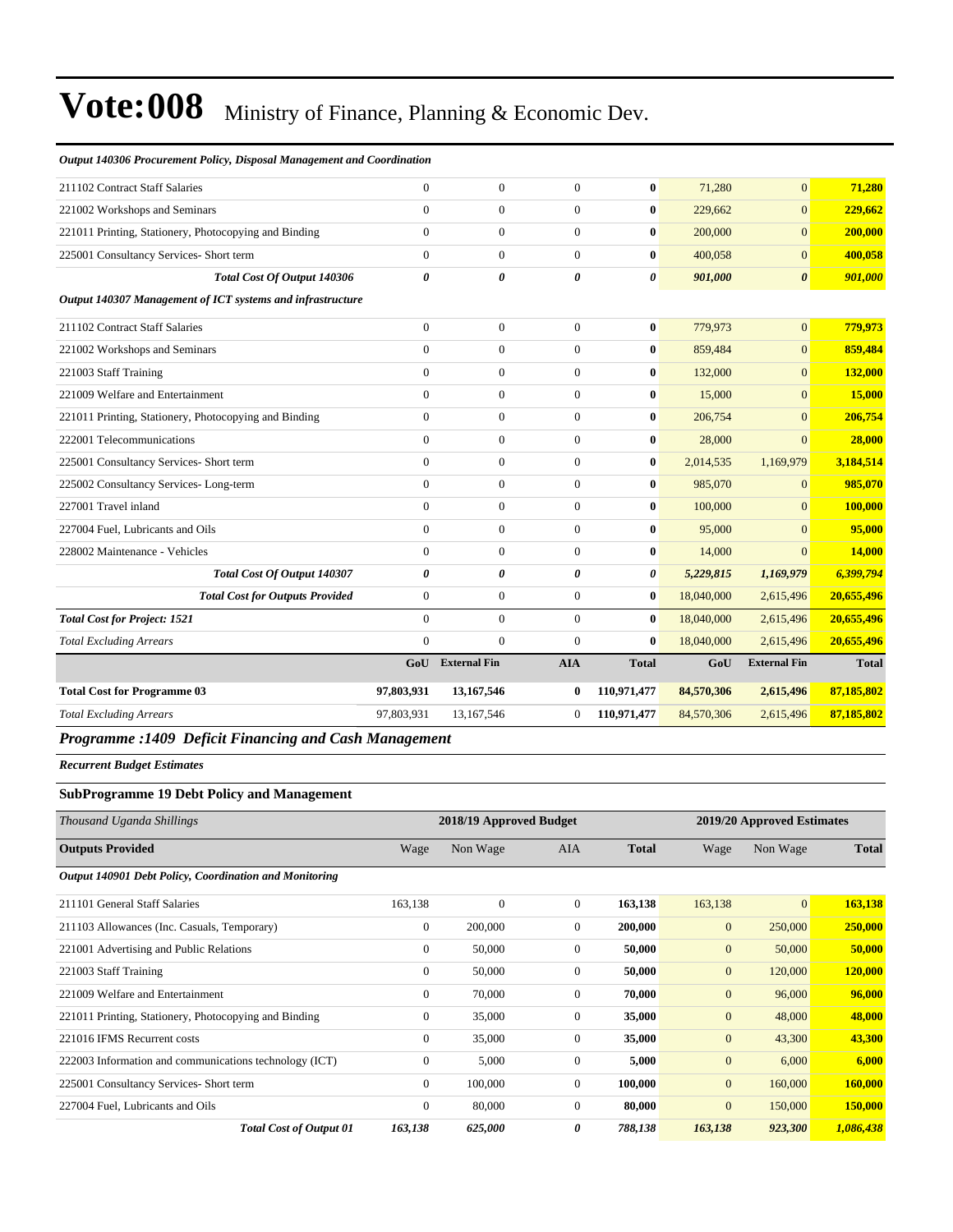# Vote:008 Ministry of Finance, Planning & Economic Dev.

| | | | | | | | |
|---|---|---|---|---|---|---|---|
| ***Output 140306 Procurement Policy, Disposal Management and Coordination*** | | | | | | | |
| 211102 Contract Staff Salaries | 0 | 0 | 0 | **0** | 71,280 | 0 | **71,280** |
| 221002 Workshops and Seminars | 0 | 0 | 0 | **0** | 229,662 | 0 | **229,662** |
| 221011 Printing, Stationery, Photocopying and Binding | 0 | 0 | 0 | **0** | 200,000 | 0 | **200,000** |
| 225001 Consultancy Services- Short term | 0 | 0 | 0 | **0** | 400,058 | 0 | **400,058** |
| ***Total Cost Of Output 140306*** | ***0*** | ***0*** | ***0*** | ***0*** | ***901,000*** | ***0*** | ***901,000*** |
| ***Output 140307 Management of ICT systems and infrastructure*** | | | | | | | |
| 211102 Contract Staff Salaries | 0 | 0 | 0 | **0** | 779,973 | 0 | **779,973** |
| 221002 Workshops and Seminars | 0 | 0 | 0 | **0** | 859,484 | 0 | **859,484** |
| 221003 Staff Training | 0 | 0 | 0 | **0** | 132,000 | 0 | **132,000** |
| 221009 Welfare and Entertainment | 0 | 0 | 0 | **0** | 15,000 | 0 | **15,000** |
| 221011 Printing, Stationery, Photocopying and Binding | 0 | 0 | 0 | **0** | 206,754 | 0 | **206,754** |
| 222001 Telecommunications | 0 | 0 | 0 | **0** | 28,000 | 0 | **28,000** |
| 225001 Consultancy Services- Short term | 0 | 0 | 0 | **0** | 2,014,535 | 1,169,979 | **3,184,514** |
| 225002 Consultancy Services- Long-term | 0 | 0 | 0 | **0** | 985,070 | 0 | **985,070** |
| 227001 Travel inland | 0 | 0 | 0 | **0** | 100,000 | 0 | **100,000** |
| 227004 Fuel, Lubricants and Oils | 0 | 0 | 0 | **0** | 95,000 | 0 | **95,000** |
| 228002 Maintenance - Vehicles | 0 | 0 | 0 | **0** | 14,000 | 0 | **14,000** |
| ***Total Cost Of Output 140307*** | ***0*** | ***0*** | ***0*** | ***0*** | ***5,229,815*** | ***1,169,979*** | ***6,399,794*** |
| ***Total Cost for Outputs Provided*** | 0 | 0 | 0 | **0** | 18,040,000 | 2,615,496 | **20,655,496** |
| ***Total Cost for Project: 1521*** | 0 | 0 | 0 | **0** | 18,040,000 | 2,615,496 | **20,655,496** |
| *Total Excluding Arrears* | 0 | 0 | 0 | **0** | 18,040,000 | 2,615,496 | **20,655,496** |
| | **GoU** | **External Fin** | **AIA** | **Total** | **GoU** | **External Fin** | **Total** |
| **Total Cost for Programme 03** | **97,803,931** | **13,167,546** | **0** | **110,971,477** | **84,570,306** | **2,615,496** | **87,185,802** |
| *Total Excluding Arrears* | 97,803,931 | 13,167,546 | 0 | 110,971,477 | 84,570,306 | 2,615,496 | 87,185,802 |

## *Programme :1409 Deficit Financing and Cash Management*

***Recurrent Budget Estimates***

### SubProgramme 19 Debt Policy and Management

| *Thousand Uganda Shillings* | 2018/19 Approved Budget | | | | 2019/20 Approved Estimates | | |
|---|---|---|---|---|---|---|---|
| **Outputs Provided** | Wage | Non Wage | AIA | **Total** | Wage | Non Wage | **Total** |
| ***Output 140901 Debt Policy, Coordination and Monitoring*** | | | | | | | |
| 211101 General Staff Salaries | 163,138 | 0 | 0 | **163,138** | 163,138 | 0 | **163,138** |
| 211103 Allowances (Inc. Casuals, Temporary) | 0 | 200,000 | 0 | **200,000** | 0 | 250,000 | **250,000** |
| 221001 Advertising and Public Relations | 0 | 50,000 | 0 | **50,000** | 0 | 50,000 | **50,000** |
| 221003 Staff Training | 0 | 50,000 | 0 | **50,000** | 0 | 120,000 | **120,000** |
| 221009 Welfare and Entertainment | 0 | 70,000 | 0 | **70,000** | 0 | 96,000 | **96,000** |
| 221011 Printing, Stationery, Photocopying and Binding | 0 | 35,000 | 0 | **35,000** | 0 | 48,000 | **48,000** |
| 221016 IFMS Recurrent costs | 0 | 35,000 | 0 | **35,000** | 0 | 43,300 | **43,300** |
| 222003 Information and communications technology (ICT) | 0 | 5,000 | 0 | **5,000** | 0 | 6,000 | **6,000** |
| 225001 Consultancy Services- Short term | 0 | 100,000 | 0 | **100,000** | 0 | 160,000 | **160,000** |
| 227004 Fuel, Lubricants and Oils | 0 | 80,000 | 0 | **80,000** | 0 | 150,000 | **150,000** |
| ***Total Cost of Output 01*** | ***163,138*** | ***625,000*** | ***0*** | ***788,138*** | ***163,138*** | ***923,300*** | ***1,086,438*** |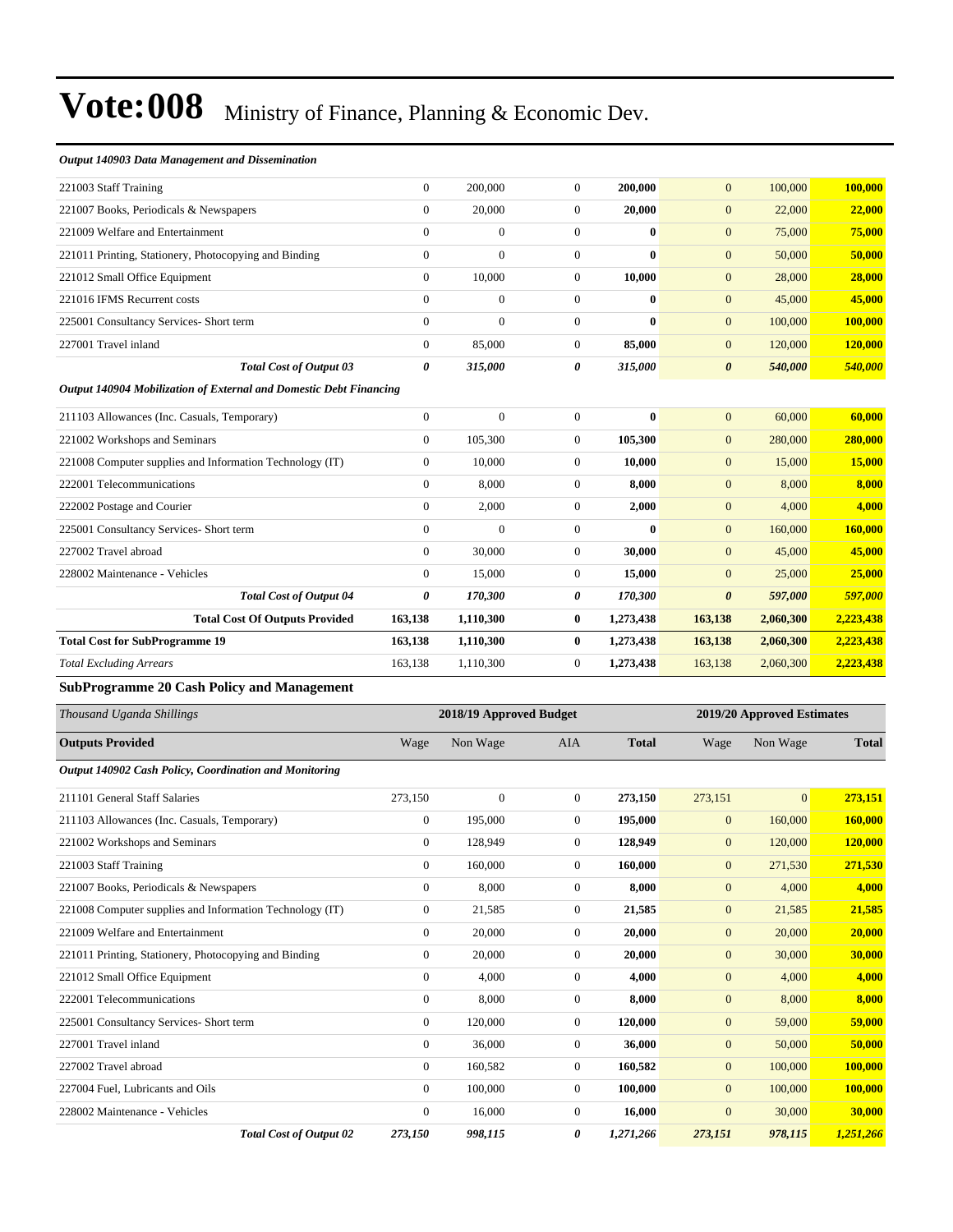# Vote:008 Ministry of Finance, Planning & Economic Dev.

***Output 140903 Data Management and Dissemination***

| | | | | | | | |
|---|---|---|---|---|---|---|---|
| 221003 Staff Training | 0 | 200,000 | 0 | **200,000** | 0 | 100,000 | **100,000** |
| 221007 Books, Periodicals & Newspapers | 0 | 20,000 | 0 | **20,000** | 0 | 22,000 | **22,000** |
| 221009 Welfare and Entertainment | 0 | 0 | 0 | **0** | 0 | 75,000 | **75,000** |
| 221011 Printing, Stationery, Photocopying and Binding | 0 | 0 | 0 | **0** | 0 | 50,000 | **50,000** |
| 221012 Small Office Equipment | 0 | 10,000 | 0 | **10,000** | 0 | 28,000 | **28,000** |
| 221016 IFMS Recurrent costs | 0 | 0 | 0 | **0** | 0 | 45,000 | **45,000** |
| 225001 Consultancy Services- Short term | 0 | 0 | 0 | **0** | 0 | 100,000 | **100,000** |
| 227001 Travel inland | 0 | 85,000 | 0 | **85,000** | 0 | 120,000 | **120,000** |
| ***Total Cost of Output 03*** | ***0*** | ***315,000*** | ***0*** | ***315,000*** | ***0*** | ***540,000*** | ***540,000*** |

***Output 140904 Mobilization of External and Domestic Debt Financing***

| | | | | | | | |
|---|---|---|---|---|---|---|---|
| 211103 Allowances (Inc. Casuals, Temporary) | 0 | 0 | 0 | **0** | 0 | 60,000 | **60,000** |
| 221002 Workshops and Seminars | 0 | 105,300 | 0 | **105,300** | 0 | 280,000 | **280,000** |
| 221008 Computer supplies and Information Technology (IT) | 0 | 10,000 | 0 | **10,000** | 0 | 15,000 | **15,000** |
| 222001 Telecommunications | 0 | 8,000 | 0 | **8,000** | 0 | 8,000 | **8,000** |
| 222002 Postage and Courier | 0 | 2,000 | 0 | **2,000** | 0 | 4,000 | **4,000** |
| 225001 Consultancy Services- Short term | 0 | 0 | 0 | **0** | 0 | 160,000 | **160,000** |
| 227002 Travel abroad | 0 | 30,000 | 0 | **30,000** | 0 | 45,000 | **45,000** |
| 228002 Maintenance - Vehicles | 0 | 15,000 | 0 | **15,000** | 0 | 25,000 | **25,000** |
| ***Total Cost of Output 04*** | ***0*** | ***170,300*** | ***0*** | ***170,300*** | ***0*** | ***597,000*** | ***597,000*** |
| **Total Cost Of Outputs Provided** | **163,138** | **1,110,300** | **0** | **1,273,438** | **163,138** | **2,060,300** | **2,223,438** |
| **Total Cost for SubProgramme 19** | **163,138** | **1,110,300** | **0** | **1,273,438** | **163,138** | **2,060,300** | **2,223,438** |
| *Total Excluding Arrears* | 163,138 | 1,110,300 | 0 | **1,273,438** | 163,138 | 2,060,300 | **2,223,438** |

**SubProgramme 20 Cash Policy and Management**

| *Thousand Uganda Shillings* | 2018/19 Approved Budget | | | | 2019/20 Approved Estimates | | |
|---|---|---|---|---|---|---|---|
| **Outputs Provided** | Wage | Non Wage | AIA | **Total** | Wage | Non Wage | **Total** |
| ***Output 140902 Cash Policy, Coordination and Monitoring*** | | | | | | | |
| 211101 General Staff Salaries | 273,150 | 0 | 0 | **273,150** | 273,151 | 0 | **273,151** |
| 211103 Allowances (Inc. Casuals, Temporary) | 0 | 195,000 | 0 | **195,000** | 0 | 160,000 | **160,000** |
| 221002 Workshops and Seminars | 0 | 128,949 | 0 | **128,949** | 0 | 120,000 | **120,000** |
| 221003 Staff Training | 0 | 160,000 | 0 | **160,000** | 0 | 271,530 | **271,530** |
| 221007 Books, Periodicals & Newspapers | 0 | 8,000 | 0 | **8,000** | 0 | 4,000 | **4,000** |
| 221008 Computer supplies and Information Technology (IT) | 0 | 21,585 | 0 | **21,585** | 0 | 21,585 | **21,585** |
| 221009 Welfare and Entertainment | 0 | 20,000 | 0 | **20,000** | 0 | 20,000 | **20,000** |
| 221011 Printing, Stationery, Photocopying and Binding | 0 | 20,000 | 0 | **20,000** | 0 | 30,000 | **30,000** |
| 221012 Small Office Equipment | 0 | 4,000 | 0 | **4,000** | 0 | 4,000 | **4,000** |
| 222001 Telecommunications | 0 | 8,000 | 0 | **8,000** | 0 | 8,000 | **8,000** |
| 225001 Consultancy Services- Short term | 0 | 120,000 | 0 | **120,000** | 0 | 59,000 | **59,000** |
| 227001 Travel inland | 0 | 36,000 | 0 | **36,000** | 0 | 50,000 | **50,000** |
| 227002 Travel abroad | 0 | 160,582 | 0 | **160,582** | 0 | 100,000 | **100,000** |
| 227004 Fuel, Lubricants and Oils | 0 | 100,000 | 0 | **100,000** | 0 | 100,000 | **100,000** |
| 228002 Maintenance - Vehicles | 0 | 16,000 | 0 | **16,000** | 0 | 30,000 | **30,000** |
| ***Total Cost of Output 02*** | ***273,150*** | ***998,115*** | ***0*** | ***1,271,266*** | ***273,151*** | ***978,115*** | ***1,251,266*** |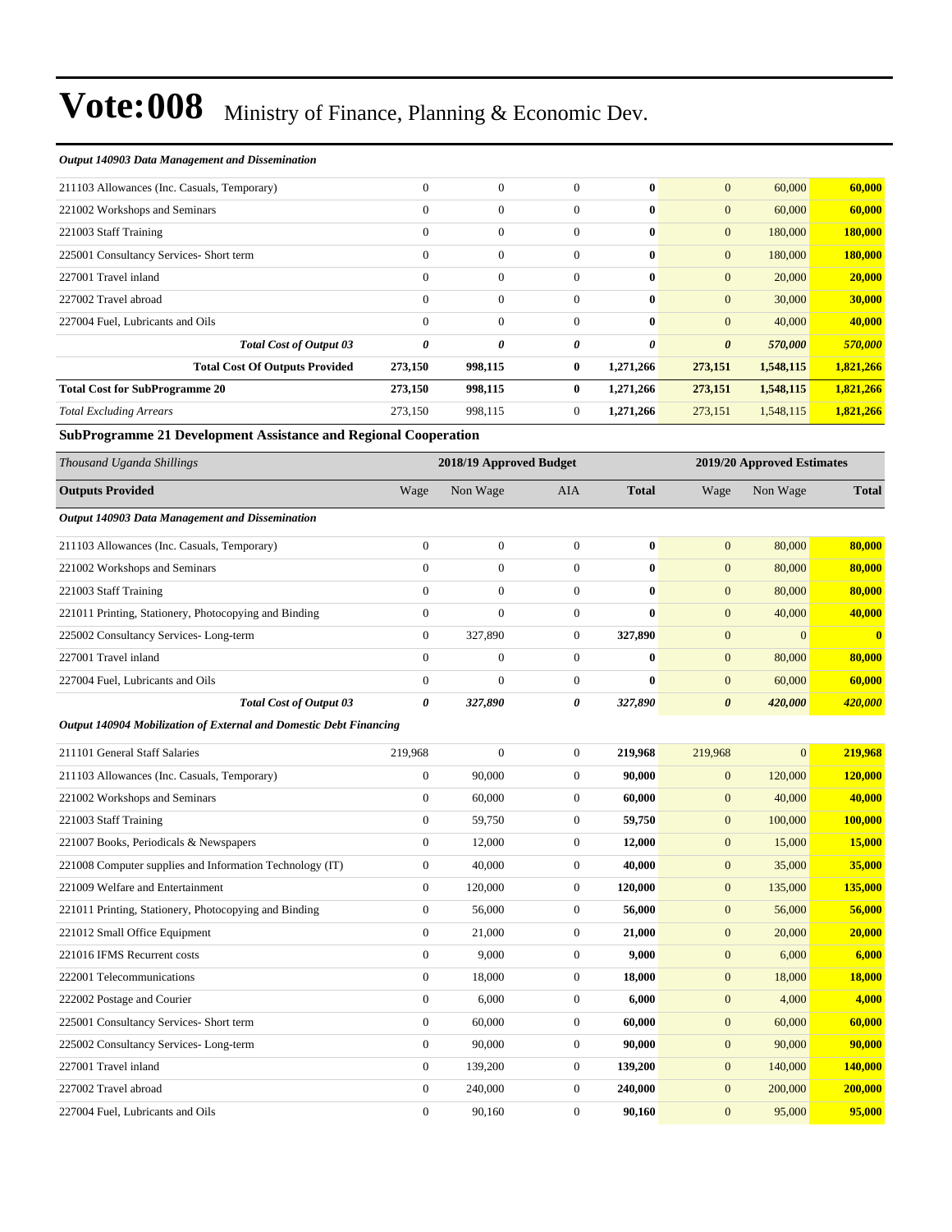# Vote:008 Ministry of Finance, Planning & Economic Dev.

| | | | | | | | |
|---|---|---|---|---|---|---|---|
| ***Output 140903 Data Management and Dissemination*** | | | | | | | |
| 211103 Allowances (Inc. Casuals, Temporary) | 0 | 0 | 0 | **0** | 0 | 60,000 | **60,000** |
| 221002 Workshops and Seminars | 0 | 0 | 0 | **0** | 0 | 60,000 | **60,000** |
| 221003 Staff Training | 0 | 0 | 0 | **0** | 0 | 180,000 | **180,000** |
| 225001 Consultancy Services- Short term | 0 | 0 | 0 | **0** | 0 | 180,000 | **180,000** |
| 227001 Travel inland | 0 | 0 | 0 | **0** | 0 | 20,000 | **20,000** |
| 227002 Travel abroad | 0 | 0 | 0 | **0** | 0 | 30,000 | **30,000** |
| 227004 Fuel, Lubricants and Oils | 0 | 0 | 0 | **0** | 0 | 40,000 | **40,000** |
| ***Total Cost of Output 03*** | ***0*** | ***0*** | ***0*** | ***0*** | ***0*** | ***570,000*** | ***570,000*** |
| **Total Cost Of Outputs Provided** | **273,150** | **998,115** | **0** | **1,271,266** | **273,151** | **1,548,115** | **1,821,266** |
| **Total Cost for SubProgramme 20** | **273,150** | **998,115** | **0** | **1,271,266** | **273,151** | **1,548,115** | **1,821,266** |
| *Total Excluding Arrears* | 273,150 | 998,115 | 0 | 1,271,266 | 273,151 | 1,548,115 | 1,821,266 |

**SubProgramme 21 Development Assistance and Regional Cooperation**

| *Thousand Uganda Shillings* | 2018/19 Approved Budget | | | | 2019/20 Approved Estimates | | |
|---|---|---|---|---|---|---|---|
| **Outputs Provided** | Wage | Non Wage | AIA | **Total** | Wage | Non Wage | **Total** |
| ***Output 140903 Data Management and Dissemination*** | | | | | | | |
| 211103 Allowances (Inc. Casuals, Temporary) | 0 | 0 | 0 | **0** | 0 | 80,000 | **80,000** |
| 221002 Workshops and Seminars | 0 | 0 | 0 | **0** | 0 | 80,000 | **80,000** |
| 221003 Staff Training | 0 | 0 | 0 | **0** | 0 | 80,000 | **80,000** |
| 221011 Printing, Stationery, Photocopying and Binding | 0 | 0 | 0 | **0** | 0 | 40,000 | **40,000** |
| 225002 Consultancy Services- Long-term | 0 | 327,890 | 0 | **327,890** | 0 | 0 | **0** |
| 227001 Travel inland | 0 | 0 | 0 | **0** | 0 | 80,000 | **80,000** |
| 227004 Fuel, Lubricants and Oils | 0 | 0 | 0 | **0** | 0 | 60,000 | **60,000** |
| ***Total Cost of Output 03*** | ***0*** | ***327,890*** | ***0*** | ***327,890*** | ***0*** | ***420,000*** | ***420,000*** |
| ***Output 140904 Mobilization of External and Domestic Debt Financing*** | | | | | | | |
| 211101 General Staff Salaries | 219,968 | 0 | 0 | **219,968** | 219,968 | 0 | **219,968** |
| 211103 Allowances (Inc. Casuals, Temporary) | 0 | 90,000 | 0 | **90,000** | 0 | 120,000 | **120,000** |
| 221002 Workshops and Seminars | 0 | 60,000 | 0 | **60,000** | 0 | 40,000 | **40,000** |
| 221003 Staff Training | 0 | 59,750 | 0 | **59,750** | 0 | 100,000 | **100,000** |
| 221007 Books, Periodicals & Newspapers | 0 | 12,000 | 0 | **12,000** | 0 | 15,000 | **15,000** |
| 221008 Computer supplies and Information Technology (IT) | 0 | 40,000 | 0 | **40,000** | 0 | 35,000 | **35,000** |
| 221009 Welfare and Entertainment | 0 | 120,000 | 0 | **120,000** | 0 | 135,000 | **135,000** |
| 221011 Printing, Stationery, Photocopying and Binding | 0 | 56,000 | 0 | **56,000** | 0 | 56,000 | **56,000** |
| 221012 Small Office Equipment | 0 | 21,000 | 0 | **21,000** | 0 | 20,000 | **20,000** |
| 221016 IFMS Recurrent costs | 0 | 9,000 | 0 | **9,000** | 0 | 6,000 | **6,000** |
| 222001 Telecommunications | 0 | 18,000 | 0 | **18,000** | 0 | 18,000 | **18,000** |
| 222002 Postage and Courier | 0 | 6,000 | 0 | **6,000** | 0 | 4,000 | **4,000** |
| 225001 Consultancy Services- Short term | 0 | 60,000 | 0 | **60,000** | 0 | 60,000 | **60,000** |
| 225002 Consultancy Services- Long-term | 0 | 90,000 | 0 | **90,000** | 0 | 90,000 | **90,000** |
| 227001 Travel inland | 0 | 139,200 | 0 | **139,200** | 0 | 140,000 | **140,000** |
| 227002 Travel abroad | 0 | 240,000 | 0 | **240,000** | 0 | 200,000 | **200,000** |
| 227004 Fuel, Lubricants and Oils | 0 | 90,160 | 0 | **90,160** | 0 | 95,000 | **95,000** |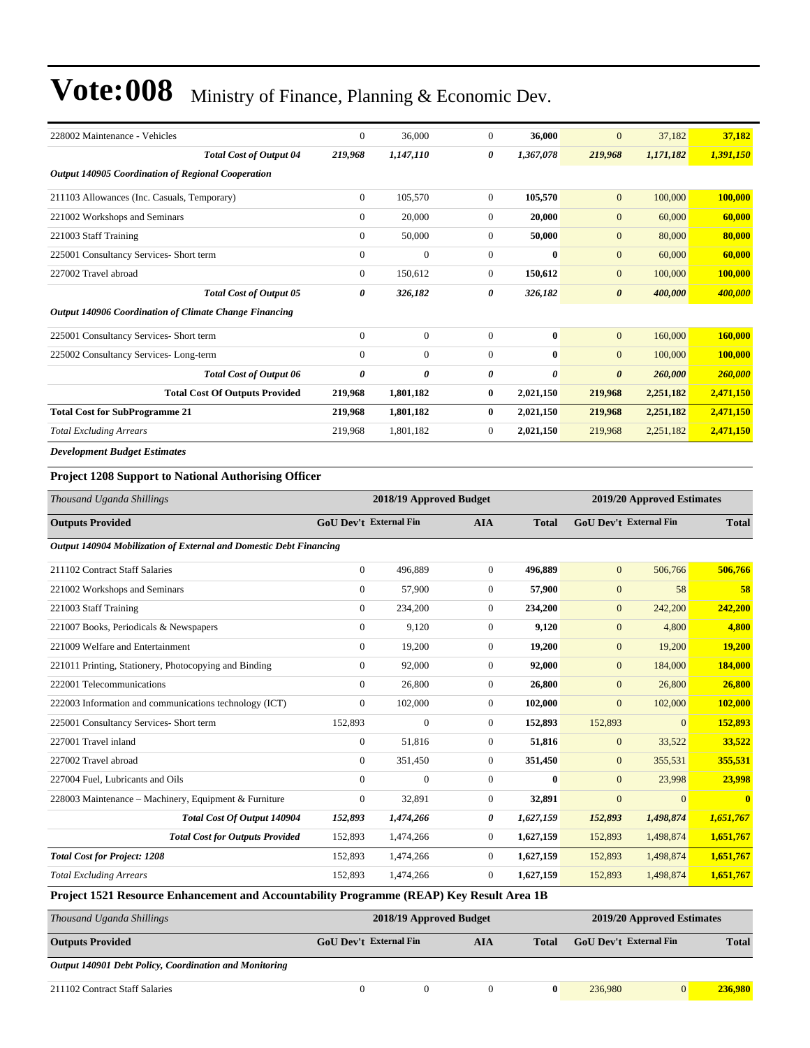# Vote:008 Ministry of Finance, Planning & Economic Dev.

| | | | | | | | |
|---|---|---|---|---|---|---|---|
| 228002 Maintenance - Vehicles | 0 | 36,000 | 0 | **36,000** | 0 | 37,182 | **37,182** |
| ***Total Cost of Output 04*** | ***219,968*** | ***1,147,110*** | ***0*** | ***1,367,078*** | ***219,968*** | ***1,171,182*** | ***1,391,150*** |
| ***Output 140905 Coordination of Regional Cooperation*** | | | | | | | |
| 211103 Allowances (Inc. Casuals, Temporary) | 0 | 105,570 | 0 | **105,570** | 0 | 100,000 | **100,000** |
| 221002 Workshops and Seminars | 0 | 20,000 | 0 | **20,000** | 0 | 60,000 | **60,000** |
| 221003 Staff Training | 0 | 50,000 | 0 | **50,000** | 0 | 80,000 | **80,000** |
| 225001 Consultancy Services- Short term | 0 | 0 | 0 | **0** | 0 | 60,000 | **60,000** |
| 227002 Travel abroad | 0 | 150,612 | 0 | **150,612** | 0 | 100,000 | **100,000** |
| ***Total Cost of Output 05*** | ***0*** | ***326,182*** | ***0*** | ***326,182*** | ***0*** | ***400,000*** | ***400,000*** |
| ***Output 140906 Coordination of Climate Change Financing*** | | | | | | | |
| 225001 Consultancy Services- Short term | 0 | 0 | 0 | **0** | 0 | 160,000 | **160,000** |
| 225002 Consultancy Services- Long-term | 0 | 0 | 0 | **0** | 0 | 100,000 | **100,000** |
| ***Total Cost of Output 06*** | ***0*** | ***0*** | ***0*** | ***0*** | ***0*** | ***260,000*** | ***260,000*** |
| **Total Cost Of Outputs Provided** | **219,968** | **1,801,182** | **0** | **2,021,150** | **219,968** | **2,251,182** | **2,471,150** |
| **Total Cost for SubProgramme 21** | **219,968** | **1,801,182** | **0** | **2,021,150** | **219,968** | **2,251,182** | **2,471,150** |
| *Total Excluding Arrears* | 219,968 | 1,801,182 | 0 | **2,021,150** | 219,968 | 2,251,182 | **2,471,150** |

***Development Budget Estimates***

### Project 1208 Support to National Authorising Officer

| *Thousand Uganda Shillings* | 2018/19 Approved Budget | | | | 2019/20 Approved Estimates | | |
|---|---|---|---|---|---|---|---|
| **Outputs Provided** | **GoU Dev't** | **External Fin** | **AIA** | **Total** | **GoU Dev't** | **External Fin** | **Total** |
| ***Output 140904 Mobilization of External and Domestic Debt Financing*** | | | | | | | |
| 211102 Contract Staff Salaries | 0 | 496,889 | 0 | **496,889** | 0 | 506,766 | **506,766** |
| 221002 Workshops and Seminars | 0 | 57,900 | 0 | **57,900** | 0 | 58 | **58** |
| 221003 Staff Training | 0 | 234,200 | 0 | **234,200** | 0 | 242,200 | **242,200** |
| 221007 Books, Periodicals & Newspapers | 0 | 9,120 | 0 | **9,120** | 0 | 4,800 | **4,800** |
| 221009 Welfare and Entertainment | 0 | 19,200 | 0 | **19,200** | 0 | 19,200 | **19,200** |
| 221011 Printing, Stationery, Photocopying and Binding | 0 | 92,000 | 0 | **92,000** | 0 | 184,000 | **184,000** |
| 222001 Telecommunications | 0 | 26,800 | 0 | **26,800** | 0 | 26,800 | **26,800** |
| 222003 Information and communications technology (ICT) | 0 | 102,000 | 0 | **102,000** | 0 | 102,000 | **102,000** |
| 225001 Consultancy Services- Short term | 152,893 | 0 | 0 | **152,893** | 152,893 | 0 | **152,893** |
| 227001 Travel inland | 0 | 51,816 | 0 | **51,816** | 0 | 33,522 | **33,522** |
| 227002 Travel abroad | 0 | 351,450 | 0 | **351,450** | 0 | 355,531 | **355,531** |
| 227004 Fuel, Lubricants and Oils | 0 | 0 | 0 | **0** | 0 | 23,998 | **23,998** |
| 228003 Maintenance – Machinery, Equipment & Furniture | 0 | 32,891 | 0 | **32,891** | 0 | 0 | **0** |
| ***Total Cost Of Output 140904*** | ***152,893*** | ***1,474,266*** | ***0*** | ***1,627,159*** | ***152,893*** | ***1,498,874*** | ***1,651,767*** |
| ***Total Cost for Outputs Provided*** | 152,893 | 1,474,266 | 0 | **1,627,159** | 152,893 | 1,498,874 | **1,651,767** |
| ***Total Cost for Project: 1208*** | 152,893 | 1,474,266 | 0 | **1,627,159** | 152,893 | 1,498,874 | **1,651,767** |
| *Total Excluding Arrears* | 152,893 | 1,474,266 | 0 | **1,627,159** | 152,893 | 1,498,874 | **1,651,767** |

### Project 1521 Resource Enhancement and Accountability Programme (REAP) Key Result Area 1B

| *Thousand Uganda Shillings* | 2018/19 Approved Budget | | | | 2019/20 Approved Estimates | | |
|---|---|---|---|---|---|---|---|
| **Outputs Provided** | **GoU Dev't** | **External Fin** | **AIA** | **Total** | **GoU Dev't** | **External Fin** | **Total** |
| ***Output 140901 Debt Policy, Coordination and Monitoring*** | | | | | | | |
| 211102 Contract Staff Salaries | 0 | 0 | 0 | **0** | 236,980 | 0 | **236,980** |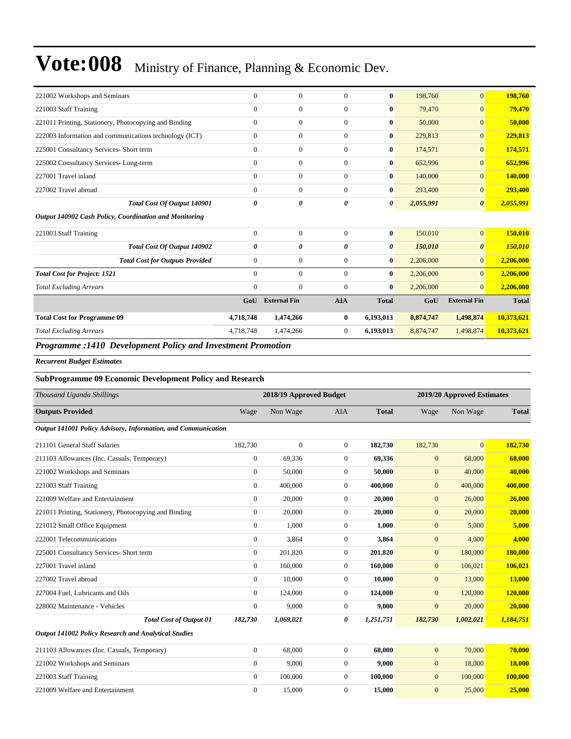# Vote:008 Ministry of Finance, Planning & Economic Dev.

| | | | | | | | |
|---|---|---|---|---|---|---|---|
| 221002 Workshops and Seminars | 0 | 0 | 0 | **0** | 198,760 | 0 | **198,760** |
| 221003 Staff Training | 0 | 0 | 0 | **0** | 79,470 | 0 | **79,470** |
| 221011 Printing, Stationery, Photocopying and Binding | 0 | 0 | 0 | **0** | 50,000 | 0 | **50,000** |
| 222003 Information and communications technology (ICT) | 0 | 0 | 0 | **0** | 229,813 | 0 | **229,813** |
| 225001 Consultancy Services- Short term | 0 | 0 | 0 | **0** | 174,571 | 0 | **174,571** |
| 225002 Consultancy Services- Long-term | 0 | 0 | 0 | **0** | 652,996 | 0 | **652,996** |
| 227001 Travel inland | 0 | 0 | 0 | **0** | 140,000 | 0 | **140,000** |
| 227002 Travel abroad | 0 | 0 | 0 | **0** | 293,400 | 0 | **293,400** |
| ***Total Cost Of Output 140901*** | ***0*** | ***0*** | ***0*** | ***0*** | ***2,055,991*** | ***0*** | ***2,055,991*** |
| ***Output 140902 Cash Policy, Coordination and Monitoring*** | | | | | | | |
| 221003 Staff Training | 0 | 0 | 0 | **0** | 150,010 | 0 | **150,010** |
| ***Total Cost Of Output 140902*** | ***0*** | ***0*** | ***0*** | ***0*** | ***150,010*** | ***0*** | ***150,010*** |
| ***Total Cost for Outputs Provided*** | 0 | 0 | 0 | **0** | 2,206,000 | 0 | **2,206,000** |
| ***Total Cost for Project: 1521*** | 0 | 0 | 0 | **0** | 2,206,000 | 0 | **2,206,000** |
| *Total Excluding Arrears* | 0 | 0 | 0 | **0** | 2,206,000 | 0 | **2,206,000** |
| | **GoU** | **External Fin** | **AIA** | **Total** | **GoU** | **External Fin** | **Total** |
| **Total Cost for Programme 09** | **4,718,748** | **1,474,266** | **0** | **6,193,013** | **8,874,747** | **1,498,874** | **10,373,621** |
| *Total Excluding Arrears* | 4,718,748 | 1,474,266 | 0 | **6,193,013** | 8,874,747 | 1,498,874 | **10,373,621** |

## *Programme :1410 Development Policy and Investment Promotion*

***Recurrent Budget Estimates***

### SubProgramme 09 Economic Development Policy and Research

| *Thousand Uganda Shillings* | 2018/19 Approved Budget | | | | 2019/20 Approved Estimates | | |
|---|---|---|---|---|---|---|---|
| **Outputs Provided** | Wage | Non Wage | AIA | **Total** | Wage | Non Wage | **Total** |
| ***Output 141001 Policy Advisory, Information, and Communication*** | | | | | | | |
| 211101 General Staff Salaries | 182,730 | 0 | 0 | **182,730** | 182,730 | 0 | **182,730** |
| 211103 Allowances (Inc. Casuals, Temporary) | 0 | 69,336 | 0 | **69,336** | 0 | 68,000 | **68,000** |
| 221002 Workshops and Seminars | 0 | 50,000 | 0 | **50,000** | 0 | 40,000 | **40,000** |
| 221003 Staff Training | 0 | 400,000 | 0 | **400,000** | 0 | 400,000 | **400,000** |
| 221009 Welfare and Entertainment | 0 | 20,000 | 0 | **20,000** | 0 | 26,000 | **26,000** |
| 221011 Printing, Stationery, Photocopying and Binding | 0 | 20,000 | 0 | **20,000** | 0 | 20,000 | **20,000** |
| 221012 Small Office Equipment | 0 | 1,000 | 0 | **1,000** | 0 | 5,000 | **5,000** |
| 222001 Telecommunications | 0 | 3,864 | 0 | **3,864** | 0 | 4,000 | **4,000** |
| 225001 Consultancy Services- Short term | 0 | 201,820 | 0 | **201,820** | 0 | 180,000 | **180,000** |
| 227001 Travel inland | 0 | 160,000 | 0 | **160,000** | 0 | 106,021 | **106,021** |
| 227002 Travel abroad | 0 | 10,000 | 0 | **10,000** | 0 | 13,000 | **13,000** |
| 227004 Fuel, Lubricants and Oils | 0 | 124,000 | 0 | **124,000** | 0 | 120,000 | **120,000** |
| 228002 Maintenance - Vehicles | 0 | 9,000 | 0 | **9,000** | 0 | 20,000 | **20,000** |
| ***Total Cost of Output 01*** | ***182,730*** | ***1,069,021*** | ***0*** | ***1,251,751*** | ***182,730*** | ***1,002,021*** | ***1,184,751*** |
| ***Output 141002 Policy Research and Analytical Studies*** | | | | | | | |
| 211103 Allowances (Inc. Casuals, Temporary) | 0 | 68,000 | 0 | **68,000** | 0 | 70,000 | **70,000** |
| 221002 Workshops and Seminars | 0 | 9,000 | 0 | **9,000** | 0 | 18,000 | **18,000** |
| 221003 Staff Training | 0 | 100,000 | 0 | **100,000** | 0 | 100,000 | **100,000** |
| 221009 Welfare and Entertainment | 0 | 15,000 | 0 | **15,000** | 0 | 25,000 | **25,000** |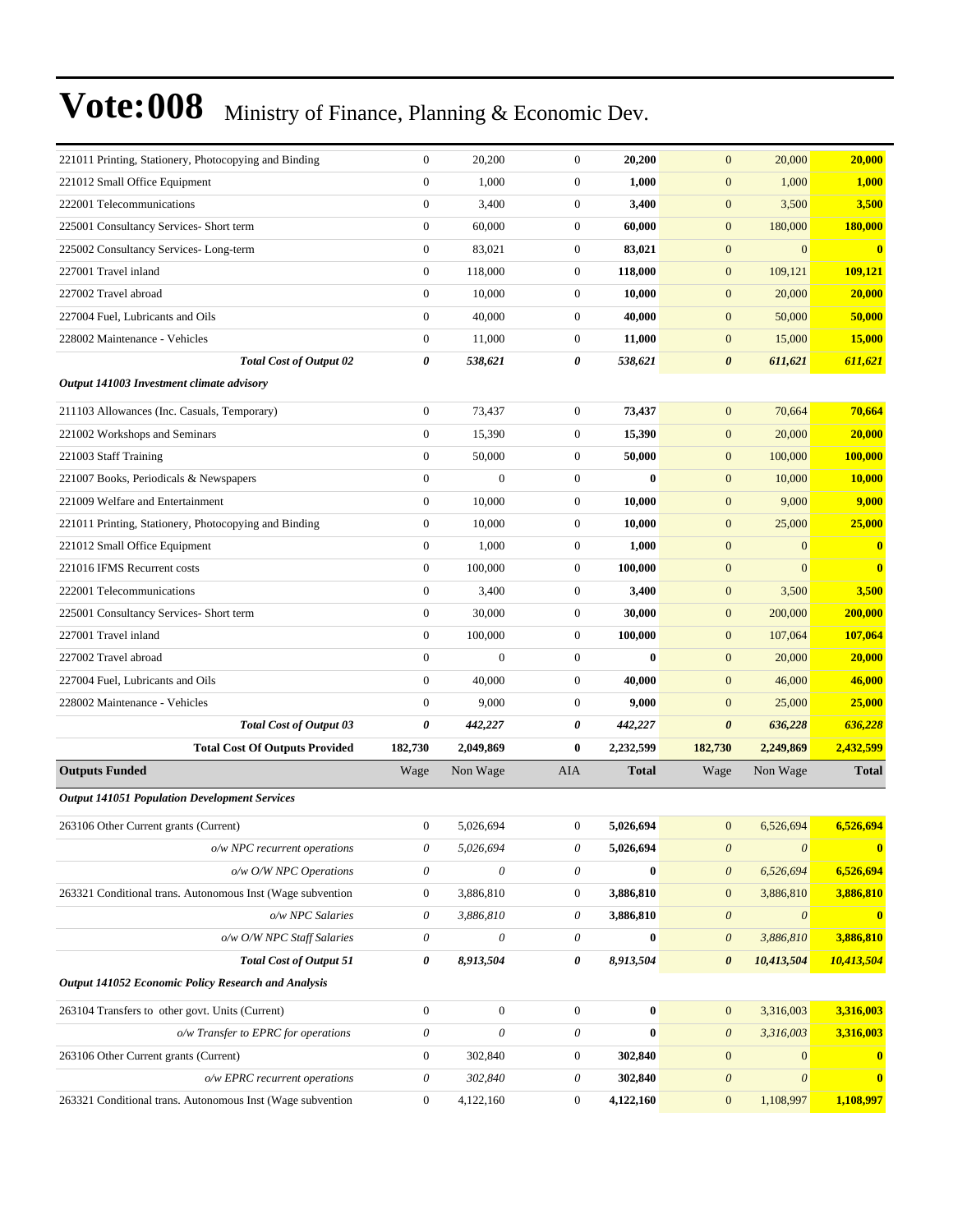| | | | | | | | |
|---|---|---|---|---|---|---|---|
| 221011 Printing, Stationery, Photocopying and Binding | 0 | 20,200 | 0 | **20,200** | 0 | 20,000 | **20,000** |
| 221012 Small Office Equipment | 0 | 1,000 | 0 | **1,000** | 0 | 1,000 | **1,000** |
| 222001 Telecommunications | 0 | 3,400 | 0 | **3,400** | 0 | 3,500 | **3,500** |
| 225001 Consultancy Services- Short term | 0 | 60,000 | 0 | **60,000** | 0 | 180,000 | **180,000** |
| 225002 Consultancy Services- Long-term | 0 | 83,021 | 0 | **83,021** | 0 | 0 | **0** |
| 227001 Travel inland | 0 | 118,000 | 0 | **118,000** | 0 | 109,121 | **109,121** |
| 227002 Travel abroad | 0 | 10,000 | 0 | **10,000** | 0 | 20,000 | **20,000** |
| 227004 Fuel, Lubricants and Oils | 0 | 40,000 | 0 | **40,000** | 0 | 50,000 | **50,000** |
| 228002 Maintenance - Vehicles | 0 | 11,000 | 0 | **11,000** | 0 | 15,000 | **15,000** |
| ***Total Cost of Output 02*** | ***0*** | ***538,621*** | ***0*** | ***538,621*** | ***0*** | ***611,621*** | ***611,621*** |
| ***Output 141003 Investment climate advisory*** | | | | | | | |
| 211103 Allowances (Inc. Casuals, Temporary) | 0 | 73,437 | 0 | **73,437** | 0 | 70,664 | **70,664** |
| 221002 Workshops and Seminars | 0 | 15,390 | 0 | **15,390** | 0 | 20,000 | **20,000** |
| 221003 Staff Training | 0 | 50,000 | 0 | **50,000** | 0 | 100,000 | **100,000** |
| 221007 Books, Periodicals & Newspapers | 0 | 0 | 0 | **0** | 0 | 10,000 | **10,000** |
| 221009 Welfare and Entertainment | 0 | 10,000 | 0 | **10,000** | 0 | 9,000 | **9,000** |
| 221011 Printing, Stationery, Photocopying and Binding | 0 | 10,000 | 0 | **10,000** | 0 | 25,000 | **25,000** |
| 221012 Small Office Equipment | 0 | 1,000 | 0 | **1,000** | 0 | 0 | **0** |
| 221016 IFMS Recurrent costs | 0 | 100,000 | 0 | **100,000** | 0 | 0 | **0** |
| 222001 Telecommunications | 0 | 3,400 | 0 | **3,400** | 0 | 3,500 | **3,500** |
| 225001 Consultancy Services- Short term | 0 | 30,000 | 0 | **30,000** | 0 | 200,000 | **200,000** |
| 227001 Travel inland | 0 | 100,000 | 0 | **100,000** | 0 | 107,064 | **107,064** |
| 227002 Travel abroad | 0 | 0 | 0 | **0** | 0 | 20,000 | **20,000** |
| 227004 Fuel, Lubricants and Oils | 0 | 40,000 | 0 | **40,000** | 0 | 46,000 | **46,000** |
| 228002 Maintenance - Vehicles | 0 | 9,000 | 0 | **9,000** | 0 | 25,000 | **25,000** |
| ***Total Cost of Output 03*** | ***0*** | ***442,227*** | ***0*** | ***442,227*** | ***0*** | ***636,228*** | ***636,228*** |
| **Total Cost Of Outputs Provided** | **182,730** | **2,049,869** | **0** | **2,232,599** | **182,730** | **2,249,869** | **2,432,599** |
| **Outputs Funded** | Wage | Non Wage | AIA | **Total** | Wage | Non Wage | **Total** |
| ***Output 141051 Population Development Services*** | | | | | | | |
| 263106 Other Current grants (Current) | 0 | 5,026,694 | 0 | **5,026,694** | 0 | 6,526,694 | **6,526,694** |
| *o/w NPC recurrent operations* | *0* | *5,026,694* | *0* | **5,026,694** | *0* | *0* | **0** |
| *o/w O/W NPC Operations* | *0* | *0* | *0* | **0** | *0* | *6,526,694* | **6,526,694** |
| 263321 Conditional trans. Autonomous Inst (Wage subvention | 0 | 3,886,810 | 0 | **3,886,810** | 0 | 3,886,810 | **3,886,810** |
| *o/w NPC Salaries* | *0* | *3,886,810* | *0* | **3,886,810** | *0* | *0* | **0** |
| *o/w O/W NPC Staff Salaries* | *0* | *0* | *0* | **0** | *0* | *3,886,810* | **3,886,810** |
| ***Total Cost of Output 51*** | ***0*** | ***8,913,504*** | ***0*** | ***8,913,504*** | ***0*** | ***10,413,504*** | ***10,413,504*** |
| ***Output 141052 Economic Policy Research and Analysis*** | | | | | | | |
| 263104 Transfers to other govt. Units (Current) | 0 | 0 | 0 | **0** | 0 | 3,316,003 | **3,316,003** |
| *o/w Transfer to EPRC for operations* | *0* | *0* | *0* | **0** | *0* | *3,316,003* | **3,316,003** |
| 263106 Other Current grants (Current) | 0 | 302,840 | 0 | **302,840** | 0 | 0 | **0** |
| *o/w EPRC recurrent operations* | *0* | *302,840* | *0* | **302,840** | *0* | *0* | **0** |
| 263321 Conditional trans. Autonomous Inst (Wage subvention | 0 | 4,122,160 | 0 | **4,122,160** | 0 | 1,108,997 | **1,108,997** |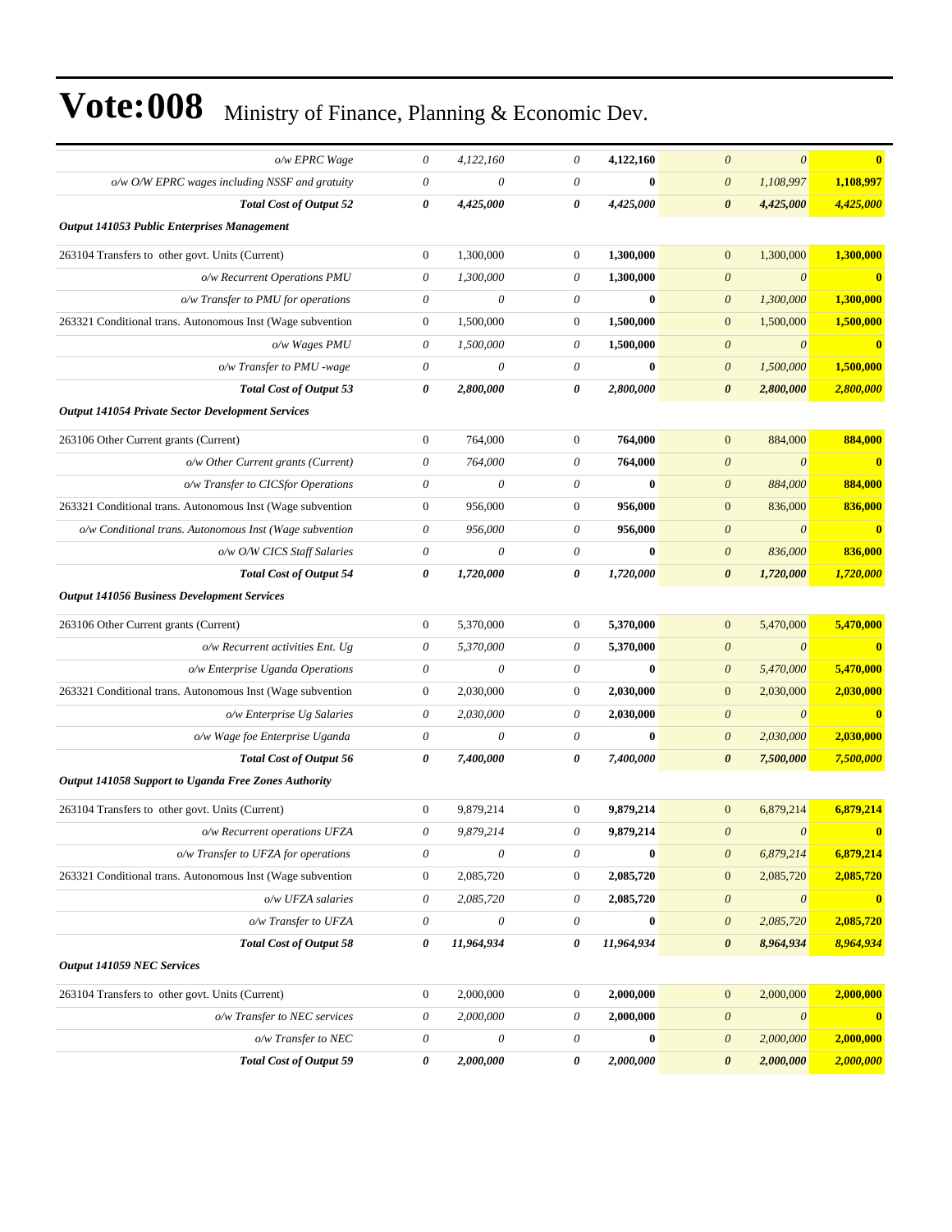# Vote:008 Ministry of Finance, Planning & Economic Dev.

| | | | | | | | |
|---|---|---|---|---|---|---|---|
| *o/w EPRC Wage* | *0* | *4,122,160* | *0* | **4,122,160** | *0* | *0* | **0** |
| *o/w O/W EPRC wages including NSSF and gratuity* | *0* | *0* | *0* | **0** | *0* | *1,108,997* | **1,108,997** |
| ***Total Cost of Output 52*** | ***0*** | ***4,425,000*** | ***0*** | ***4,425,000*** | ***0*** | ***4,425,000*** | ***4,425,000*** |
| ***Output 141053 Public Enterprises Management*** | | | | | | | |
| 263104 Transfers to other govt. Units (Current) | 0 | 1,300,000 | 0 | **1,300,000** | 0 | 1,300,000 | **1,300,000** |
| *o/w Recurrent Operations PMU* | *0* | *1,300,000* | *0* | **1,300,000** | *0* | *0* | **0** |
| *o/w Transfer to PMU for operations* | *0* | *0* | *0* | **0** | *0* | *1,300,000* | **1,300,000** |
| 263321 Conditional trans. Autonomous Inst (Wage subvention | 0 | 1,500,000 | 0 | **1,500,000** | 0 | 1,500,000 | **1,500,000** |
| *o/w Wages PMU* | *0* | *1,500,000* | *0* | **1,500,000** | *0* | *0* | **0** |
| *o/w Transfer to PMU -wage* | *0* | *0* | *0* | **0** | *0* | *1,500,000* | **1,500,000** |
| ***Total Cost of Output 53*** | ***0*** | ***2,800,000*** | ***0*** | ***2,800,000*** | ***0*** | ***2,800,000*** | ***2,800,000*** |
| ***Output 141054 Private Sector Development Services*** | | | | | | | |
| 263106 Other Current grants (Current) | 0 | 764,000 | 0 | **764,000** | 0 | 884,000 | **884,000** |
| *o/w Other Current grants (Current)* | *0* | *764,000* | *0* | **764,000** | *0* | *0* | **0** |
| *o/w Transfer to CICSfor Operations* | *0* | *0* | *0* | **0** | *0* | *884,000* | **884,000** |
| 263321 Conditional trans. Autonomous Inst (Wage subvention | 0 | 956,000 | 0 | **956,000** | 0 | 836,000 | **836,000** |
| *o/w Conditional trans. Autonomous Inst (Wage subvention* | *0* | *956,000* | *0* | **956,000** | *0* | *0* | **0** |
| *o/w O/W CICS Staff Salaries* | *0* | *0* | *0* | **0** | *0* | *836,000* | **836,000** |
| ***Total Cost of Output 54*** | ***0*** | ***1,720,000*** | ***0*** | ***1,720,000*** | ***0*** | ***1,720,000*** | ***1,720,000*** |
| ***Output 141056 Business Development Services*** | | | | | | | |
| 263106 Other Current grants (Current) | 0 | 5,370,000 | 0 | **5,370,000** | 0 | 5,470,000 | **5,470,000** |
| *o/w Recurrent activities Ent. Ug* | *0* | *5,370,000* | *0* | **5,370,000** | *0* | *0* | **0** |
| *o/w Enterprise Uganda Operations* | *0* | *0* | *0* | **0** | *0* | *5,470,000* | **5,470,000** |
| 263321 Conditional trans. Autonomous Inst (Wage subvention | 0 | 2,030,000 | 0 | **2,030,000** | 0 | 2,030,000 | **2,030,000** |
| *o/w Enterprise Ug Salaries* | *0* | *2,030,000* | *0* | **2,030,000** | *0* | *0* | **0** |
| *o/w Wage foe Enterprise Uganda* | *0* | *0* | *0* | **0** | *0* | *2,030,000* | **2,030,000** |
| ***Total Cost of Output 56*** | ***0*** | ***7,400,000*** | ***0*** | ***7,400,000*** | ***0*** | ***7,500,000*** | ***7,500,000*** |
| ***Output 141058 Support to Uganda Free Zones Authority*** | | | | | | | |
| 263104 Transfers to other govt. Units (Current) | 0 | 9,879,214 | 0 | **9,879,214** | 0 | 6,879,214 | **6,879,214** |
| *o/w Recurrent operations UFZA* | *0* | *9,879,214* | *0* | **9,879,214** | *0* | *0* | **0** |
| *o/w Transfer to UFZA for operations* | *0* | *0* | *0* | **0** | *0* | *6,879,214* | **6,879,214** |
| 263321 Conditional trans. Autonomous Inst (Wage subvention | 0 | 2,085,720 | 0 | **2,085,720** | 0 | 2,085,720 | **2,085,720** |
| *o/w UFZA salaries* | *0* | *2,085,720* | *0* | **2,085,720** | *0* | *0* | **0** |
| *o/w Transfer to UFZA* | *0* | *0* | *0* | **0** | *0* | *2,085,720* | **2,085,720** |
| ***Total Cost of Output 58*** | ***0*** | ***11,964,934*** | ***0*** | ***11,964,934*** | ***0*** | ***8,964,934*** | ***8,964,934*** |
| ***Output 141059 NEC Services*** | | | | | | | |
| 263104 Transfers to other govt. Units (Current) | 0 | 2,000,000 | 0 | **2,000,000** | 0 | 2,000,000 | **2,000,000** |
| *o/w Transfer to NEC services* | *0* | *2,000,000* | *0* | **2,000,000** | *0* | *0* | **0** |
| *o/w Transfer to NEC* | *0* | *0* | *0* | **0** | *0* | *2,000,000* | **2,000,000** |
| ***Total Cost of Output 59*** | ***0*** | ***2,000,000*** | ***0*** | ***2,000,000*** | ***0*** | ***2,000,000*** | ***2,000,000*** |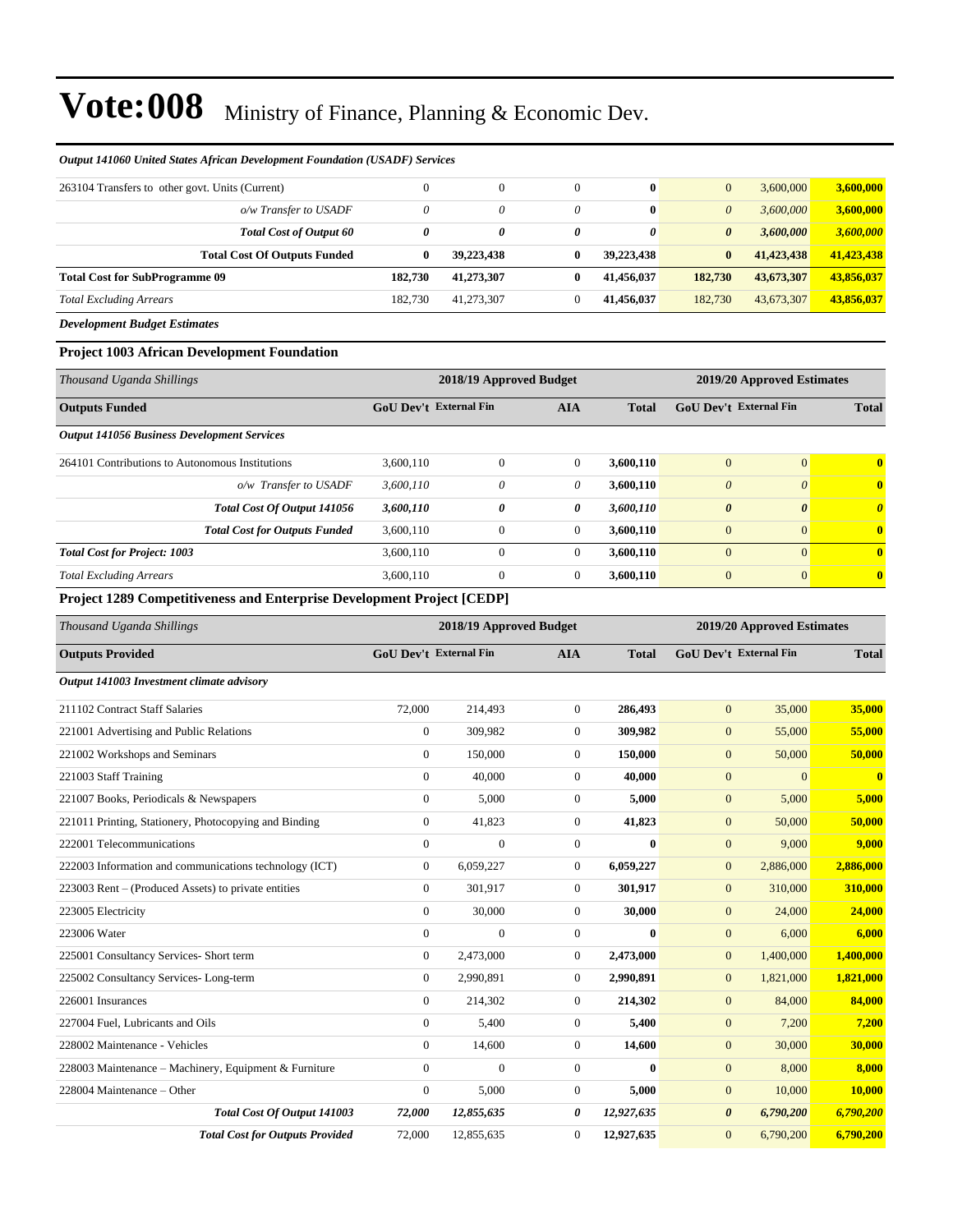# Vote:008 Ministry of Finance, Planning & Economic Dev.

*Output 141060 United States African Development Foundation (USADF) Services*

| | | | | | | | |
|---|---|---|---|---|---|---|---|
| 263104 Transfers to other govt. Units (Current) | 0 | 0 | 0 | **0** | 0 | 3,600,000 | **3,600,000** |
| *o/w Transfer to USADF* | *0* | *0* | *0* | **0** | *0* | *3,600,000* | **3,600,000** |
| ***Total Cost of Output 60*** | ***0*** | ***0*** | ***0*** | ***0*** | ***0*** | ***3,600,000*** | ***3,600,000*** |
| **Total Cost Of Outputs Funded** | **0** | **39,223,438** | **0** | **39,223,438** | **0** | **41,423,438** | **41,423,438** |
| **Total Cost for SubProgramme 09** | **182,730** | **41,273,307** | **0** | **41,456,037** | **182,730** | **43,673,307** | **43,856,037** |
| *Total Excluding Arrears* | 182,730 | 41,273,307 | 0 | **41,456,037** | 182,730 | 43,673,307 | **43,856,037** |

***Development Budget Estimates***

### Project 1003 African Development Foundation

| *Thousand Uganda Shillings* | 2018/19 Approved Budget | | | | 2019/20 Approved Estimates | | |
|---|---|---|---|---|---|---|---|
| **Outputs Funded** | **GoU Dev't** | **External Fin** | **AIA** | **Total** | **GoU Dev't** | **External Fin** | **Total** |
| ***Output 141056 Business Development Services*** | | | | | | | |
| 264101 Contributions to Autonomous Institutions | 3,600,110 | 0 | 0 | **3,600,110** | 0 | 0 | **0** |
| *o/w Transfer to USADF* | *3,600,110* | *0* | *0* | ***3,600,110*** | *0* | *0* | **0** |
| ***Total Cost Of Output 141056*** | ***3,600,110*** | ***0*** | ***0*** | ***3,600,110*** | ***0*** | ***0*** | ***0*** |
| ***Total Cost for Outputs Funded*** | 3,600,110 | 0 | 0 | **3,600,110** | 0 | 0 | **0** |
| ***Total Cost for Project: 1003*** | 3,600,110 | 0 | 0 | **3,600,110** | 0 | 0 | **0** |
| *Total Excluding Arrears* | 3,600,110 | 0 | 0 | **3,600,110** | 0 | 0 | **0** |

### Project 1289 Competitiveness and Enterprise Development Project [CEDP]

| *Thousand Uganda Shillings* | 2018/19 Approved Budget | | | | 2019/20 Approved Estimates | | |
|---|---|---|---|---|---|---|---|
| **Outputs Provided** | **GoU Dev't** | **External Fin** | **AIA** | **Total** | **GoU Dev't** | **External Fin** | **Total** |
| ***Output 141003 Investment climate advisory*** | | | | | | | |
| 211102 Contract Staff Salaries | 72,000 | 214,493 | 0 | **286,493** | 0 | 35,000 | **35,000** |
| 221001 Advertising and Public Relations | 0 | 309,982 | 0 | **309,982** | 0 | 55,000 | **55,000** |
| 221002 Workshops and Seminars | 0 | 150,000 | 0 | **150,000** | 0 | 50,000 | **50,000** |
| 221003 Staff Training | 0 | 40,000 | 0 | **40,000** | 0 | 0 | **0** |
| 221007 Books, Periodicals & Newspapers | 0 | 5,000 | 0 | **5,000** | 0 | 5,000 | **5,000** |
| 221011 Printing, Stationery, Photocopying and Binding | 0 | 41,823 | 0 | **41,823** | 0 | 50,000 | **50,000** |
| 222001 Telecommunications | 0 | 0 | 0 | **0** | 0 | 9,000 | **9,000** |
| 222003 Information and communications technology (ICT) | 0 | 6,059,227 | 0 | **6,059,227** | 0 | 2,886,000 | **2,886,000** |
| 223003 Rent – (Produced Assets) to private entities | 0 | 301,917 | 0 | **301,917** | 0 | 310,000 | **310,000** |
| 223005 Electricity | 0 | 30,000 | 0 | **30,000** | 0 | 24,000 | **24,000** |
| 223006 Water | 0 | 0 | 0 | **0** | 0 | 6,000 | **6,000** |
| 225001 Consultancy Services- Short term | 0 | 2,473,000 | 0 | **2,473,000** | 0 | 1,400,000 | **1,400,000** |
| 225002 Consultancy Services- Long-term | 0 | 2,990,891 | 0 | **2,990,891** | 0 | 1,821,000 | **1,821,000** |
| 226001 Insurances | 0 | 214,302 | 0 | **214,302** | 0 | 84,000 | **84,000** |
| 227004 Fuel, Lubricants and Oils | 0 | 5,400 | 0 | **5,400** | 0 | 7,200 | **7,200** |
| 228002 Maintenance - Vehicles | 0 | 14,600 | 0 | **14,600** | 0 | 30,000 | **30,000** |
| 228003 Maintenance – Machinery, Equipment & Furniture | 0 | 0 | 0 | **0** | 0 | 8,000 | **8,000** |
| 228004 Maintenance – Other | 0 | 5,000 | 0 | **5,000** | 0 | 10,000 | **10,000** |
| ***Total Cost Of Output 141003*** | ***72,000*** | ***12,855,635*** | ***0*** | ***12,927,635*** | ***0*** | ***6,790,200*** | ***6,790,200*** |
| ***Total Cost for Outputs Provided*** | 72,000 | 12,855,635 | 0 | **12,927,635** | 0 | 6,790,200 | **6,790,200** |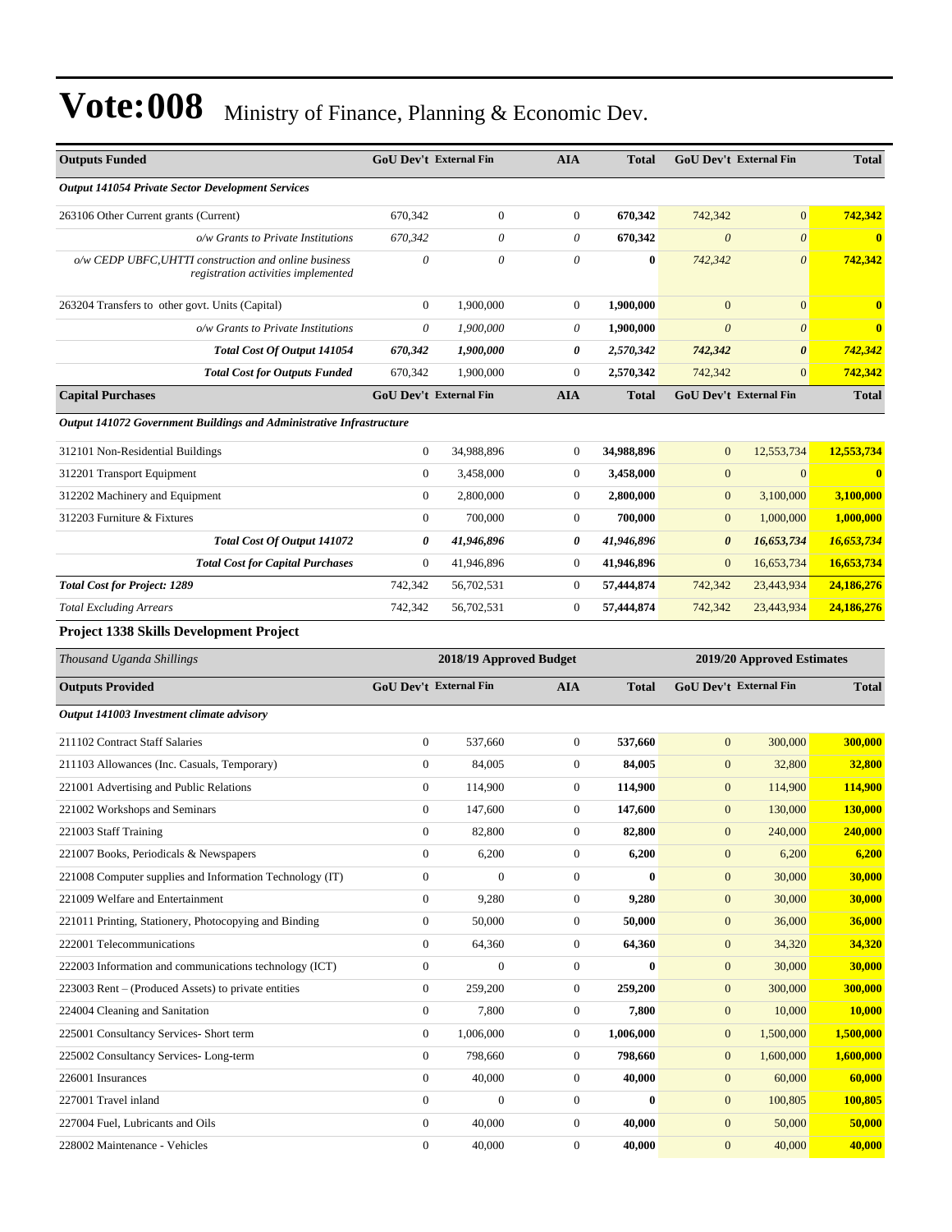# Vote:008 Ministry of Finance, Planning & Economic Dev.

| Outputs Funded | GoU Dev't | External Fin | AIA | Total | GoU Dev't | External Fin | Total |
|---|---|---|---|---|---|---|---|
| *Output 141054 Private Sector Development Services* | | | | | | | |
| 263106 Other Current grants (Current) | 670,342 | 0 | 0 | **670,342** | 742,342 | 0 | **742,342** |
| *o/w Grants to Private Institutions* | *670,342* | *0* | *0* | **670,342** | *0* | *0* | **0** |
| *o/w CEDP UBFC,UHTTI construction and online business registration activities implemented* | *0* | *0* | *0* | **0** | *742,342* | *0* | **742,342** |
| 263204 Transfers to other govt. Units (Capital) | 0 | 1,900,000 | 0 | **1,900,000** | 0 | 0 | **0** |
| *o/w Grants to Private Institutions* | *0* | *1,900,000* | *0* | **1,900,000** | *0* | *0* | **0** |
| ***Total Cost Of Output 141054*** | ***670,342*** | ***1,900,000*** | ***0*** | ***2,570,342*** | ***742,342*** | ***0*** | ***742,342*** |
| **Total Cost for Outputs Funded** | 670,342 | 1,900,000 | 0 | 2,570,342 | 742,342 | 0 | 742,342 |
| **Capital Purchases** | **GoU Dev't** | **External Fin** | **AIA** | **Total** | **GoU Dev't** | **External Fin** | **Total** |
| *Output 141072 Government Buildings and Administrative Infrastructure* | | | | | | | |
| 312101 Non-Residential Buildings | 0 | 34,988,896 | 0 | **34,988,896** | 0 | 12,553,734 | **12,553,734** |
| 312201 Transport Equipment | 0 | 3,458,000 | 0 | **3,458,000** | 0 | 0 | **0** |
| 312202 Machinery and Equipment | 0 | 2,800,000 | 0 | **2,800,000** | 0 | 3,100,000 | **3,100,000** |
| 312203 Furniture & Fixtures | 0 | 700,000 | 0 | **700,000** | 0 | 1,000,000 | **1,000,000** |
| ***Total Cost Of Output 141072*** | ***0*** | ***41,946,896*** | ***0*** | ***41,946,896*** | ***0*** | ***16,653,734*** | ***16,653,734*** |
| ***Total Cost for Capital Purchases*** | 0 | 41,946,896 | 0 | 41,946,896 | 0 | 16,653,734 | 16,653,734 |
| ***Total Cost for Project: 1289*** | 742,342 | 56,702,531 | 0 | 57,444,874 | 742,342 | 23,443,934 | 24,186,276 |
| *Total Excluding Arrears* | 742,342 | 56,702,531 | 0 | 57,444,874 | 742,342 | 23,443,934 | 24,186,276 |

### Project 1338 Skills Development Project

| *Thousand Uganda Shillings* | 2018/19 Approved Budget | | | | 2019/20 Approved Estimates | | |
|---|---|---|---|---|---|---|---|
| **Outputs Provided** | **GoU Dev't** | **External Fin** | **AIA** | **Total** | **GoU Dev't** | **External Fin** | **Total** |
| *Output 141003 Investment climate advisory* | | | | | | | |
| 211102 Contract Staff Salaries | 0 | 537,660 | 0 | **537,660** | 0 | 300,000 | **300,000** |
| 211103 Allowances (Inc. Casuals, Temporary) | 0 | 84,005 | 0 | **84,005** | 0 | 32,800 | **32,800** |
| 221001 Advertising and Public Relations | 0 | 114,900 | 0 | **114,900** | 0 | 114,900 | **114,900** |
| 221002 Workshops and Seminars | 0 | 147,600 | 0 | **147,600** | 0 | 130,000 | **130,000** |
| 221003 Staff Training | 0 | 82,800 | 0 | **82,800** | 0 | 240,000 | **240,000** |
| 221007 Books, Periodicals & Newspapers | 0 | 6,200 | 0 | **6,200** | 0 | 6,200 | **6,200** |
| 221008 Computer supplies and Information Technology (IT) | 0 | 0 | 0 | **0** | 0 | 30,000 | **30,000** |
| 221009 Welfare and Entertainment | 0 | 9,280 | 0 | **9,280** | 0 | 30,000 | **30,000** |
| 221011 Printing, Stationery, Photocopying and Binding | 0 | 50,000 | 0 | **50,000** | 0 | 36,000 | **36,000** |
| 222001 Telecommunications | 0 | 64,360 | 0 | **64,360** | 0 | 34,320 | **34,320** |
| 222003 Information and communications technology (ICT) | 0 | 0 | 0 | **0** | 0 | 30,000 | **30,000** |
| 223003 Rent – (Produced Assets) to private entities | 0 | 259,200 | 0 | **259,200** | 0 | 300,000 | **300,000** |
| 224004 Cleaning and Sanitation | 0 | 7,800 | 0 | **7,800** | 0 | 10,000 | **10,000** |
| 225001 Consultancy Services- Short term | 0 | 1,006,000 | 0 | **1,006,000** | 0 | 1,500,000 | **1,500,000** |
| 225002 Consultancy Services- Long-term | 0 | 798,660 | 0 | **798,660** | 0 | 1,600,000 | **1,600,000** |
| 226001 Insurances | 0 | 40,000 | 0 | **40,000** | 0 | 60,000 | **60,000** |
| 227001 Travel inland | 0 | 0 | 0 | **0** | 0 | 100,805 | **100,805** |
| 227004 Fuel, Lubricants and Oils | 0 | 40,000 | 0 | **40,000** | 0 | 50,000 | **50,000** |
| 228002 Maintenance - Vehicles | 0 | 40,000 | 0 | **40,000** | 0 | 40,000 | **40,000** |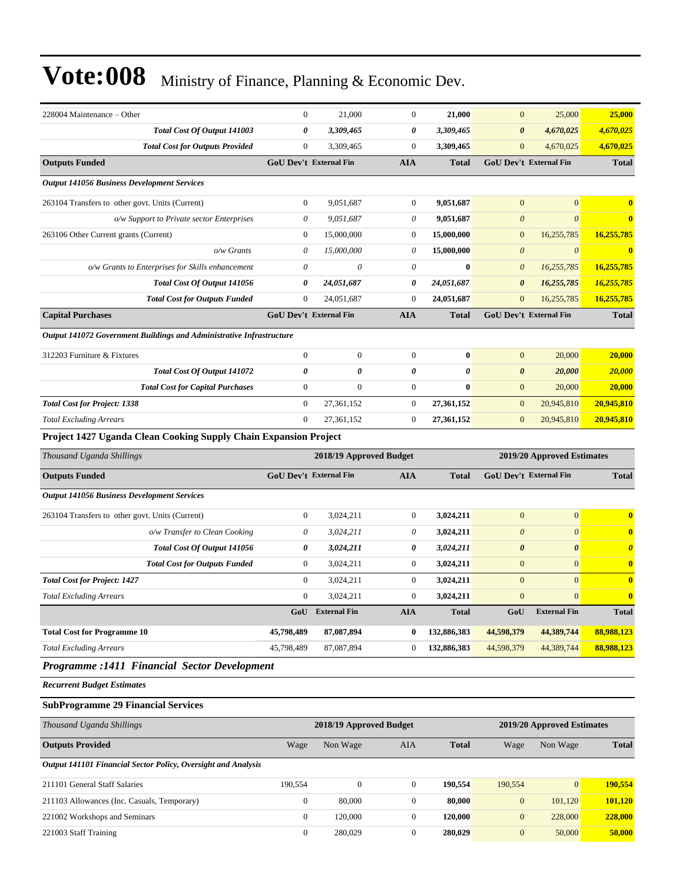# Vote:008 Ministry of Finance, Planning & Economic Dev.

| | | | | | | | |
|---|---|---|---|---|---|---|---|
| 228004 Maintenance – Other | 0 | 21,000 | 0 | **21,000** | 0 | 25,000 | **25,000** |
| ***Total Cost Of Output 141003*** | ***0*** | ***3,309,465*** | ***0*** | ***3,309,465*** | ***0*** | ***4,670,025*** | ***4,670,025*** |
| ***Total Cost for Outputs Provided*** | 0 | 3,309,465 | 0 | **3,309,465** | 0 | 4,670,025 | **4,670,025** |
| **Outputs Funded** | **GoU Dev't** | **External Fin** | **AIA** | **Total** | **GoU Dev't** | **External Fin** | **Total** |
| ***Output 141056 Business Development Services*** | | | | | | | |
| 263104 Transfers to other govt. Units (Current) | 0 | 9,051,687 | 0 | **9,051,687** | 0 | 0 | **0** |
| *o/w Support to Private sector Enterprises* | *0* | *9,051,687* | *0* | **9,051,687** | *0* | *0* | **0** |
| 263106 Other Current grants (Current) | 0 | 15,000,000 | 0 | **15,000,000** | 0 | 16,255,785 | **16,255,785** |
| *o/w Grants* | *0* | *15,000,000* | *0* | **15,000,000** | *0* | *0* | **0** |
| *o/w Grants to Enterprises for Skills enhancement* | *0* | *0* | *0* | **0** | *0* | *16,255,785* | **16,255,785** |
| ***Total Cost Of Output 141056*** | ***0*** | ***24,051,687*** | ***0*** | ***24,051,687*** | ***0*** | ***16,255,785*** | ***16,255,785*** |
| ***Total Cost for Outputs Funded*** | 0 | 24,051,687 | 0 | **24,051,687** | 0 | 16,255,785 | **16,255,785** |
| **Capital Purchases** | **GoU Dev't** | **External Fin** | **AIA** | **Total** | **GoU Dev't** | **External Fin** | **Total** |
| ***Output 141072 Government Buildings and Administrative Infrastructure*** | | | | | | | |
| 312203 Furniture & Fixtures | 0 | 0 | 0 | **0** | 0 | 20,000 | **20,000** |
| ***Total Cost Of Output 141072*** | ***0*** | ***0*** | ***0*** | ***0*** | ***0*** | ***20,000*** | ***20,000*** |
| ***Total Cost for Capital Purchases*** | 0 | 0 | 0 | **0** | 0 | 20,000 | **20,000** |
| ***Total Cost for Project: 1338*** | 0 | 27,361,152 | 0 | **27,361,152** | 0 | 20,945,810 | **20,945,810** |
| *Total Excluding Arrears* | 0 | 27,361,152 | 0 | **27,361,152** | 0 | 20,945,810 | **20,945,810** |

**Project 1427 Uganda Clean Cooking Supply Chain Expansion Project**

| *Thousand Uganda Shillings* | 2018/19 Approved Budget | | | | 2019/20 Approved Estimates | | |
|---|---|---|---|---|---|---|---|
| **Outputs Funded** | **GoU Dev't** | **External Fin** | **AIA** | **Total** | **GoU Dev't** | **External Fin** | **Total** |
| ***Output 141056 Business Development Services*** | | | | | | | |
| 263104 Transfers to other govt. Units (Current) | 0 | 3,024,211 | 0 | **3,024,211** | 0 | 0 | **0** |
| *o/w Transfer to Clean Cooking* | *0* | *3,024,211* | *0* | **3,024,211** | *0* | *0* | **0** |
| ***Total Cost Of Output 141056*** | ***0*** | ***3,024,211*** | ***0*** | ***3,024,211*** | ***0*** | ***0*** | ***0*** |
| ***Total Cost for Outputs Funded*** | 0 | 3,024,211 | 0 | **3,024,211** | 0 | 0 | **0** |
| ***Total Cost for Project: 1427*** | 0 | 3,024,211 | 0 | **3,024,211** | 0 | 0 | **0** |
| *Total Excluding Arrears* | 0 | 3,024,211 | 0 | **3,024,211** | 0 | 0 | **0** |
| | **GoU** | **External Fin** | **AIA** | **Total** | **GoU** | **External Fin** | **Total** |
| **Total Cost for Programme 10** | **45,798,489** | **87,087,894** | **0** | **132,886,383** | **44,598,379** | **44,389,744** | **88,988,123** |
| *Total Excluding Arrears* | 45,798,489 | 87,087,894 | 0 | 132,886,383 | 44,598,379 | 44,389,744 | **88,988,123** |

## *Programme :1411 Financial Sector Development*

***Recurrent Budget Estimates***

**SubProgramme 29 Financial Services**

| *Thousand Uganda Shillings* | 2018/19 Approved Budget | | | | 2019/20 Approved Estimates | | |
|---|---|---|---|---|---|---|---|
| **Outputs Provided** | Wage | Non Wage | AIA | **Total** | Wage | Non Wage | **Total** |
| ***Output 141101 Financial Sector Policy, Oversight and Analysis*** | | | | | | | |
| 211101 General Staff Salaries | 190,554 | 0 | 0 | **190,554** | 190,554 | 0 | **190,554** |
| 211103 Allowances (Inc. Casuals, Temporary) | 0 | 80,000 | 0 | **80,000** | 0 | 101,120 | **101,120** |
| 221002 Workshops and Seminars | 0 | 120,000 | 0 | **120,000** | 0 | 228,000 | **228,000** |
| 221003 Staff Training | 0 | 280,029 | 0 | **280,029** | 0 | 50,000 | **50,000** |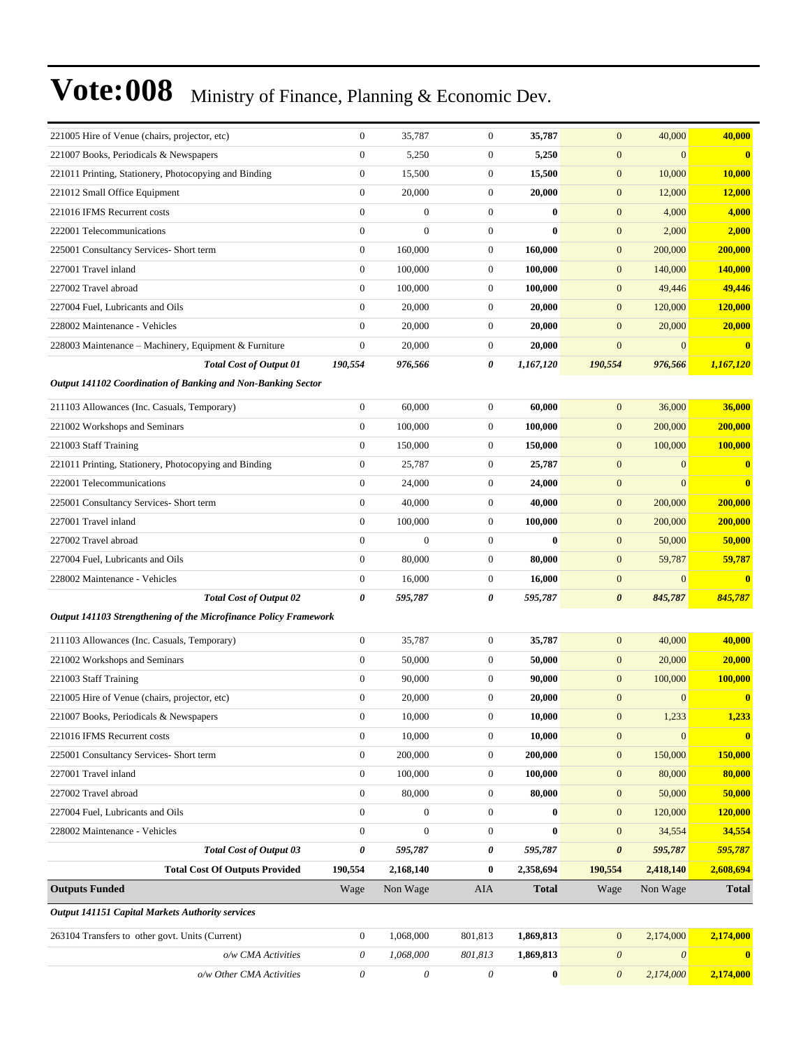# Vote:008 Ministry of Finance, Planning & Economic Dev.

| | | | | | | | |
|---|---|---|---|---|---|---|---|
| 221005 Hire of Venue (chairs, projector, etc) | 0 | 35,787 | 0 | **35,787** | 0 | 40,000 | **40,000** |
| 221007 Books, Periodicals & Newspapers | 0 | 5,250 | 0 | **5,250** | 0 | 0 | **0** |
| 221011 Printing, Stationery, Photocopying and Binding | 0 | 15,500 | 0 | **15,500** | 0 | 10,000 | **10,000** |
| 221012 Small Office Equipment | 0 | 20,000 | 0 | **20,000** | 0 | 12,000 | **12,000** |
| 221016 IFMS Recurrent costs | 0 | 0 | 0 | **0** | 0 | 4,000 | **4,000** |
| 222001 Telecommunications | 0 | 0 | 0 | **0** | 0 | 2,000 | **2,000** |
| 225001 Consultancy Services- Short term | 0 | 160,000 | 0 | **160,000** | 0 | 200,000 | **200,000** |
| 227001 Travel inland | 0 | 100,000 | 0 | **100,000** | 0 | 140,000 | **140,000** |
| 227002 Travel abroad | 0 | 100,000 | 0 | **100,000** | 0 | 49,446 | **49,446** |
| 227004 Fuel, Lubricants and Oils | 0 | 20,000 | 0 | **20,000** | 0 | 120,000 | **120,000** |
| 228002 Maintenance - Vehicles | 0 | 20,000 | 0 | **20,000** | 0 | 20,000 | **20,000** |
| 228003 Maintenance – Machinery, Equipment & Furniture | 0 | 20,000 | 0 | **20,000** | 0 | 0 | **0** |
| ***Total Cost of Output 01*** | ***190,554*** | ***976,566*** | ***0*** | ***1,167,120*** | ***190,554*** | ***976,566*** | ***1,167,120*** |
| ***Output 141102 Coordination of Banking and Non-Banking Sector*** | | | | | | | |
| 211103 Allowances (Inc. Casuals, Temporary) | 0 | 60,000 | 0 | **60,000** | 0 | 36,000 | **36,000** |
| 221002 Workshops and Seminars | 0 | 100,000 | 0 | **100,000** | 0 | 200,000 | **200,000** |
| 221003 Staff Training | 0 | 150,000 | 0 | **150,000** | 0 | 100,000 | **100,000** |
| 221011 Printing, Stationery, Photocopying and Binding | 0 | 25,787 | 0 | **25,787** | 0 | 0 | **0** |
| 222001 Telecommunications | 0 | 24,000 | 0 | **24,000** | 0 | 0 | **0** |
| 225001 Consultancy Services- Short term | 0 | 40,000 | 0 | **40,000** | 0 | 200,000 | **200,000** |
| 227001 Travel inland | 0 | 100,000 | 0 | **100,000** | 0 | 200,000 | **200,000** |
| 227002 Travel abroad | 0 | 0 | 0 | **0** | 0 | 50,000 | **50,000** |
| 227004 Fuel, Lubricants and Oils | 0 | 80,000 | 0 | **80,000** | 0 | 59,787 | **59,787** |
| 228002 Maintenance - Vehicles | 0 | 16,000 | 0 | **16,000** | 0 | 0 | **0** |
| ***Total Cost of Output 02*** | ***0*** | ***595,787*** | ***0*** | ***595,787*** | ***0*** | ***845,787*** | ***845,787*** |
| ***Output 141103 Strengthening of the Microfinance Policy Framework*** | | | | | | | |
| 211103 Allowances (Inc. Casuals, Temporary) | 0 | 35,787 | 0 | **35,787** | 0 | 40,000 | **40,000** |
| 221002 Workshops and Seminars | 0 | 50,000 | 0 | **50,000** | 0 | 20,000 | **20,000** |
| 221003 Staff Training | 0 | 90,000 | 0 | **90,000** | 0 | 100,000 | **100,000** |
| 221005 Hire of Venue (chairs, projector, etc) | 0 | 20,000 | 0 | **20,000** | 0 | 0 | **0** |
| 221007 Books, Periodicals & Newspapers | 0 | 10,000 | 0 | **10,000** | 0 | 1,233 | **1,233** |
| 221016 IFMS Recurrent costs | 0 | 10,000 | 0 | **10,000** | 0 | 0 | **0** |
| 225001 Consultancy Services- Short term | 0 | 200,000 | 0 | **200,000** | 0 | 150,000 | **150,000** |
| 227001 Travel inland | 0 | 100,000 | 0 | **100,000** | 0 | 80,000 | **80,000** |
| 227002 Travel abroad | 0 | 80,000 | 0 | **80,000** | 0 | 50,000 | **50,000** |
| 227004 Fuel, Lubricants and Oils | 0 | 0 | 0 | **0** | 0 | 120,000 | **120,000** |
| 228002 Maintenance - Vehicles | 0 | 0 | 0 | **0** | 0 | 34,554 | **34,554** |
| ***Total Cost of Output 03*** | ***0*** | ***595,787*** | ***0*** | ***595,787*** | ***0*** | ***595,787*** | ***595,787*** |
| **Total Cost Of Outputs Provided** | **190,554** | **2,168,140** | **0** | **2,358,694** | **190,554** | **2,418,140** | **2,608,694** |
| **Outputs Funded** | Wage | Non Wage | AIA | **Total** | Wage | Non Wage | **Total** |
| ***Output 141151 Capital Markets Authority services*** | | | | | | | |
| 263104 Transfers to other govt. Units (Current) | 0 | 1,068,000 | 801,813 | **1,869,813** | 0 | 2,174,000 | **2,174,000** |
| *o/w CMA Activities* | *0* | *1,068,000* | *801,813* | **1,869,813** | *0* | *0* | **0** |
| *o/w Other CMA Activities* | *0* | *0* | *0* | **0** | *0* | *2,174,000* | **2,174,000** |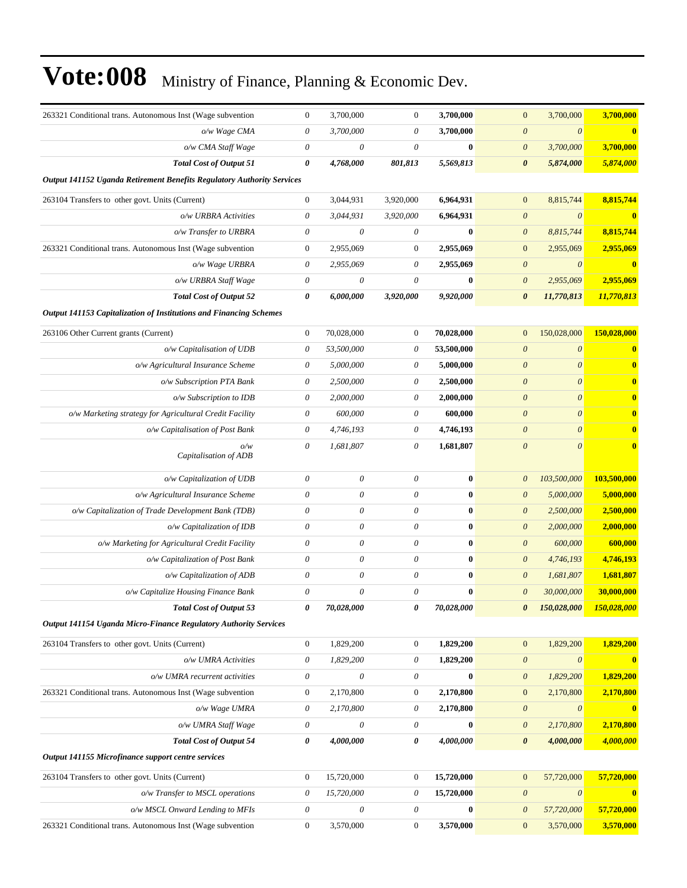# Vote:008 Ministry of Finance, Planning & Economic Dev.

| | | | | | | | |
|---|---|---|---|---|---|---|---|
| 263321 Conditional trans. Autonomous Inst (Wage subvention | 0 | 3,700,000 | 0 | **3,700,000** | 0 | 3,700,000 | **3,700,000** |
| *o/w Wage CMA* | *0* | *3,700,000* | *0* | **3,700,000** | *0* | *0* | **0** |
| *o/w CMA Staff Wage* | *0* | *0* | *0* | **0** | *0* | *3,700,000* | **3,700,000** |
| ***Total Cost of Output 51*** | ***0*** | ***4,768,000*** | ***801,813*** | ***5,569,813*** | ***0*** | ***5,874,000*** | ***5,874,000*** |
| ***Output 141152 Uganda Retirement Benefits Regulatory Authority Services*** | | | | | | | |
| 263104 Transfers to other govt. Units (Current) | 0 | 3,044,931 | 3,920,000 | **6,964,931** | 0 | 8,815,744 | **8,815,744** |
| *o/w URBRA Activities* | *0* | *3,044,931* | *3,920,000* | **6,964,931** | *0* | *0* | **0** |
| *o/w Transfer to URBRA* | *0* | *0* | *0* | **0** | *0* | *8,815,744* | **8,815,744** |
| 263321 Conditional trans. Autonomous Inst (Wage subvention | 0 | 2,955,069 | 0 | **2,955,069** | 0 | 2,955,069 | **2,955,069** |
| *o/w Wage URBRA* | *0* | *2,955,069* | *0* | **2,955,069** | *0* | *0* | **0** |
| *o/w URBRA Staff Wage* | *0* | *0* | *0* | **0** | *0* | *2,955,069* | **2,955,069** |
| ***Total Cost of Output 52*** | ***0*** | ***6,000,000*** | ***3,920,000*** | ***9,920,000*** | ***0*** | ***11,770,813*** | ***11,770,813*** |
| ***Output 141153 Capitalization of Institutions and Financing Schemes*** | | | | | | | |
| 263106 Other Current grants (Current) | 0 | 70,028,000 | 0 | **70,028,000** | 0 | 150,028,000 | **150,028,000** |
| *o/w Capitalisation of UDB* | *0* | *53,500,000* | *0* | **53,500,000** | *0* | *0* | **0** |
| *o/w Agricultural Insurance Scheme* | *0* | *5,000,000* | *0* | **5,000,000** | *0* | *0* | **0** |
| *o/w Subscription PTA Bank* | *0* | *2,500,000* | *0* | **2,500,000** | *0* | *0* | **0** |
| *o/w Subscription to IDB* | *0* | *2,000,000* | *0* | **2,000,000** | *0* | *0* | **0** |
| *o/w Marketing strategy for Agricultural Credit Facility* | *0* | *600,000* | *0* | **600,000** | *0* | *0* | **0** |
| *o/w Capitalisation of Post Bank* | *0* | *4,746,193* | *0* | **4,746,193** | *0* | *0* | **0** |
| *o/w Capitalisation of ADB* | *0* | *1,681,807* | *0* | **1,681,807** | *0* | *0* | **0** |
| *o/w Capitalization of UDB* | *0* | *0* | *0* | **0** | *0* | *103,500,000* | **103,500,000** |
| *o/w Agricultural Insurance Scheme* | *0* | *0* | *0* | **0** | *0* | *5,000,000* | **5,000,000** |
| *o/w Capitalization of Trade Development Bank (TDB)* | *0* | *0* | *0* | **0** | *0* | *2,500,000* | **2,500,000** |
| *o/w Capitalization of IDB* | *0* | *0* | *0* | **0** | *0* | *2,000,000* | **2,000,000** |
| *o/w Marketing for Agricultural Credit Facility* | *0* | *0* | *0* | **0** | *0* | *600,000* | **600,000** |
| *o/w Capitalization of Post Bank* | *0* | *0* | *0* | **0** | *0* | *4,746,193* | **4,746,193** |
| *o/w Capitalization of ADB* | *0* | *0* | *0* | **0** | *0* | *1,681,807* | **1,681,807** |
| *o/w Capitalize Housing Finance Bank* | *0* | *0* | *0* | **0** | *0* | *30,000,000* | **30,000,000** |
| ***Total Cost of Output 53*** | ***0*** | ***70,028,000*** | ***0*** | ***70,028,000*** | ***0*** | ***150,028,000*** | ***150,028,000*** |
| ***Output 141154 Uganda Micro-Finance Regulatory Authority Services*** | | | | | | | |
| 263104 Transfers to other govt. Units (Current) | 0 | 1,829,200 | 0 | **1,829,200** | 0 | 1,829,200 | **1,829,200** |
| *o/w UMRA Activities* | *0* | *1,829,200* | *0* | **1,829,200** | *0* | *0* | **0** |
| *o/w UMRA recurrent activities* | *0* | *0* | *0* | **0** | *0* | *1,829,200* | **1,829,200** |
| 263321 Conditional trans. Autonomous Inst (Wage subvention | 0 | 2,170,800 | 0 | **2,170,800** | 0 | 2,170,800 | **2,170,800** |
| *o/w Wage UMRA* | *0* | *2,170,800* | *0* | **2,170,800** | *0* | *0* | **0** |
| *o/w UMRA Staff Wage* | *0* | *0* | *0* | **0** | *0* | *2,170,800* | **2,170,800** |
| ***Total Cost of Output 54*** | ***0*** | ***4,000,000*** | ***0*** | ***4,000,000*** | ***0*** | ***4,000,000*** | ***4,000,000*** |
| ***Output 141155 Microfinance support centre services*** | | | | | | | |
| 263104 Transfers to other govt. Units (Current) | 0 | 15,720,000 | 0 | **15,720,000** | 0 | 57,720,000 | **57,720,000** |
| *o/w Transfer to MSCL operations* | *0* | *15,720,000* | *0* | **15,720,000** | *0* | *0* | **0** |
| *o/w MSCL Onward Lending to MFIs* | *0* | *0* | *0* | **0** | *0* | *57,720,000* | **57,720,000** |
| 263321 Conditional trans. Autonomous Inst (Wage subvention | 0 | 3,570,000 | 0 | **3,570,000** | 0 | 3,570,000 | **3,570,000** |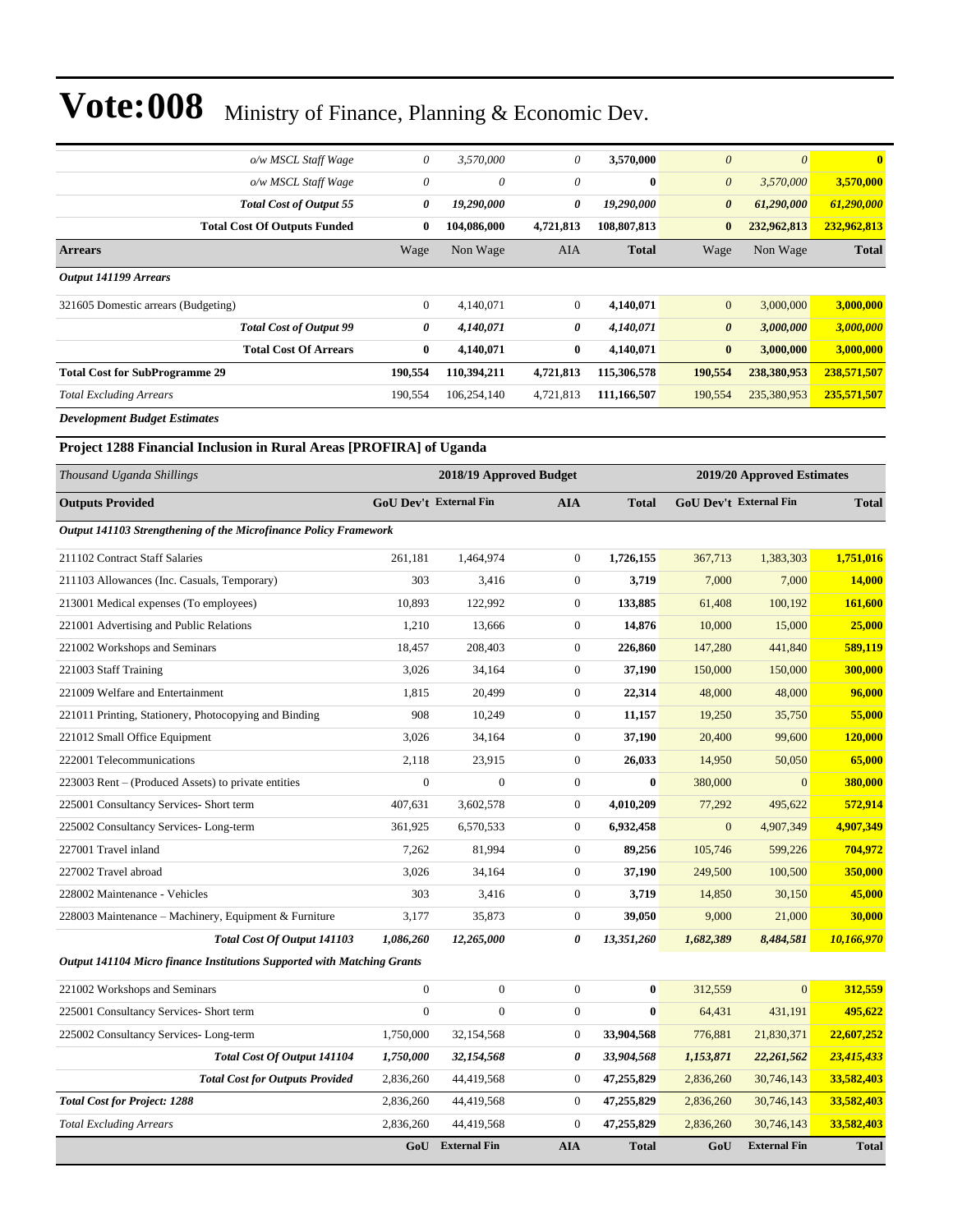# Vote:008 Ministry of Finance, Planning & Economic Dev.

| | | | | | | | |
|---|---|---|---|---|---|---|---|
| *o/w MSCL Staff Wage* | *0* | *3,570,000* | *0* | **3,570,000** | *0* | *0* | **0** |
| *o/w MSCL Staff Wage* | *0* | *0* | *0* | **0** | *0* | *3,570,000* | **3,570,000** |
| ***Total Cost of Output 55*** | ***0*** | ***19,290,000*** | ***0*** | ***19,290,000*** | ***0*** | ***61,290,000*** | ***61,290,000*** |
| **Total Cost Of Outputs Funded** | **0** | **104,086,000** | **4,721,813** | **108,807,813** | **0** | **232,962,813** | **232,962,813** |
| **Arrears** | Wage | Non Wage | AIA | **Total** | Wage | Non Wage | **Total** |
| ***Output 141199 Arrears*** | | | | | | | |
| 321605 Domestic arrears (Budgeting) | 0 | 4,140,071 | 0 | **4,140,071** | 0 | 3,000,000 | **3,000,000** |
| ***Total Cost of Output 99*** | ***0*** | ***4,140,071*** | ***0*** | ***4,140,071*** | ***0*** | ***3,000,000*** | ***3,000,000*** |
| **Total Cost Of Arrears** | **0** | **4,140,071** | **0** | **4,140,071** | **0** | **3,000,000** | **3,000,000** |
| **Total Cost for SubProgramme 29** | **190,554** | **110,394,211** | **4,721,813** | **115,306,578** | **190,554** | **238,380,953** | **238,571,507** |
| *Total Excluding Arrears* | 190,554 | 106,254,140 | 4,721,813 | **111,166,507** | 190,554 | 235,380,953 | **235,571,507** |

***Development Budget Estimates***

**Project 1288 Financial Inclusion in Rural Areas [PROFIRA] of Uganda**

| *Thousand Uganda Shillings* | 2018/19 Approved Budget | | | | 2019/20 Approved Estimates | | |
|---|---|---|---|---|---|---|---|
| **Outputs Provided** | **GoU Dev't** | **External Fin** | **AIA** | **Total** | **GoU Dev't** | **External Fin** | **Total** |
| ***Output 141103 Strengthening of the Microfinance Policy Framework*** | | | | | | | |
| 211102 Contract Staff Salaries | 261,181 | 1,464,974 | 0 | **1,726,155** | 367,713 | 1,383,303 | **1,751,016** |
| 211103 Allowances (Inc. Casuals, Temporary) | 303 | 3,416 | 0 | **3,719** | 7,000 | 7,000 | **14,000** |
| 213001 Medical expenses (To employees) | 10,893 | 122,992 | 0 | **133,885** | 61,408 | 100,192 | **161,600** |
| 221001 Advertising and Public Relations | 1,210 | 13,666 | 0 | **14,876** | 10,000 | 15,000 | **25,000** |
| 221002 Workshops and Seminars | 18,457 | 208,403 | 0 | **226,860** | 147,280 | 441,840 | **589,119** |
| 221003 Staff Training | 3,026 | 34,164 | 0 | **37,190** | 150,000 | 150,000 | **300,000** |
| 221009 Welfare and Entertainment | 1,815 | 20,499 | 0 | **22,314** | 48,000 | 48,000 | **96,000** |
| 221011 Printing, Stationery, Photocopying and Binding | 908 | 10,249 | 0 | **11,157** | 19,250 | 35,750 | **55,000** |
| 221012 Small Office Equipment | 3,026 | 34,164 | 0 | **37,190** | 20,400 | 99,600 | **120,000** |
| 222001 Telecommunications | 2,118 | 23,915 | 0 | **26,033** | 14,950 | 50,050 | **65,000** |
| 223003 Rent – (Produced Assets) to private entities | 0 | 0 | 0 | **0** | 380,000 | 0 | **380,000** |
| 225001 Consultancy Services- Short term | 407,631 | 3,602,578 | 0 | **4,010,209** | 77,292 | 495,622 | **572,914** |
| 225002 Consultancy Services- Long-term | 361,925 | 6,570,533 | 0 | **6,932,458** | 0 | 4,907,349 | **4,907,349** |
| 227001 Travel inland | 7,262 | 81,994 | 0 | **89,256** | 105,746 | 599,226 | **704,972** |
| 227002 Travel abroad | 3,026 | 34,164 | 0 | **37,190** | 249,500 | 100,500 | **350,000** |
| 228002 Maintenance - Vehicles | 303 | 3,416 | 0 | **3,719** | 14,850 | 30,150 | **45,000** |
| 228003 Maintenance – Machinery, Equipment & Furniture | 3,177 | 35,873 | 0 | **39,050** | 9,000 | 21,000 | **30,000** |
| ***Total Cost Of Output 141103*** | ***1,086,260*** | ***12,265,000*** | ***0*** | ***13,351,260*** | ***1,682,389*** | ***8,484,581*** | ***10,166,970*** |
| ***Output 141104 Micro finance Institutions Supported with Matching Grants*** | | | | | | | |
| 221002 Workshops and Seminars | 0 | 0 | 0 | **0** | 312,559 | 0 | **312,559** |
| 225001 Consultancy Services- Short term | 0 | 0 | 0 | **0** | 64,431 | 431,191 | **495,622** |
| 225002 Consultancy Services- Long-term | 1,750,000 | 32,154,568 | 0 | **33,904,568** | 776,881 | 21,830,371 | **22,607,252** |
| ***Total Cost Of Output 141104*** | ***1,750,000*** | ***32,154,568*** | ***0*** | ***33,904,568*** | ***1,153,871*** | ***22,261,562*** | ***23,415,433*** |
| ***Total Cost for Outputs Provided*** | 2,836,260 | 44,419,568 | 0 | **47,255,829** | 2,836,260 | 30,746,143 | **33,582,403** |
| ***Total Cost for Project: 1288*** | 2,836,260 | 44,419,568 | 0 | **47,255,829** | 2,836,260 | 30,746,143 | **33,582,403** |
| *Total Excluding Arrears* | 2,836,260 | 44,419,568 | 0 | **47,255,829** | 2,836,260 | 30,746,143 | **33,582,403** |
| | **GoU** | **External Fin** | **AIA** | **Total** | **GoU** | **External Fin** | **Total** |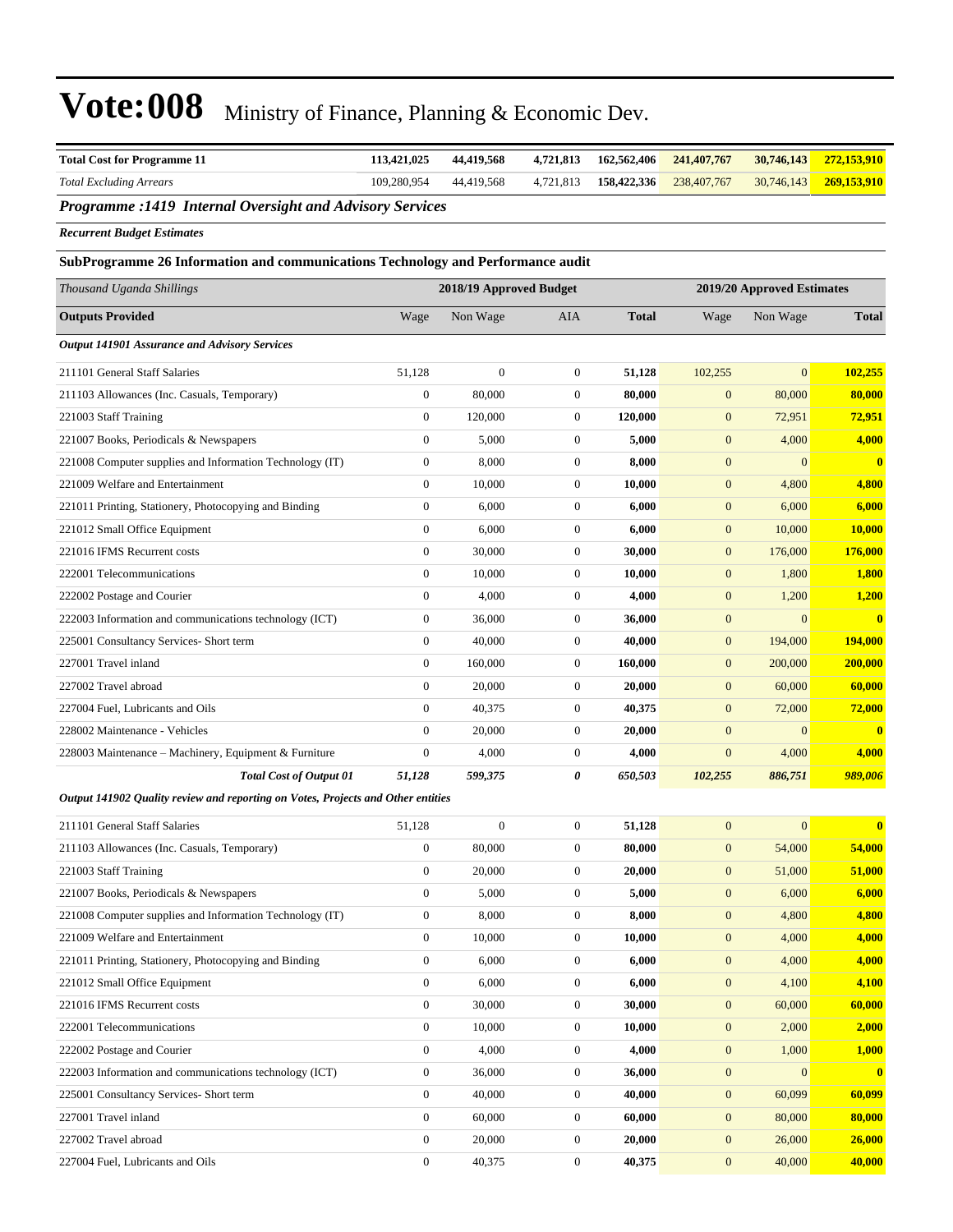# Vote:008 Ministry of Finance, Planning & Economic Dev.

| | | | | | | | |
|---|---|---|---|---|---|---|---|
| **Total Cost for Programme 11** | **113,421,025** | **44,419,568** | **4,721,813** | **162,562,406** | **241,407,767** | **30,746,143** | **272,153,910** |
| *Total Excluding Arrears* | 109,280,954 | 44,419,568 | 4,721,813 | **158,422,336** | 238,407,767 | 30,746,143 | **269,153,910** |

### *Programme :1419 Internal Oversight and Advisory Services*

***Recurrent Budget Estimates***

#### SubProgramme 26 Information and communications Technology and Performance audit

| *Thousand Uganda Shillings* | 2018/19 Approved Budget | | | | 2019/20 Approved Estimates | | |
|---|---|---|---|---|---|---|---|
| **Outputs Provided** | Wage | Non Wage | AIA | **Total** | Wage | Non Wage | **Total** |
| ***Output 141901 Assurance and Advisory Services*** | | | | | | | |
| 211101 General Staff Salaries | 51,128 | 0 | 0 | **51,128** | 102,255 | 0 | **102,255** |
| 211103 Allowances (Inc. Casuals, Temporary) | 0 | 80,000 | 0 | **80,000** | 0 | 80,000 | **80,000** |
| 221003 Staff Training | 0 | 120,000 | 0 | **120,000** | 0 | 72,951 | **72,951** |
| 221007 Books, Periodicals & Newspapers | 0 | 5,000 | 0 | **5,000** | 0 | 4,000 | **4,000** |
| 221008 Computer supplies and Information Technology (IT) | 0 | 8,000 | 0 | **8,000** | 0 | 0 | **0** |
| 221009 Welfare and Entertainment | 0 | 10,000 | 0 | **10,000** | 0 | 4,800 | **4,800** |
| 221011 Printing, Stationery, Photocopying and Binding | 0 | 6,000 | 0 | **6,000** | 0 | 6,000 | **6,000** |
| 221012 Small Office Equipment | 0 | 6,000 | 0 | **6,000** | 0 | 10,000 | **10,000** |
| 221016 IFMS Recurrent costs | 0 | 30,000 | 0 | **30,000** | 0 | 176,000 | **176,000** |
| 222001 Telecommunications | 0 | 10,000 | 0 | **10,000** | 0 | 1,800 | **1,800** |
| 222002 Postage and Courier | 0 | 4,000 | 0 | **4,000** | 0 | 1,200 | **1,200** |
| 222003 Information and communications technology (ICT) | 0 | 36,000 | 0 | **36,000** | 0 | 0 | **0** |
| 225001 Consultancy Services- Short term | 0 | 40,000 | 0 | **40,000** | 0 | 194,000 | **194,000** |
| 227001 Travel inland | 0 | 160,000 | 0 | **160,000** | 0 | 200,000 | **200,000** |
| 227002 Travel abroad | 0 | 20,000 | 0 | **20,000** | 0 | 60,000 | **60,000** |
| 227004 Fuel, Lubricants and Oils | 0 | 40,375 | 0 | **40,375** | 0 | 72,000 | **72,000** |
| 228002 Maintenance - Vehicles | 0 | 20,000 | 0 | **20,000** | 0 | 0 | **0** |
| 228003 Maintenance – Machinery, Equipment & Furniture | 0 | 4,000 | 0 | **4,000** | 0 | 4,000 | **4,000** |
| ***Total Cost of Output 01*** | ***51,128*** | ***599,375*** | ***0*** | ***650,503*** | ***102,255*** | ***886,751*** | ***989,006*** |
| ***Output 141902 Quality review and reporting on Votes, Projects and Other entities*** | | | | | | | |
| 211101 General Staff Salaries | 51,128 | 0 | 0 | **51,128** | 0 | 0 | **0** |
| 211103 Allowances (Inc. Casuals, Temporary) | 0 | 80,000 | 0 | **80,000** | 0 | 54,000 | **54,000** |
| 221003 Staff Training | 0 | 20,000 | 0 | **20,000** | 0 | 51,000 | **51,000** |
| 221007 Books, Periodicals & Newspapers | 0 | 5,000 | 0 | **5,000** | 0 | 6,000 | **6,000** |
| 221008 Computer supplies and Information Technology (IT) | 0 | 8,000 | 0 | **8,000** | 0 | 4,800 | **4,800** |
| 221009 Welfare and Entertainment | 0 | 10,000 | 0 | **10,000** | 0 | 4,000 | **4,000** |
| 221011 Printing, Stationery, Photocopying and Binding | 0 | 6,000 | 0 | **6,000** | 0 | 4,000 | **4,000** |
| 221012 Small Office Equipment | 0 | 6,000 | 0 | **6,000** | 0 | 4,100 | **4,100** |
| 221016 IFMS Recurrent costs | 0 | 30,000 | 0 | **30,000** | 0 | 60,000 | **60,000** |
| 222001 Telecommunications | 0 | 10,000 | 0 | **10,000** | 0 | 2,000 | **2,000** |
| 222002 Postage and Courier | 0 | 4,000 | 0 | **4,000** | 0 | 1,000 | **1,000** |
| 222003 Information and communications technology (ICT) | 0 | 36,000 | 0 | **36,000** | 0 | 0 | **0** |
| 225001 Consultancy Services- Short term | 0 | 40,000 | 0 | **40,000** | 0 | 60,099 | **60,099** |
| 227001 Travel inland | 0 | 60,000 | 0 | **60,000** | 0 | 80,000 | **80,000** |
| 227002 Travel abroad | 0 | 20,000 | 0 | **20,000** | 0 | 26,000 | **26,000** |
| 227004 Fuel, Lubricants and Oils | 0 | 40,375 | 0 | **40,375** | 0 | 40,000 | **40,000** |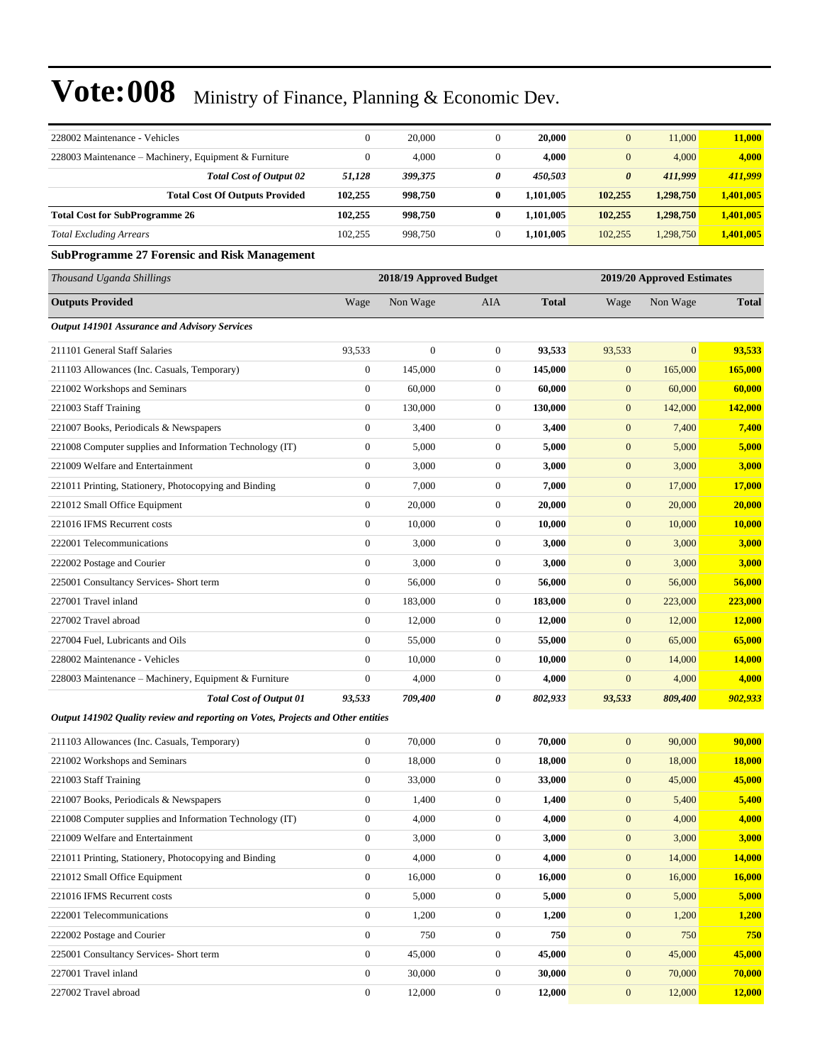# Vote:008 Ministry of Finance, Planning & Economic Dev.

| | | | | | | | |
|---|---|---|---|---|---|---|---|
| 228002 Maintenance - Vehicles | 0 | 20,000 | 0 | **20,000** | 0 | 11,000 | **11,000** |
| 228003 Maintenance – Machinery, Equipment & Furniture | 0 | 4,000 | 0 | **4,000** | 0 | 4,000 | **4,000** |
| ***Total Cost of Output 02*** | ***51,128*** | ***399,375*** | ***0*** | ***450,503*** | ***0*** | ***411,999*** | ***411,999*** |
| **Total Cost Of Outputs Provided** | **102,255** | **998,750** | **0** | **1,101,005** | **102,255** | **1,298,750** | **1,401,005** |
| **Total Cost for SubProgramme 26** | **102,255** | **998,750** | **0** | **1,101,005** | **102,255** | **1,298,750** | **1,401,005** |
| *Total Excluding Arrears* | 102,255 | 998,750 | 0 | **1,101,005** | 102,255 | 1,298,750 | **1,401,005** |

**SubProgramme 27 Forensic and Risk Management**

| *Thousand Uganda Shillings* | 2018/19 Approved Budget | | | | 2019/20 Approved Estimates | | |
|---|---|---|---|---|---|---|---|
| **Outputs Provided** | Wage | Non Wage | AIA | **Total** | Wage | Non Wage | **Total** |
| ***Output 141901 Assurance and Advisory Services*** | | | | | | | |
| 211101 General Staff Salaries | 93,533 | 0 | 0 | **93,533** | 93,533 | 0 | **93,533** |
| 211103 Allowances (Inc. Casuals, Temporary) | 0 | 145,000 | 0 | **145,000** | 0 | 165,000 | **165,000** |
| 221002 Workshops and Seminars | 0 | 60,000 | 0 | **60,000** | 0 | 60,000 | **60,000** |
| 221003 Staff Training | 0 | 130,000 | 0 | **130,000** | 0 | 142,000 | **142,000** |
| 221007 Books, Periodicals & Newspapers | 0 | 3,400 | 0 | **3,400** | 0 | 7,400 | **7,400** |
| 221008 Computer supplies and Information Technology (IT) | 0 | 5,000 | 0 | **5,000** | 0 | 5,000 | **5,000** |
| 221009 Welfare and Entertainment | 0 | 3,000 | 0 | **3,000** | 0 | 3,000 | **3,000** |
| 221011 Printing, Stationery, Photocopying and Binding | 0 | 7,000 | 0 | **7,000** | 0 | 17,000 | **17,000** |
| 221012 Small Office Equipment | 0 | 20,000 | 0 | **20,000** | 0 | 20,000 | **20,000** |
| 221016 IFMS Recurrent costs | 0 | 10,000 | 0 | **10,000** | 0 | 10,000 | **10,000** |
| 222001 Telecommunications | 0 | 3,000 | 0 | **3,000** | 0 | 3,000 | **3,000** |
| 222002 Postage and Courier | 0 | 3,000 | 0 | **3,000** | 0 | 3,000 | **3,000** |
| 225001 Consultancy Services- Short term | 0 | 56,000 | 0 | **56,000** | 0 | 56,000 | **56,000** |
| 227001 Travel inland | 0 | 183,000 | 0 | **183,000** | 0 | 223,000 | **223,000** |
| 227002 Travel abroad | 0 | 12,000 | 0 | **12,000** | 0 | 12,000 | **12,000** |
| 227004 Fuel, Lubricants and Oils | 0 | 55,000 | 0 | **55,000** | 0 | 65,000 | **65,000** |
| 228002 Maintenance - Vehicles | 0 | 10,000 | 0 | **10,000** | 0 | 14,000 | **14,000** |
| 228003 Maintenance – Machinery, Equipment & Furniture | 0 | 4,000 | 0 | **4,000** | 0 | 4,000 | **4,000** |
| ***Total Cost of Output 01*** | ***93,533*** | ***709,400*** | ***0*** | ***802,933*** | ***93,533*** | ***809,400*** | ***902,933*** |
| ***Output 141902 Quality review and reporting on Votes, Projects and Other entities*** | | | | | | | |
| 211103 Allowances (Inc. Casuals, Temporary) | 0 | 70,000 | 0 | **70,000** | 0 | 90,000 | **90,000** |
| 221002 Workshops and Seminars | 0 | 18,000 | 0 | **18,000** | 0 | 18,000 | **18,000** |
| 221003 Staff Training | 0 | 33,000 | 0 | **33,000** | 0 | 45,000 | **45,000** |
| 221007 Books, Periodicals & Newspapers | 0 | 1,400 | 0 | **1,400** | 0 | 5,400 | **5,400** |
| 221008 Computer supplies and Information Technology (IT) | 0 | 4,000 | 0 | **4,000** | 0 | 4,000 | **4,000** |
| 221009 Welfare and Entertainment | 0 | 3,000 | 0 | **3,000** | 0 | 3,000 | **3,000** |
| 221011 Printing, Stationery, Photocopying and Binding | 0 | 4,000 | 0 | **4,000** | 0 | 14,000 | **14,000** |
| 221012 Small Office Equipment | 0 | 16,000 | 0 | **16,000** | 0 | 16,000 | **16,000** |
| 221016 IFMS Recurrent costs | 0 | 5,000 | 0 | **5,000** | 0 | 5,000 | **5,000** |
| 222001 Telecommunications | 0 | 1,200 | 0 | **1,200** | 0 | 1,200 | **1,200** |
| 222002 Postage and Courier | 0 | 750 | 0 | **750** | 0 | 750 | **750** |
| 225001 Consultancy Services- Short term | 0 | 45,000 | 0 | **45,000** | 0 | 45,000 | **45,000** |
| 227001 Travel inland | 0 | 30,000 | 0 | **30,000** | 0 | 70,000 | **70,000** |
| 227002 Travel abroad | 0 | 12,000 | 0 | **12,000** | 0 | 12,000 | **12,000** |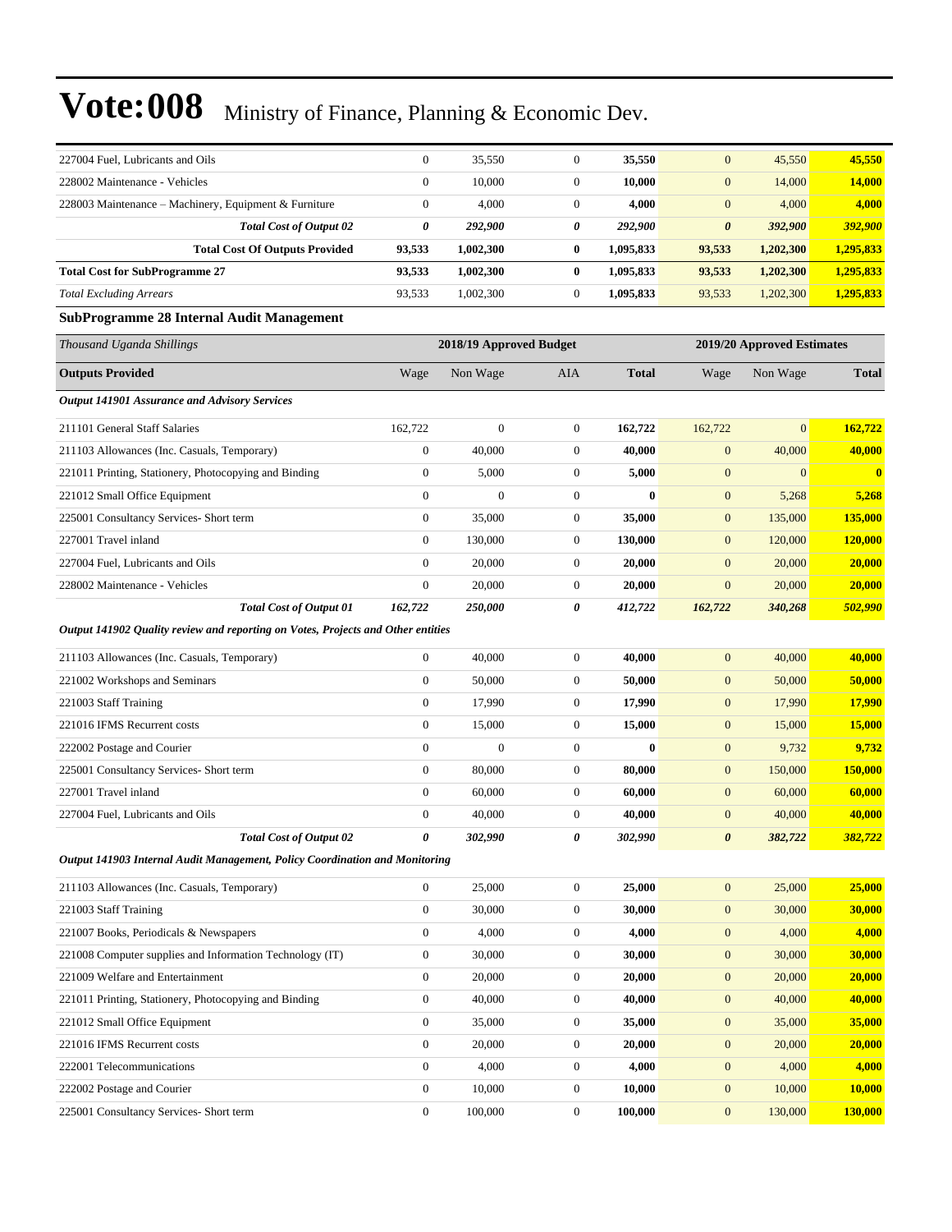# Vote:008 Ministry of Finance, Planning & Economic Dev.

| | | | | | | | |
|---|---|---|---|---|---|---|---|
| 227004 Fuel, Lubricants and Oils | 0 | 35,550 | 0 | **35,550** | 0 | 45,550 | **45,550** |
| 228002 Maintenance - Vehicles | 0 | 10,000 | 0 | **10,000** | 0 | 14,000 | **14,000** |
| 228003 Maintenance – Machinery, Equipment & Furniture | 0 | 4,000 | 0 | **4,000** | 0 | 4,000 | **4,000** |
| ***Total Cost of Output 02*** | ***0*** | ***292,900*** | ***0*** | ***292,900*** | ***0*** | ***392,900*** | ***392,900*** |
| **Total Cost Of Outputs Provided** | **93,533** | **1,002,300** | **0** | **1,095,833** | **93,533** | **1,202,300** | **1,295,833** |
| **Total Cost for SubProgramme 27** | **93,533** | **1,002,300** | **0** | **1,095,833** | **93,533** | **1,202,300** | **1,295,833** |
| *Total Excluding Arrears* | 93,533 | 1,002,300 | 0 | **1,095,833** | 93,533 | 1,202,300 | **1,295,833** |

### SubProgramme 28 Internal Audit Management

| *Thousand Uganda Shillings* | 2018/19 Approved Budget | | | | 2019/20 Approved Estimates | | |
|---|---|---|---|---|---|---|---|
| **Outputs Provided** | Wage | Non Wage | AIA | **Total** | Wage | Non Wage | **Total** |
| ***Output 141901 Assurance and Advisory Services*** | | | | | | | |
| 211101 General Staff Salaries | 162,722 | 0 | 0 | **162,722** | 162,722 | 0 | **162,722** |
| 211103 Allowances (Inc. Casuals, Temporary) | 0 | 40,000 | 0 | **40,000** | 0 | 40,000 | **40,000** |
| 221011 Printing, Stationery, Photocopying and Binding | 0 | 5,000 | 0 | **5,000** | 0 | 0 | **0** |
| 221012 Small Office Equipment | 0 | 0 | 0 | **0** | 0 | 5,268 | **5,268** |
| 225001 Consultancy Services- Short term | 0 | 35,000 | 0 | **35,000** | 0 | 135,000 | **135,000** |
| 227001 Travel inland | 0 | 130,000 | 0 | **130,000** | 0 | 120,000 | **120,000** |
| 227004 Fuel, Lubricants and Oils | 0 | 20,000 | 0 | **20,000** | 0 | 20,000 | **20,000** |
| 228002 Maintenance - Vehicles | 0 | 20,000 | 0 | **20,000** | 0 | 20,000 | **20,000** |
| ***Total Cost of Output 01*** | ***162,722*** | ***250,000*** | ***0*** | ***412,722*** | ***162,722*** | ***340,268*** | ***502,990*** |
| ***Output 141902 Quality review and reporting on Votes, Projects and Other entities*** | | | | | | | |
| 211103 Allowances (Inc. Casuals, Temporary) | 0 | 40,000 | 0 | **40,000** | 0 | 40,000 | **40,000** |
| 221002 Workshops and Seminars | 0 | 50,000 | 0 | **50,000** | 0 | 50,000 | **50,000** |
| 221003 Staff Training | 0 | 17,990 | 0 | **17,990** | 0 | 17,990 | **17,990** |
| 221016 IFMS Recurrent costs | 0 | 15,000 | 0 | **15,000** | 0 | 15,000 | **15,000** |
| 222002 Postage and Courier | 0 | 0 | 0 | **0** | 0 | 9,732 | **9,732** |
| 225001 Consultancy Services- Short term | 0 | 80,000 | 0 | **80,000** | 0 | 150,000 | **150,000** |
| 227001 Travel inland | 0 | 60,000 | 0 | **60,000** | 0 | 60,000 | **60,000** |
| 227004 Fuel, Lubricants and Oils | 0 | 40,000 | 0 | **40,000** | 0 | 40,000 | **40,000** |
| ***Total Cost of Output 02*** | ***0*** | ***302,990*** | ***0*** | ***302,990*** | ***0*** | ***382,722*** | ***382,722*** |
| ***Output 141903 Internal Audit Management, Policy Coordination and Monitoring*** | | | | | | | |
| 211103 Allowances (Inc. Casuals, Temporary) | 0 | 25,000 | 0 | **25,000** | 0 | 25,000 | **25,000** |
| 221003 Staff Training | 0 | 30,000 | 0 | **30,000** | 0 | 30,000 | **30,000** |
| 221007 Books, Periodicals & Newspapers | 0 | 4,000 | 0 | **4,000** | 0 | 4,000 | **4,000** |
| 221008 Computer supplies and Information Technology (IT) | 0 | 30,000 | 0 | **30,000** | 0 | 30,000 | **30,000** |
| 221009 Welfare and Entertainment | 0 | 20,000 | 0 | **20,000** | 0 | 20,000 | **20,000** |
| 221011 Printing, Stationery, Photocopying and Binding | 0 | 40,000 | 0 | **40,000** | 0 | 40,000 | **40,000** |
| 221012 Small Office Equipment | 0 | 35,000 | 0 | **35,000** | 0 | 35,000 | **35,000** |
| 221016 IFMS Recurrent costs | 0 | 20,000 | 0 | **20,000** | 0 | 20,000 | **20,000** |
| 222001 Telecommunications | 0 | 4,000 | 0 | **4,000** | 0 | 4,000 | **4,000** |
| 222002 Postage and Courier | 0 | 10,000 | 0 | **10,000** | 0 | 10,000 | **10,000** |
| 225001 Consultancy Services- Short term | 0 | 100,000 | 0 | **100,000** | 0 | 130,000 | **130,000** |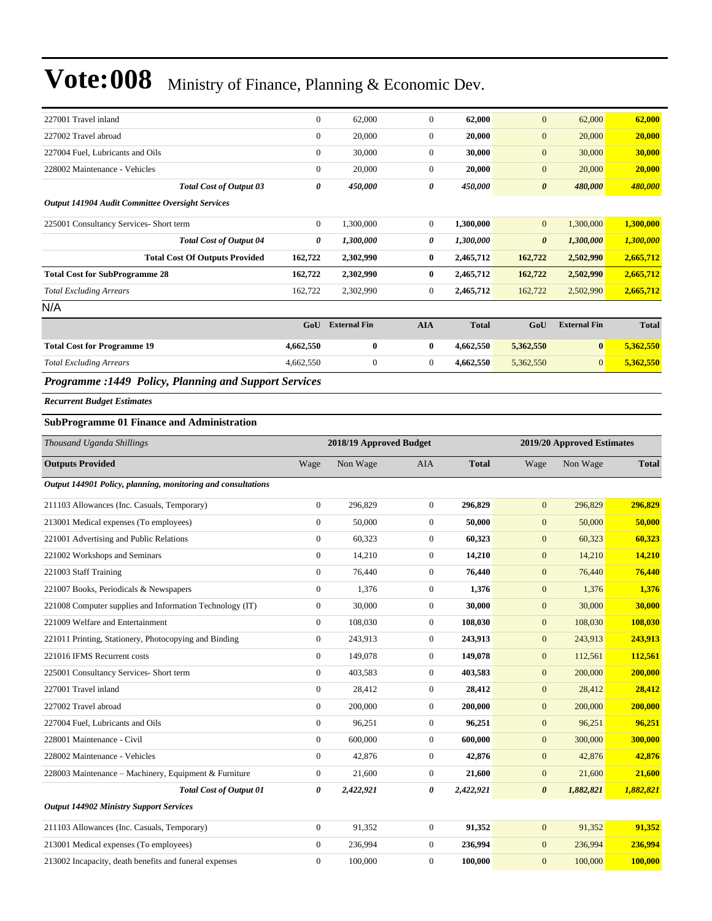# Vote:008 Ministry of Finance, Planning & Economic Dev.

| | | | | | | | |
|---|---|---|---|---|---|---|---|
| 227001 Travel inland | 0 | 62,000 | 0 | **62,000** | 0 | 62,000 | **62,000** |
| 227002 Travel abroad | 0 | 20,000 | 0 | **20,000** | 0 | 20,000 | **20,000** |
| 227004 Fuel, Lubricants and Oils | 0 | 30,000 | 0 | **30,000** | 0 | 30,000 | **30,000** |
| 228002 Maintenance - Vehicles | 0 | 20,000 | 0 | **20,000** | 0 | 20,000 | **20,000** |
| ***Total Cost of Output 03*** | ***0*** | ***450,000*** | ***0*** | ***450,000*** | ***0*** | ***480,000*** | ***480,000*** |
| ***Output 141904 Audit Committee Oversight Services*** | | | | | | | |
| 225001 Consultancy Services- Short term | 0 | 1,300,000 | 0 | **1,300,000** | 0 | 1,300,000 | **1,300,000** |
| ***Total Cost of Output 04*** | ***0*** | ***1,300,000*** | ***0*** | ***1,300,000*** | ***0*** | ***1,300,000*** | ***1,300,000*** |
| **Total Cost Of Outputs Provided** | **162,722** | **2,302,990** | **0** | **2,465,712** | **162,722** | **2,502,990** | **2,665,712** |
| **Total Cost for SubProgramme 28** | **162,722** | **2,302,990** | **0** | **2,465,712** | **162,722** | **2,502,990** | **2,665,712** |
| *Total Excluding Arrears* | 162,722 | 2,302,990 | 0 | **2,465,712** | 162,722 | 2,502,990 | **2,665,712** |

N/A

| | GoU | External Fin | AIA | Total | GoU | External Fin | Total |
|---|---|---|---|---|---|---|---|
| **Total Cost for Programme 19** | **4,662,550** | **0** | **0** | **4,662,550** | **5,362,550** | **0** | **5,362,550** |
| *Total Excluding Arrears* | 4,662,550 | 0 | 0 | **4,662,550** | 5,362,550 | 0 | **5,362,550** |

## *Programme :1449 Policy, Planning and Support Services*

***Recurrent Budget Estimates***

### SubProgramme 01 Finance and Administration

| *Thousand Uganda Shillings* | 2018/19 Approved Budget | | | | 2019/20 Approved Estimates | | |
|---|---|---|---|---|---|---|---|
| **Outputs Provided** | Wage | Non Wage | AIA | **Total** | Wage | Non Wage | **Total** |
| ***Output 144901 Policy, planning, monitoring and consultations*** | | | | | | | |
| 211103 Allowances (Inc. Casuals, Temporary) | 0 | 296,829 | 0 | **296,829** | 0 | 296,829 | **296,829** |
| 213001 Medical expenses (To employees) | 0 | 50,000 | 0 | **50,000** | 0 | 50,000 | **50,000** |
| 221001 Advertising and Public Relations | 0 | 60,323 | 0 | **60,323** | 0 | 60,323 | **60,323** |
| 221002 Workshops and Seminars | 0 | 14,210 | 0 | **14,210** | 0 | 14,210 | **14,210** |
| 221003 Staff Training | 0 | 76,440 | 0 | **76,440** | 0 | 76,440 | **76,440** |
| 221007 Books, Periodicals & Newspapers | 0 | 1,376 | 0 | **1,376** | 0 | 1,376 | **1,376** |
| 221008 Computer supplies and Information Technology (IT) | 0 | 30,000 | 0 | **30,000** | 0 | 30,000 | **30,000** |
| 221009 Welfare and Entertainment | 0 | 108,030 | 0 | **108,030** | 0 | 108,030 | **108,030** |
| 221011 Printing, Stationery, Photocopying and Binding | 0 | 243,913 | 0 | **243,913** | 0 | 243,913 | **243,913** |
| 221016 IFMS Recurrent costs | 0 | 149,078 | 0 | **149,078** | 0 | 112,561 | **112,561** |
| 225001 Consultancy Services- Short term | 0 | 403,583 | 0 | **403,583** | 0 | 200,000 | **200,000** |
| 227001 Travel inland | 0 | 28,412 | 0 | **28,412** | 0 | 28,412 | **28,412** |
| 227002 Travel abroad | 0 | 200,000 | 0 | **200,000** | 0 | 200,000 | **200,000** |
| 227004 Fuel, Lubricants and Oils | 0 | 96,251 | 0 | **96,251** | 0 | 96,251 | **96,251** |
| 228001 Maintenance - Civil | 0 | 600,000 | 0 | **600,000** | 0 | 300,000 | **300,000** |
| 228002 Maintenance - Vehicles | 0 | 42,876 | 0 | **42,876** | 0 | 42,876 | **42,876** |
| 228003 Maintenance – Machinery, Equipment & Furniture | 0 | 21,600 | 0 | **21,600** | 0 | 21,600 | **21,600** |
| ***Total Cost of Output 01*** | ***0*** | ***2,422,921*** | ***0*** | ***2,422,921*** | ***0*** | ***1,882,821*** | ***1,882,821*** |
| ***Output 144902 Ministry Support Services*** | | | | | | | |
| 211103 Allowances (Inc. Casuals, Temporary) | 0 | 91,352 | 0 | **91,352** | 0 | 91,352 | **91,352** |
| 213001 Medical expenses (To employees) | 0 | 236,994 | 0 | **236,994** | 0 | 236,994 | **236,994** |
| 213002 Incapacity, death benefits and funeral expenses | 0 | 100,000 | 0 | **100,000** | 0 | 100,000 | **100,000** |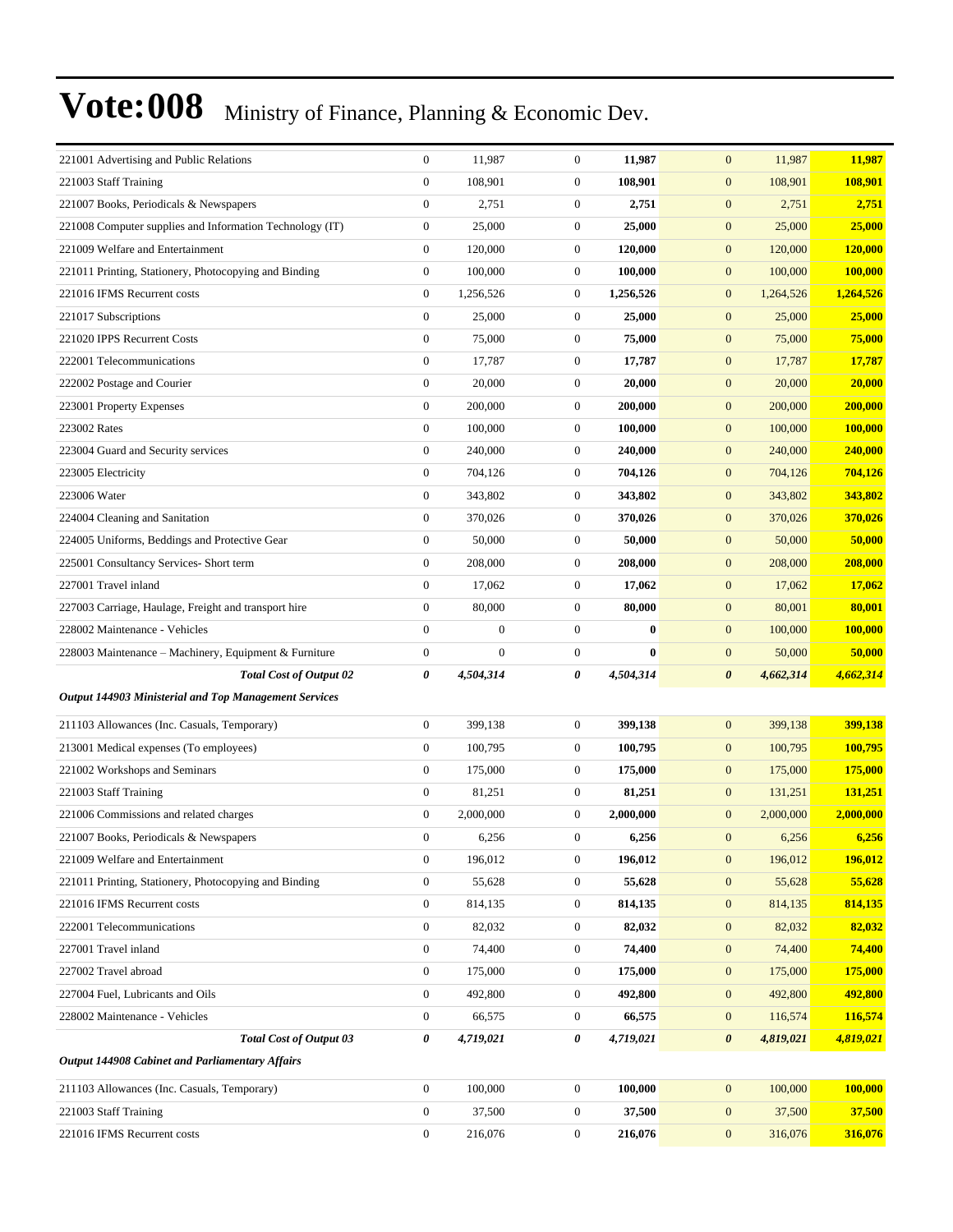# Vote:008 Ministry of Finance, Planning & Economic Dev.

| | | | | | | | |
|---|---|---|---|---|---|---|---|
| 221001 Advertising and Public Relations | 0 | 11,987 | 0 | **11,987** | 0 | 11,987 | **11,987** |
| 221003 Staff Training | 0 | 108,901 | 0 | **108,901** | 0 | 108,901 | **108,901** |
| 221007 Books, Periodicals & Newspapers | 0 | 2,751 | 0 | **2,751** | 0 | 2,751 | **2,751** |
| 221008 Computer supplies and Information Technology (IT) | 0 | 25,000 | 0 | **25,000** | 0 | 25,000 | **25,000** |
| 221009 Welfare and Entertainment | 0 | 120,000 | 0 | **120,000** | 0 | 120,000 | **120,000** |
| 221011 Printing, Stationery, Photocopying and Binding | 0 | 100,000 | 0 | **100,000** | 0 | 100,000 | **100,000** |
| 221016 IFMS Recurrent costs | 0 | 1,256,526 | 0 | **1,256,526** | 0 | 1,264,526 | **1,264,526** |
| 221017 Subscriptions | 0 | 25,000 | 0 | **25,000** | 0 | 25,000 | **25,000** |
| 221020 IPPS Recurrent Costs | 0 | 75,000 | 0 | **75,000** | 0 | 75,000 | **75,000** |
| 222001 Telecommunications | 0 | 17,787 | 0 | **17,787** | 0 | 17,787 | **17,787** |
| 222002 Postage and Courier | 0 | 20,000 | 0 | **20,000** | 0 | 20,000 | **20,000** |
| 223001 Property Expenses | 0 | 200,000 | 0 | **200,000** | 0 | 200,000 | **200,000** |
| 223002 Rates | 0 | 100,000 | 0 | **100,000** | 0 | 100,000 | **100,000** |
| 223004 Guard and Security services | 0 | 240,000 | 0 | **240,000** | 0 | 240,000 | **240,000** |
| 223005 Electricity | 0 | 704,126 | 0 | **704,126** | 0 | 704,126 | **704,126** |
| 223006 Water | 0 | 343,802 | 0 | **343,802** | 0 | 343,802 | **343,802** |
| 224004 Cleaning and Sanitation | 0 | 370,026 | 0 | **370,026** | 0 | 370,026 | **370,026** |
| 224005 Uniforms, Beddings and Protective Gear | 0 | 50,000 | 0 | **50,000** | 0 | 50,000 | **50,000** |
| 225001 Consultancy Services- Short term | 0 | 208,000 | 0 | **208,000** | 0 | 208,000 | **208,000** |
| 227001 Travel inland | 0 | 17,062 | 0 | **17,062** | 0 | 17,062 | **17,062** |
| 227003 Carriage, Haulage, Freight and transport hire | 0 | 80,000 | 0 | **80,000** | 0 | 80,001 | **80,001** |
| 228002 Maintenance - Vehicles | 0 | 0 | 0 | **0** | 0 | 100,000 | **100,000** |
| 228003 Maintenance – Machinery, Equipment & Furniture | 0 | 0 | 0 | **0** | 0 | 50,000 | **50,000** |
| ***Total Cost of Output 02*** | ***0*** | ***4,504,314*** | ***0*** | ***4,504,314*** | ***0*** | ***4,662,314*** | ***4,662,314*** |
| ***Output 144903 Ministerial and Top Management Services*** | | | | | | | |
| 211103 Allowances (Inc. Casuals, Temporary) | 0 | 399,138 | 0 | **399,138** | 0 | 399,138 | **399,138** |
| 213001 Medical expenses (To employees) | 0 | 100,795 | 0 | **100,795** | 0 | 100,795 | **100,795** |
| 221002 Workshops and Seminars | 0 | 175,000 | 0 | **175,000** | 0 | 175,000 | **175,000** |
| 221003 Staff Training | 0 | 81,251 | 0 | **81,251** | 0 | 131,251 | **131,251** |
| 221006 Commissions and related charges | 0 | 2,000,000 | 0 | **2,000,000** | 0 | 2,000,000 | **2,000,000** |
| 221007 Books, Periodicals & Newspapers | 0 | 6,256 | 0 | **6,256** | 0 | 6,256 | **6,256** |
| 221009 Welfare and Entertainment | 0 | 196,012 | 0 | **196,012** | 0 | 196,012 | **196,012** |
| 221011 Printing, Stationery, Photocopying and Binding | 0 | 55,628 | 0 | **55,628** | 0 | 55,628 | **55,628** |
| 221016 IFMS Recurrent costs | 0 | 814,135 | 0 | **814,135** | 0 | 814,135 | **814,135** |
| 222001 Telecommunications | 0 | 82,032 | 0 | **82,032** | 0 | 82,032 | **82,032** |
| 227001 Travel inland | 0 | 74,400 | 0 | **74,400** | 0 | 74,400 | **74,400** |
| 227002 Travel abroad | 0 | 175,000 | 0 | **175,000** | 0 | 175,000 | **175,000** |
| 227004 Fuel, Lubricants and Oils | 0 | 492,800 | 0 | **492,800** | 0 | 492,800 | **492,800** |
| 228002 Maintenance - Vehicles | 0 | 66,575 | 0 | **66,575** | 0 | 116,574 | **116,574** |
| ***Total Cost of Output 03*** | ***0*** | ***4,719,021*** | ***0*** | ***4,719,021*** | ***0*** | ***4,819,021*** | ***4,819,021*** |
| ***Output 144908 Cabinet and Parliamentary Affairs*** | | | | | | | |
| 211103 Allowances (Inc. Casuals, Temporary) | 0 | 100,000 | 0 | **100,000** | 0 | 100,000 | **100,000** |
| 221003 Staff Training | 0 | 37,500 | 0 | **37,500** | 0 | 37,500 | **37,500** |
| 221016 IFMS Recurrent costs | 0 | 216,076 | 0 | **216,076** | 0 | 316,076 | **316,076** |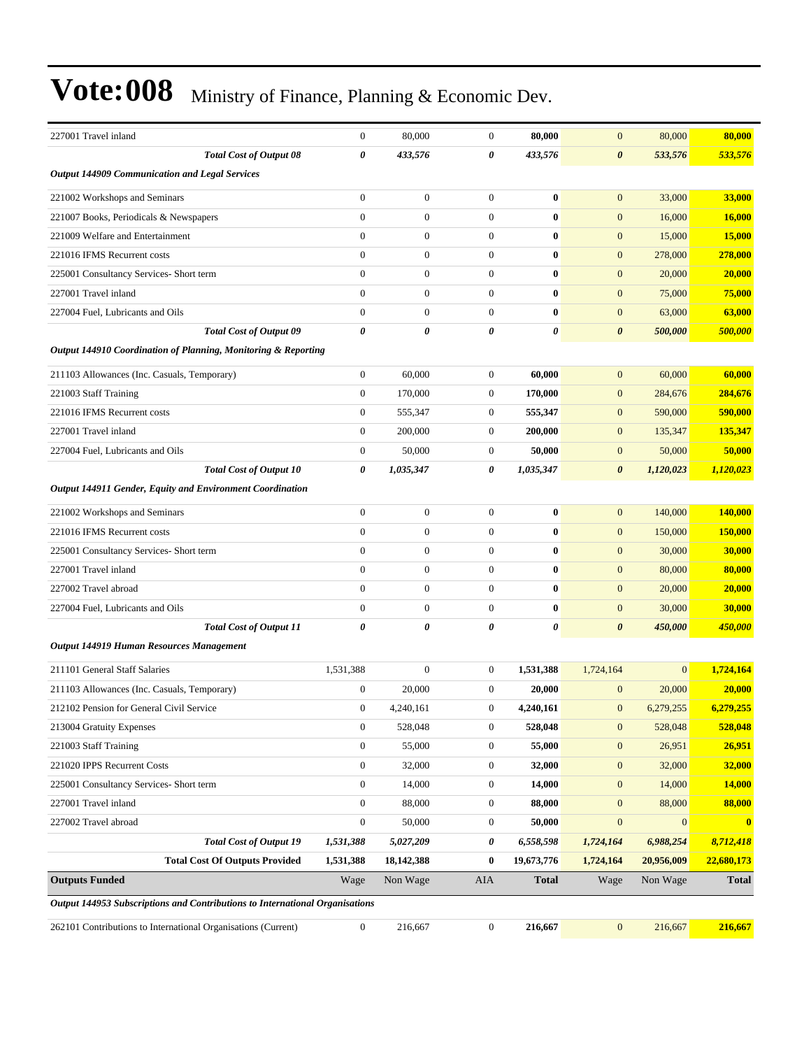# Vote:008 Ministry of Finance, Planning & Economic Dev.

| | | | | | | | |
|---|---|---|---|---|---|---|---|
| 227001 Travel inland | 0 | 80,000 | 0 | **80,000** | 0 | 80,000 | **80,000** |
| ***Total Cost of Output 08*** | ***0*** | ***433,576*** | ***0*** | ***433,576*** | ***0*** | ***533,576*** | ***533,576*** |
| ***Output 144909 Communication and Legal Services*** | | | | | | | |
| 221002 Workshops and Seminars | 0 | 0 | 0 | **0** | 0 | 33,000 | **33,000** |
| 221007 Books, Periodicals & Newspapers | 0 | 0 | 0 | **0** | 0 | 16,000 | **16,000** |
| 221009 Welfare and Entertainment | 0 | 0 | 0 | **0** | 0 | 15,000 | **15,000** |
| 221016 IFMS Recurrent costs | 0 | 0 | 0 | **0** | 0 | 278,000 | **278,000** |
| 225001 Consultancy Services- Short term | 0 | 0 | 0 | **0** | 0 | 20,000 | **20,000** |
| 227001 Travel inland | 0 | 0 | 0 | **0** | 0 | 75,000 | **75,000** |
| 227004 Fuel, Lubricants and Oils | 0 | 0 | 0 | **0** | 0 | 63,000 | **63,000** |
| ***Total Cost of Output 09*** | ***0*** | ***0*** | ***0*** | ***0*** | ***0*** | ***500,000*** | ***500,000*** |
| ***Output 144910 Coordination of Planning, Monitoring & Reporting*** | | | | | | | |
| 211103 Allowances (Inc. Casuals, Temporary) | 0 | 60,000 | 0 | **60,000** | 0 | 60,000 | **60,000** |
| 221003 Staff Training | 0 | 170,000 | 0 | **170,000** | 0 | 284,676 | **284,676** |
| 221016 IFMS Recurrent costs | 0 | 555,347 | 0 | **555,347** | 0 | 590,000 | **590,000** |
| 227001 Travel inland | 0 | 200,000 | 0 | **200,000** | 0 | 135,347 | **135,347** |
| 227004 Fuel, Lubricants and Oils | 0 | 50,000 | 0 | **50,000** | 0 | 50,000 | **50,000** |
| ***Total Cost of Output 10*** | ***0*** | ***1,035,347*** | ***0*** | ***1,035,347*** | ***0*** | ***1,120,023*** | ***1,120,023*** |
| ***Output 144911 Gender, Equity and Environment Coordination*** | | | | | | | |
| 221002 Workshops and Seminars | 0 | 0 | 0 | **0** | 0 | 140,000 | **140,000** |
| 221016 IFMS Recurrent costs | 0 | 0 | 0 | **0** | 0 | 150,000 | **150,000** |
| 225001 Consultancy Services- Short term | 0 | 0 | 0 | **0** | 0 | 30,000 | **30,000** |
| 227001 Travel inland | 0 | 0 | 0 | **0** | 0 | 80,000 | **80,000** |
| 227002 Travel abroad | 0 | 0 | 0 | **0** | 0 | 20,000 | **20,000** |
| 227004 Fuel, Lubricants and Oils | 0 | 0 | 0 | **0** | 0 | 30,000 | **30,000** |
| ***Total Cost of Output 11*** | ***0*** | ***0*** | ***0*** | ***0*** | ***0*** | ***450,000*** | ***450,000*** |
| ***Output 144919 Human Resources Management*** | | | | | | | |
| 211101 General Staff Salaries | 1,531,388 | 0 | 0 | **1,531,388** | 1,724,164 | 0 | **1,724,164** |
| 211103 Allowances (Inc. Casuals, Temporary) | 0 | 20,000 | 0 | **20,000** | 0 | 20,000 | **20,000** |
| 212102 Pension for General Civil Service | 0 | 4,240,161 | 0 | **4,240,161** | 0 | 6,279,255 | **6,279,255** |
| 213004 Gratuity Expenses | 0 | 528,048 | 0 | **528,048** | 0 | 528,048 | **528,048** |
| 221003 Staff Training | 0 | 55,000 | 0 | **55,000** | 0 | 26,951 | **26,951** |
| 221020 IPPS Recurrent Costs | 0 | 32,000 | 0 | **32,000** | 0 | 32,000 | **32,000** |
| 225001 Consultancy Services- Short term | 0 | 14,000 | 0 | **14,000** | 0 | 14,000 | **14,000** |
| 227001 Travel inland | 0 | 88,000 | 0 | **88,000** | 0 | 88,000 | **88,000** |
| 227002 Travel abroad | 0 | 50,000 | 0 | **50,000** | 0 | 0 | **0** |
| ***Total Cost of Output 19*** | ***1,531,388*** | ***5,027,209*** | ***0*** | ***6,558,598*** | ***1,724,164*** | ***6,988,254*** | ***8,712,418*** |
| **Total Cost Of Outputs Provided** | **1,531,388** | **18,142,388** | **0** | **19,673,776** | **1,724,164** | **20,956,009** | **22,680,173** |
| **Outputs Funded** | Wage | Non Wage | AIA | **Total** | Wage | Non Wage | **Total** |
| ***Output 144953 Subscriptions and Contributions to International Organisations*** | | | | | | | |
| 262101 Contributions to International Organisations (Current) | 0 | 216,667 | 0 | **216,667** | 0 | 216,667 | **216,667** |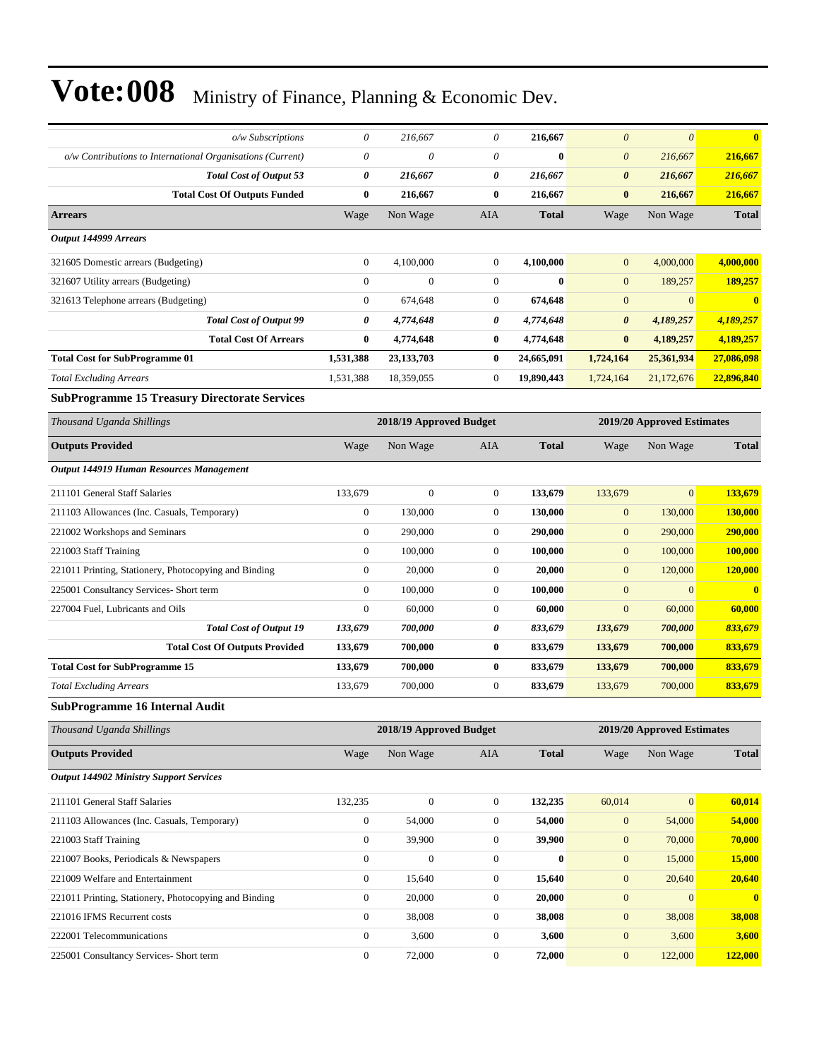# Vote:008 Ministry of Finance, Planning & Economic Dev.

| | | | | | | | |
|---|---|---|---|---|---|---|---|
| *o/w Subscriptions* | *0* | *216,667* | *0* | **216,667** | *0* | *0* | **0** |
| *o/w Contributions to International Organisations (Current)* | *0* | *0* | *0* | **0** | *0* | *216,667* | **216,667** |
| ***Total Cost of Output 53*** | ***0*** | ***216,667*** | ***0*** | ***216,667*** | ***0*** | ***216,667*** | ***216,667*** |
| **Total Cost Of Outputs Funded** | **0** | **216,667** | **0** | **216,667** | **0** | **216,667** | **216,667** |
| **Arrears** | Wage | Non Wage | AIA | **Total** | Wage | Non Wage | **Total** |
| ***Output 144999 Arrears*** | | | | | | | |
| 321605 Domestic arrears (Budgeting) | 0 | 4,100,000 | 0 | **4,100,000** | 0 | 4,000,000 | **4,000,000** |
| 321607 Utility arrears (Budgeting) | 0 | 0 | 0 | **0** | 0 | 189,257 | **189,257** |
| 321613 Telephone arrears (Budgeting) | 0 | 674,648 | 0 | **674,648** | 0 | 0 | **0** |
| ***Total Cost of Output 99*** | ***0*** | ***4,774,648*** | ***0*** | ***4,774,648*** | ***0*** | ***4,189,257*** | ***4,189,257*** |
| **Total Cost Of Arrears** | **0** | **4,774,648** | **0** | **4,774,648** | **0** | **4,189,257** | **4,189,257** |
| **Total Cost for SubProgramme 01** | **1,531,388** | **23,133,703** | **0** | **24,665,091** | **1,724,164** | **25,361,934** | **27,086,098** |
| *Total Excluding Arrears* | 1,531,388 | 18,359,055 | 0 | **19,890,443** | 1,724,164 | 21,172,676 | **22,896,840** |

### SubProgramme 15 Treasury Directorate Services

| *Thousand Uganda Shillings* | 2018/19 Approved Budget | | | | 2019/20 Approved Estimates | | |
|---|---|---|---|---|---|---|---|
| **Outputs Provided** | Wage | Non Wage | AIA | **Total** | Wage | Non Wage | **Total** |
| ***Output 144919 Human Resources Management*** | | | | | | | |
| 211101 General Staff Salaries | 133,679 | 0 | 0 | **133,679** | 133,679 | 0 | **133,679** |
| 211103 Allowances (Inc. Casuals, Temporary) | 0 | 130,000 | 0 | **130,000** | 0 | 130,000 | **130,000** |
| 221002 Workshops and Seminars | 0 | 290,000 | 0 | **290,000** | 0 | 290,000 | **290,000** |
| 221003 Staff Training | 0 | 100,000 | 0 | **100,000** | 0 | 100,000 | **100,000** |
| 221011 Printing, Stationery, Photocopying and Binding | 0 | 20,000 | 0 | **20,000** | 0 | 120,000 | **120,000** |
| 225001 Consultancy Services- Short term | 0 | 100,000 | 0 | **100,000** | 0 | 0 | **0** |
| 227004 Fuel, Lubricants and Oils | 0 | 60,000 | 0 | **60,000** | 0 | 60,000 | **60,000** |
| ***Total Cost of Output 19*** | ***133,679*** | ***700,000*** | ***0*** | ***833,679*** | ***133,679*** | ***700,000*** | ***833,679*** |
| **Total Cost Of Outputs Provided** | **133,679** | **700,000** | **0** | **833,679** | **133,679** | **700,000** | **833,679** |
| **Total Cost for SubProgramme 15** | **133,679** | **700,000** | **0** | **833,679** | **133,679** | **700,000** | **833,679** |
| *Total Excluding Arrears* | 133,679 | 700,000 | 0 | **833,679** | 133,679 | 700,000 | **833,679** |

### SubProgramme 16 Internal Audit

| *Thousand Uganda Shillings* | 2018/19 Approved Budget | | | | 2019/20 Approved Estimates | | |
|---|---|---|---|---|---|---|---|
| **Outputs Provided** | Wage | Non Wage | AIA | **Total** | Wage | Non Wage | **Total** |
| ***Output 144902 Ministry Support Services*** | | | | | | | |
| 211101 General Staff Salaries | 132,235 | 0 | 0 | **132,235** | 60,014 | 0 | **60,014** |
| 211103 Allowances (Inc. Casuals, Temporary) | 0 | 54,000 | 0 | **54,000** | 0 | 54,000 | **54,000** |
| 221003 Staff Training | 0 | 39,900 | 0 | **39,900** | 0 | 70,000 | **70,000** |
| 221007 Books, Periodicals & Newspapers | 0 | 0 | 0 | **0** | 0 | 15,000 | **15,000** |
| 221009 Welfare and Entertainment | 0 | 15,640 | 0 | **15,640** | 0 | 20,640 | **20,640** |
| 221011 Printing, Stationery, Photocopying and Binding | 0 | 20,000 | 0 | **20,000** | 0 | 0 | **0** |
| 221016 IFMS Recurrent costs | 0 | 38,008 | 0 | **38,008** | 0 | 38,008 | **38,008** |
| 222001 Telecommunications | 0 | 3,600 | 0 | **3,600** | 0 | 3,600 | **3,600** |
| 225001 Consultancy Services- Short term | 0 | 72,000 | 0 | **72,000** | 0 | 122,000 | **122,000** |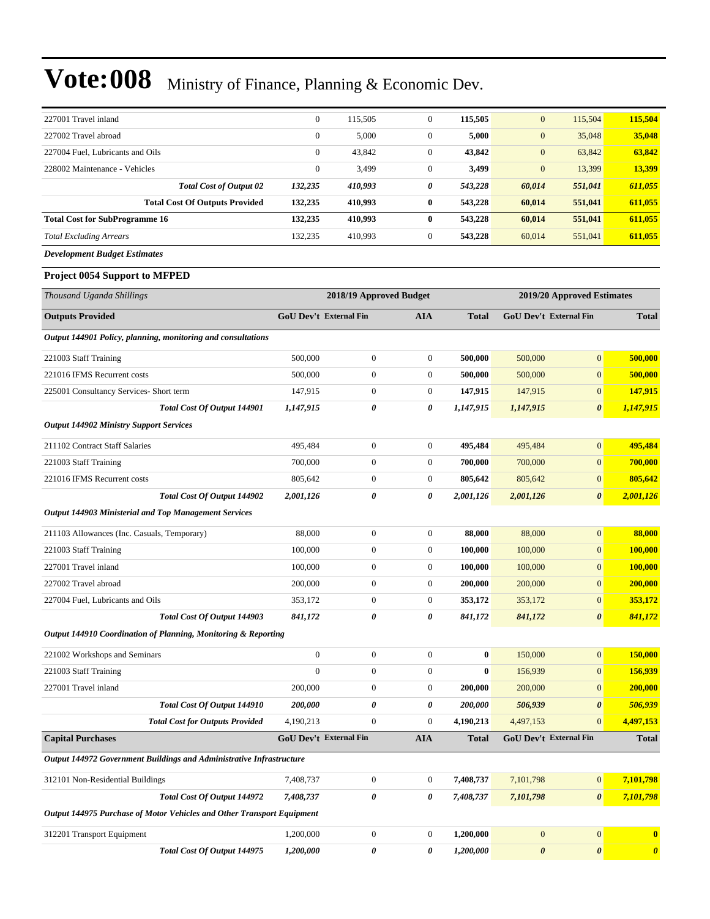# Vote:008 Ministry of Finance, Planning & Economic Dev.

| | | | | | | | |
|---|---|---|---|---|---|---|---|
| 227001 Travel inland | 0 | 115,505 | 0 | **115,505** | 0 | 115,504 | **115,504** |
| 227002 Travel abroad | 0 | 5,000 | 0 | **5,000** | 0 | 35,048 | **35,048** |
| 227004 Fuel, Lubricants and Oils | 0 | 43,842 | 0 | **43,842** | 0 | 63,842 | **63,842** |
| 228002 Maintenance - Vehicles | 0 | 3,499 | 0 | **3,499** | 0 | 13,399 | **13,399** |
| ***Total Cost of Output 02*** | ***132,235*** | ***410,993*** | ***0*** | ***543,228*** | ***60,014*** | ***551,041*** | ***611,055*** |
| **Total Cost Of Outputs Provided** | **132,235** | **410,993** | **0** | **543,228** | **60,014** | **551,041** | **611,055** |
| **Total Cost for SubProgramme 16** | **132,235** | **410,993** | **0** | **543,228** | **60,014** | **551,041** | **611,055** |
| *Total Excluding Arrears* | 132,235 | 410,993 | 0 | **543,228** | 60,014 | 551,041 | **611,055** |

***Development Budget Estimates***

**Project 0054 Support to MFPED**

| *Thousand Uganda Shillings* | 2018/19 Approved Budget | | | | 2019/20 Approved Estimates | | |
|---|---|---|---|---|---|---|---|
| **Outputs Provided** | **GoU Dev't** | **External Fin** | **AIA** | **Total** | **GoU Dev't** | **External Fin** | **Total** |
| ***Output 144901 Policy, planning, monitoring and consultations*** | | | | | | | |
| 221003 Staff Training | 500,000 | 0 | 0 | **500,000** | 500,000 | 0 | **500,000** |
| 221016 IFMS Recurrent costs | 500,000 | 0 | 0 | **500,000** | 500,000 | 0 | **500,000** |
| 225001 Consultancy Services- Short term | 147,915 | 0 | 0 | **147,915** | 147,915 | 0 | **147,915** |
| ***Total Cost Of Output 144901*** | ***1,147,915*** | ***0*** | ***0*** | ***1,147,915*** | ***1,147,915*** | ***0*** | ***1,147,915*** |
| ***Output 144902 Ministry Support Services*** | | | | | | | |
| 211102 Contract Staff Salaries | 495,484 | 0 | 0 | **495,484** | 495,484 | 0 | **495,484** |
| 221003 Staff Training | 700,000 | 0 | 0 | **700,000** | 700,000 | 0 | **700,000** |
| 221016 IFMS Recurrent costs | 805,642 | 0 | 0 | **805,642** | 805,642 | 0 | **805,642** |
| ***Total Cost Of Output 144902*** | ***2,001,126*** | ***0*** | ***0*** | ***2,001,126*** | ***2,001,126*** | ***0*** | ***2,001,126*** |
| ***Output 144903 Ministerial and Top Management Services*** | | | | | | | |
| 211103 Allowances (Inc. Casuals, Temporary) | 88,000 | 0 | 0 | **88,000** | 88,000 | 0 | **88,000** |
| 221003 Staff Training | 100,000 | 0 | 0 | **100,000** | 100,000 | 0 | **100,000** |
| 227001 Travel inland | 100,000 | 0 | 0 | **100,000** | 100,000 | 0 | **100,000** |
| 227002 Travel abroad | 200,000 | 0 | 0 | **200,000** | 200,000 | 0 | **200,000** |
| 227004 Fuel, Lubricants and Oils | 353,172 | 0 | 0 | **353,172** | 353,172 | 0 | **353,172** |
| ***Total Cost Of Output 144903*** | ***841,172*** | ***0*** | ***0*** | ***841,172*** | ***841,172*** | ***0*** | ***841,172*** |
| ***Output 144910 Coordination of Planning, Monitoring & Reporting*** | | | | | | | |
| 221002 Workshops and Seminars | 0 | 0 | 0 | **0** | 150,000 | 0 | **150,000** |
| 221003 Staff Training | 0 | 0 | 0 | **0** | 156,939 | 0 | **156,939** |
| 227001 Travel inland | 200,000 | 0 | 0 | **200,000** | 200,000 | 0 | **200,000** |
| ***Total Cost Of Output 144910*** | ***200,000*** | ***0*** | ***0*** | ***200,000*** | ***506,939*** | ***0*** | ***506,939*** |
| ***Total Cost for Outputs Provided*** | 4,190,213 | 0 | 0 | **4,190,213** | 4,497,153 | 0 | **4,497,153** |
| **Capital Purchases** | **GoU Dev't** | **External Fin** | **AIA** | **Total** | **GoU Dev't** | **External Fin** | **Total** |
| ***Output 144972 Government Buildings and Administrative Infrastructure*** | | | | | | | |
| 312101 Non-Residential Buildings | 7,408,737 | 0 | 0 | **7,408,737** | 7,101,798 | 0 | **7,101,798** |
| ***Total Cost Of Output 144972*** | ***7,408,737*** | ***0*** | ***0*** | ***7,408,737*** | ***7,101,798*** | ***0*** | ***7,101,798*** |
| ***Output 144975 Purchase of Motor Vehicles and Other Transport Equipment*** | | | | | | | |
| 312201 Transport Equipment | 1,200,000 | 0 | 0 | **1,200,000** | 0 | 0 | **0** |
| ***Total Cost Of Output 144975*** | ***1,200,000*** | ***0*** | ***0*** | ***1,200,000*** | ***0*** | ***0*** | ***0*** |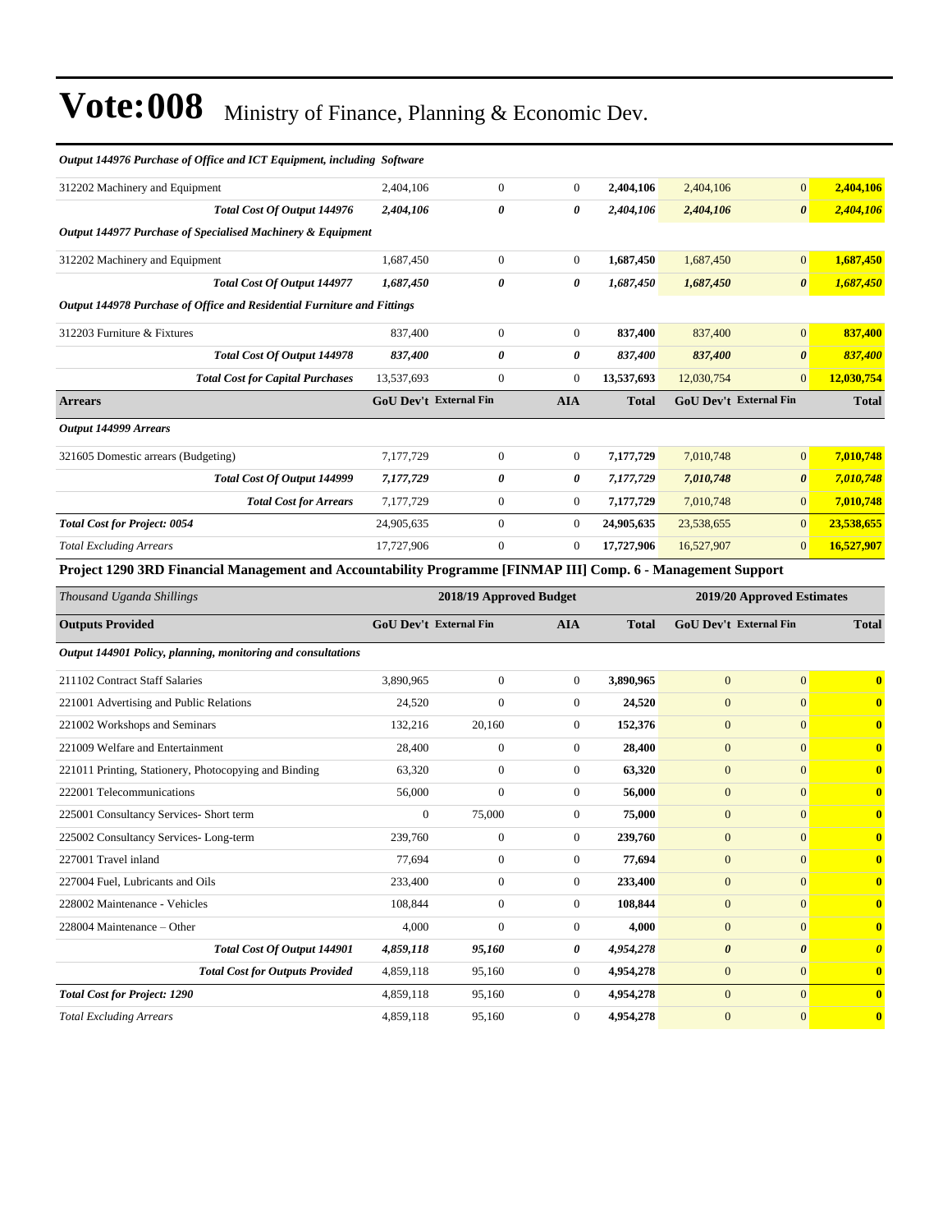# Vote:008 Ministry of Finance, Planning & Economic Dev.

| | GoU Dev't | External Fin | AIA | Total | GoU Dev't | External Fin | Total |
|---|---|---|---|---|---|---|---|
| ***Output 144976 Purchase of Office and ICT Equipment, including Software*** | | | | | | | |
| 312202 Machinery and Equipment | 2,404,106 | 0 | 0 | **2,404,106** | 2,404,106 | 0 | **2,404,106** |
| ***Total Cost Of Output 144976*** | ***2,404,106*** | ***0*** | ***0*** | ***2,404,106*** | ***2,404,106*** | ***0*** | ***2,404,106*** |
| ***Output 144977 Purchase of Specialised Machinery & Equipment*** | | | | | | | |
| 312202 Machinery and Equipment | 1,687,450 | 0 | 0 | **1,687,450** | 1,687,450 | 0 | **1,687,450** |
| ***Total Cost Of Output 144977*** | ***1,687,450*** | ***0*** | ***0*** | ***1,687,450*** | ***1,687,450*** | ***0*** | ***1,687,450*** |
| ***Output 144978 Purchase of Office and Residential Furniture and Fittings*** | | | | | | | |
| 312203 Furniture & Fixtures | 837,400 | 0 | 0 | **837,400** | 837,400 | 0 | **837,400** |
| ***Total Cost Of Output 144978*** | ***837,400*** | ***0*** | ***0*** | ***837,400*** | ***837,400*** | ***0*** | ***837,400*** |
| ***Total Cost for Capital Purchases*** | 13,537,693 | 0 | 0 | **13,537,693** | 12,030,754 | 0 | **12,030,754** |
| **Arrears** | **GoU Dev't** | **External Fin** | **AIA** | **Total** | **GoU Dev't** | **External Fin** | **Total** |
| ***Output 144999 Arrears*** | | | | | | | |
| 321605 Domestic arrears (Budgeting) | 7,177,729 | 0 | 0 | **7,177,729** | 7,010,748 | 0 | **7,010,748** |
| ***Total Cost Of Output 144999*** | ***7,177,729*** | ***0*** | ***0*** | ***7,177,729*** | ***7,010,748*** | ***0*** | ***7,010,748*** |
| ***Total Cost for Arrears*** | 7,177,729 | 0 | 0 | **7,177,729** | 7,010,748 | 0 | **7,010,748** |
| ***Total Cost for Project: 0054*** | 24,905,635 | 0 | 0 | **24,905,635** | 23,538,655 | 0 | **23,538,655** |
| *Total Excluding Arrears* | 17,727,906 | 0 | 0 | **17,727,906** | 16,527,907 | 0 | **16,527,907** |

**Project 1290 3RD Financial Management and Accountability Programme [FINMAP III] Comp. 6 - Management Support**

| *Thousand Uganda Shillings* | 2018/19 Approved Budget | | | | 2019/20 Approved Estimates | | |
|---|---|---|---|---|---|---|---|
| **Outputs Provided** | **GoU Dev't** | **External Fin** | **AIA** | **Total** | **GoU Dev't** | **External Fin** | **Total** |
| ***Output 144901 Policy, planning, monitoring and consultations*** | | | | | | | |
| 211102 Contract Staff Salaries | 3,890,965 | 0 | 0 | **3,890,965** | 0 | 0 | **0** |
| 221001 Advertising and Public Relations | 24,520 | 0 | 0 | **24,520** | 0 | 0 | **0** |
| 221002 Workshops and Seminars | 132,216 | 20,160 | 0 | **152,376** | 0 | 0 | **0** |
| 221009 Welfare and Entertainment | 28,400 | 0 | 0 | **28,400** | 0 | 0 | **0** |
| 221011 Printing, Stationery, Photocopying and Binding | 63,320 | 0 | 0 | **63,320** | 0 | 0 | **0** |
| 222001 Telecommunications | 56,000 | 0 | 0 | **56,000** | 0 | 0 | **0** |
| 225001 Consultancy Services- Short term | 0 | 75,000 | 0 | **75,000** | 0 | 0 | **0** |
| 225002 Consultancy Services- Long-term | 239,760 | 0 | 0 | **239,760** | 0 | 0 | **0** |
| 227001 Travel inland | 77,694 | 0 | 0 | **77,694** | 0 | 0 | **0** |
| 227004 Fuel, Lubricants and Oils | 233,400 | 0 | 0 | **233,400** | 0 | 0 | **0** |
| 228002 Maintenance - Vehicles | 108,844 | 0 | 0 | **108,844** | 0 | 0 | **0** |
| 228004 Maintenance – Other | 4,000 | 0 | 0 | **4,000** | 0 | 0 | **0** |
| ***Total Cost Of Output 144901*** | ***4,859,118*** | ***95,160*** | ***0*** | ***4,954,278*** | ***0*** | ***0*** | ***0*** |
| ***Total Cost for Outputs Provided*** | 4,859,118 | 95,160 | 0 | **4,954,278** | 0 | 0 | **0** |
| ***Total Cost for Project: 1290*** | 4,859,118 | 95,160 | 0 | **4,954,278** | 0 | 0 | **0** |
| *Total Excluding Arrears* | 4,859,118 | 95,160 | 0 | **4,954,278** | 0 | 0 | **0** |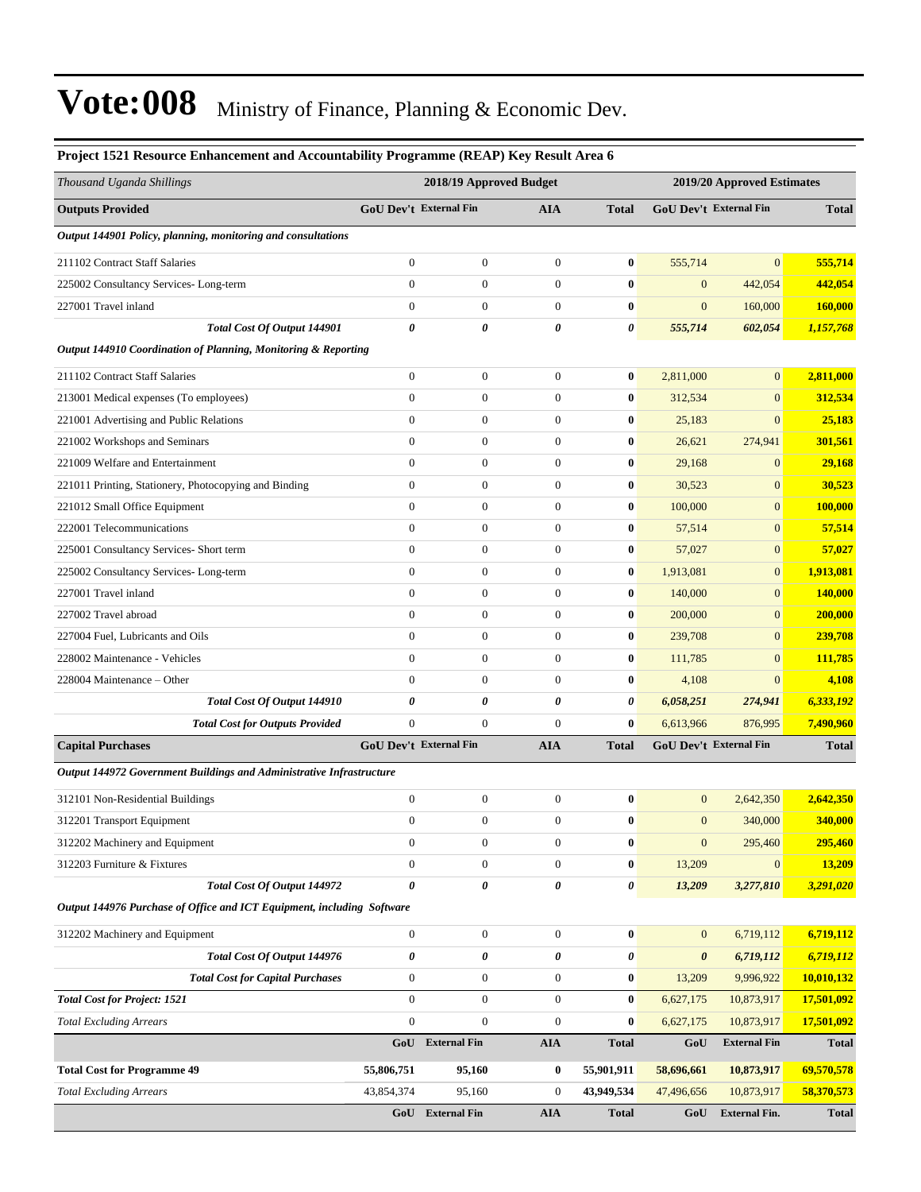# Vote:008 Ministry of Finance, Planning & Economic Dev.

**Project 1521 Resource Enhancement and Accountability Programme (REAP) Key Result Area 6**

| *Thousand Uganda Shillings* | 2018/19 Approved Budget | | | | 2019/20 Approved Estimates | | |
|---|---|---|---|---|---|---|---|
| **Outputs Provided** | **GoU Dev't** | **External Fin** | **AIA** | **Total** | **GoU Dev't** | **External Fin** | **Total** |
| ***Output 144901 Policy, planning, monitoring and consultations*** | | | | | | | |
| 211102 Contract Staff Salaries | 0 | 0 | 0 | **0** | 555,714 | 0 | **555,714** |
| 225002 Consultancy Services- Long-term | 0 | 0 | 0 | **0** | 0 | 442,054 | **442,054** |
| 227001 Travel inland | 0 | 0 | 0 | **0** | 0 | 160,000 | **160,000** |
| ***Total Cost Of Output 144901*** | ***0*** | ***0*** | ***0*** | ***0*** | ***555,714*** | ***602,054*** | ***1,157,768*** |
| ***Output 144910 Coordination of Planning, Monitoring & Reporting*** | | | | | | | |
| 211102 Contract Staff Salaries | 0 | 0 | 0 | **0** | 2,811,000 | 0 | **2,811,000** |
| 213001 Medical expenses (To employees) | 0 | 0 | 0 | **0** | 312,534 | 0 | **312,534** |
| 221001 Advertising and Public Relations | 0 | 0 | 0 | **0** | 25,183 | 0 | **25,183** |
| 221002 Workshops and Seminars | 0 | 0 | 0 | **0** | 26,621 | 274,941 | **301,561** |
| 221009 Welfare and Entertainment | 0 | 0 | 0 | **0** | 29,168 | 0 | **29,168** |
| 221011 Printing, Stationery, Photocopying and Binding | 0 | 0 | 0 | **0** | 30,523 | 0 | **30,523** |
| 221012 Small Office Equipment | 0 | 0 | 0 | **0** | 100,000 | 0 | **100,000** |
| 222001 Telecommunications | 0 | 0 | 0 | **0** | 57,514 | 0 | **57,514** |
| 225001 Consultancy Services- Short term | 0 | 0 | 0 | **0** | 57,027 | 0 | **57,027** |
| 225002 Consultancy Services- Long-term | 0 | 0 | 0 | **0** | 1,913,081 | 0 | **1,913,081** |
| 227001 Travel inland | 0 | 0 | 0 | **0** | 140,000 | 0 | **140,000** |
| 227002 Travel abroad | 0 | 0 | 0 | **0** | 200,000 | 0 | **200,000** |
| 227004 Fuel, Lubricants and Oils | 0 | 0 | 0 | **0** | 239,708 | 0 | **239,708** |
| 228002 Maintenance - Vehicles | 0 | 0 | 0 | **0** | 111,785 | 0 | **111,785** |
| 228004 Maintenance – Other | 0 | 0 | 0 | **0** | 4,108 | 0 | **4,108** |
| ***Total Cost Of Output 144910*** | ***0*** | ***0*** | ***0*** | ***0*** | ***6,058,251*** | ***274,941*** | ***6,333,192*** |
| ***Total Cost for Outputs Provided*** | 0 | 0 | 0 | **0** | 6,613,966 | 876,995 | **7,490,960** |
| **Capital Purchases** | **GoU Dev't** | **External Fin** | **AIA** | **Total** | **GoU Dev't** | **External Fin** | **Total** |
| ***Output 144972 Government Buildings and Administrative Infrastructure*** | | | | | | | |
| 312101 Non-Residential Buildings | 0 | 0 | 0 | **0** | 0 | 2,642,350 | **2,642,350** |
| 312201 Transport Equipment | 0 | 0 | 0 | **0** | 0 | 340,000 | **340,000** |
| 312202 Machinery and Equipment | 0 | 0 | 0 | **0** | 0 | 295,460 | **295,460** |
| 312203 Furniture & Fixtures | 0 | 0 | 0 | **0** | 13,209 | 0 | **13,209** |
| ***Total Cost Of Output 144972*** | ***0*** | ***0*** | ***0*** | ***0*** | ***13,209*** | ***3,277,810*** | ***3,291,020*** |
| ***Output 144976 Purchase of Office and ICT Equipment, including Software*** | | | | | | | |
| 312202 Machinery and Equipment | 0 | 0 | 0 | **0** | 0 | 6,719,112 | **6,719,112** |
| ***Total Cost Of Output 144976*** | ***0*** | ***0*** | ***0*** | ***0*** | ***0*** | ***6,719,112*** | ***6,719,112*** |
| ***Total Cost for Capital Purchases*** | 0 | 0 | 0 | **0** | 13,209 | 9,996,922 | **10,010,132** |
| ***Total Cost for Project: 1521*** | 0 | 0 | 0 | **0** | 6,627,175 | 10,873,917 | **17,501,092** |
| *Total Excluding Arrears* | 0 | 0 | 0 | **0** | 6,627,175 | 10,873,917 | **17,501,092** |
| | **GoU** | **External Fin** | **AIA** | **Total** | **GoU** | **External Fin** | **Total** |
| **Total Cost for Programme 49** | **55,806,751** | **95,160** | **0** | **55,901,911** | **58,696,661** | **10,873,917** | **69,570,578** |
| *Total Excluding Arrears* | 43,854,374 | 95,160 | 0 | **43,949,534** | 47,496,656 | 10,873,917 | **58,370,573** |
| | **GoU** | **External Fin** | **AIA** | **Total** | **GoU** | **External Fin.** | **Total** |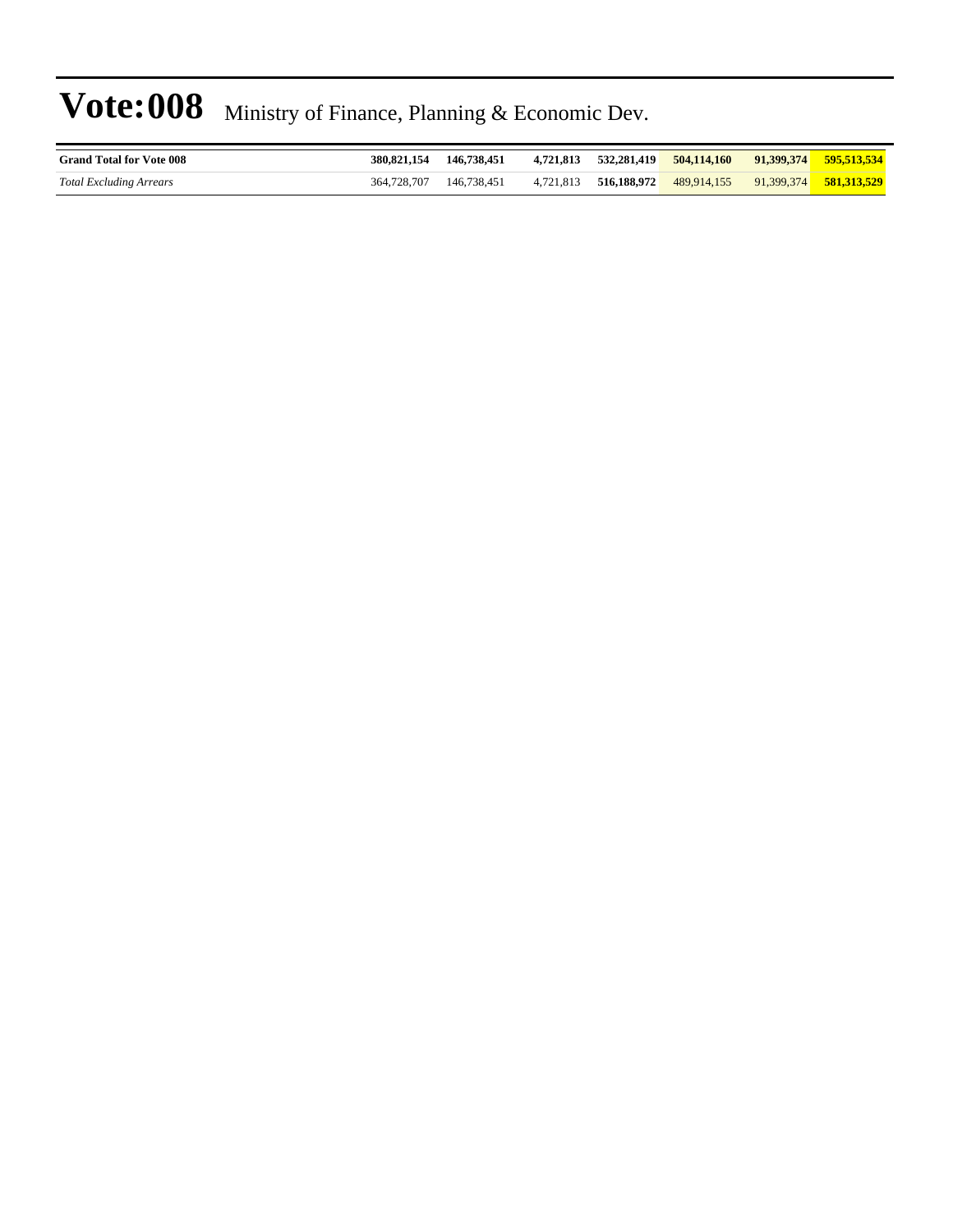# Vote:008 Ministry of Finance, Planning & Economic Dev.

| | | | | | | | |
|---|---|---|---|---|---|---|---|
| **Grand Total for Vote 008** | **380,821,154** | **146,738,451** | **4,721,813** | **532,281,419** | **504,114,160** | **91,399,374** | **595,513,534** |
| *Total Excluding Arrears* | 364,728,707 | 146,738,451 | 4,721,813 | **516,188,972** | 489,914,155 | 91,399,374 | **581,313,529** |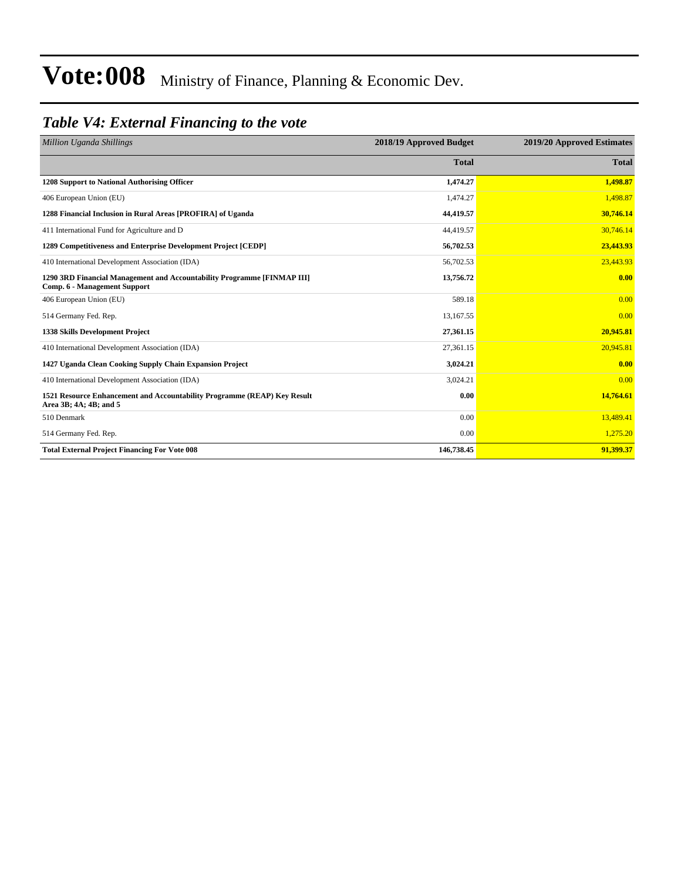# Vote:008 Ministry of Finance, Planning & Economic Dev.

## *Table V4: External Financing to the vote*

| *Million Uganda Shillings* | 2018/19 Approved Budget | 2019/20 Approved Estimates |
|---|---|---|
| | **Total** | **Total** |
| **1208 Support to National Authorising Officer** | **1,474.27** | **1,498.87** |
| 406 European Union (EU) | 1,474.27 | 1,498.87 |
| **1288 Financial Inclusion in Rural Areas [PROFIRA] of Uganda** | **44,419.57** | **30,746.14** |
| 411 International Fund for Agriculture and D | 44,419.57 | 30,746.14 |
| **1289 Competitiveness and Enterprise Development Project [CEDP]** | **56,702.53** | **23,443.93** |
| 410 International Development Association (IDA) | 56,702.53 | 23,443.93 |
| **1290 3RD Financial Management and Accountability Programme [FINMAP III] Comp. 6 - Management Support** | **13,756.72** | **0.00** |
| 406 European Union (EU) | 589.18 | 0.00 |
| 514 Germany Fed. Rep. | 13,167.55 | 0.00 |
| **1338 Skills Development Project** | **27,361.15** | **20,945.81** |
| 410 International Development Association (IDA) | 27,361.15 | 20,945.81 |
| **1427 Uganda Clean Cooking Supply Chain Expansion Project** | **3,024.21** | **0.00** |
| 410 International Development Association (IDA) | 3,024.21 | 0.00 |
| **1521 Resource Enhancement and Accountability Programme (REAP) Key Result Area 3B; 4A; 4B; and 5** | **0.00** | **14,764.61** |
| 510 Denmark | 0.00 | 13,489.41 |
| 514 Germany Fed. Rep. | 0.00 | 1,275.20 |
| **Total External Project Financing For Vote 008** | **146,738.45** | **91,399.37** |